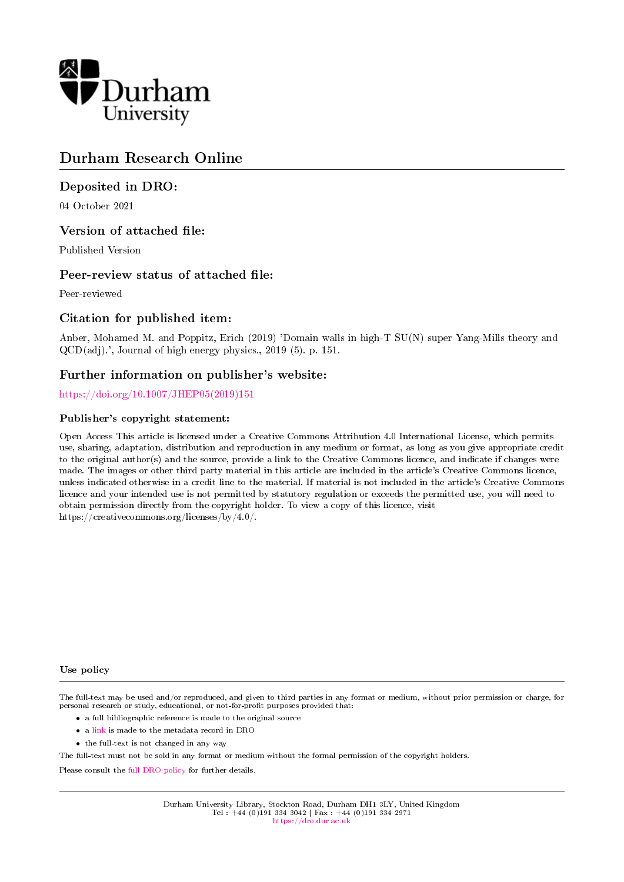Durham University

# Durham Research Online

## Deposited in DRO:

04 October 2021

## Version of attached file:

Published Version

## Peer-review status of attached file:

Peer-reviewed

## Citation for published item:

Anber, Mohamed M. and Poppitz, Erich (2019) 'Domain walls in high-T SU(N) super Yang-Mills theory and QCD(adj).', Journal of high energy physics., 2019 (5). p. 151.

## Further information on publisher's website:

https://doi.org/10.1007/JHEP05(2019)151

### Publisher's copyright statement:

Open Access This article is licensed under a Creative Commons Attribution 4.0 International License, which permits use, sharing, adaptation, distribution and reproduction in any medium or format, as long as you give appropriate credit to the original author(s) and the source, provide a link to the Creative Commons licence, and indicate if changes were made. The images or other third party material in this article are included in the article's Creative Commons licence, unless indicated otherwise in a credit line to the material. If material is not included in the article's Creative Commons licence and your intended use is not permitted by statutory regulation or exceeds the permitted use, you will need to obtain permission directly from the copyright holder. To view a copy of this licence, visit https://creativecommons.org/licenses/by/4.0/.

### Use policy

The full-text may be used and/or reproduced, and given to third parties in any format or medium, without prior permission or charge, for personal research or study, educational, or not-for-profit purposes provided that:

- a full bibliographic reference is made to the original source
- a link is made to the metadata record in DRO
- the full-text is not changed in any way

The full-text must not be sold in any format or medium without the formal permission of the copyright holders.

Please consult the full DRO policy for further details.

Durham University Library, Stockton Road, Durham DH1 3LY, United Kingdom
Tel : +44 (0)191 334 3042 | Fax : +44 (0)191 334 2971
https://dro.dur.ac.uk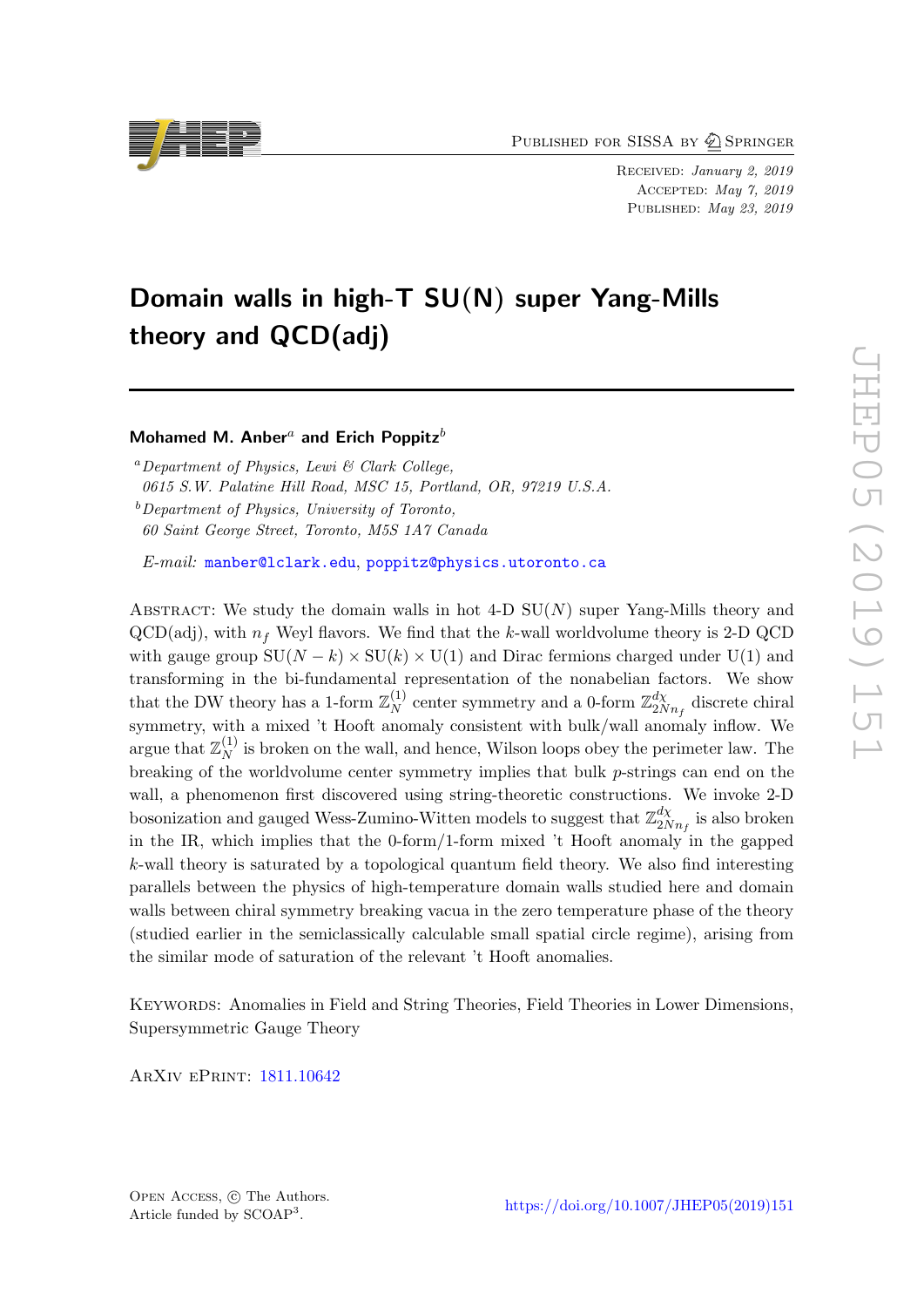# Domain walls in high-T SU(N) super Yang-Mills theory and QCD(adj)

**Mohamed M. Anber**[a] **and Erich Poppitz**[b]

[a] *Department of Physics, Lewi & Clark College, 0615 S.W. Palatine Hill Road, MSC 15, Portland, OR, 97219 U.S.A.*

[b] *Department of Physics, University of Toronto, 60 Saint George Street, Toronto, M5S 1A7 Canada*

*E-mail:* manber@lclark.edu, poppitz@physics.utoronto.ca

Abstract: We study the domain walls in hot 4-D SU$(N)$ super Yang-Mills theory and QCD(adj), with $n_f$ Weyl flavors. We find that the $k$-wall worldvolume theory is 2-D QCD with gauge group SU$(N-k) \times$ SU$(k) \times$ U(1) and Dirac fermions charged under U(1) and transforming in the bi-fundamental representation of the nonabelian factors. We show that the DW theory has a 1-form $\mathbb{Z}_N^{(1)}$ center symmetry and a 0-form $\mathbb{Z}_{2Nn_f}^{d\chi}$ discrete chiral symmetry, with a mixed 't Hooft anomaly consistent with bulk/wall anomaly inflow. We argue that $\mathbb{Z}_N^{(1)}$ is broken on the wall, and hence, Wilson loops obey the perimeter law. The breaking of the worldvolume center symmetry implies that bulk $p$-strings can end on the wall, a phenomenon first discovered using string-theoretic constructions. We invoke 2-D bosonization and gauged Wess-Zumino-Witten models to suggest that $\mathbb{Z}_{2Nn_f}^{d\chi}$ is also broken in the IR, which implies that the 0-form/1-form mixed 't Hooft anomaly in the gapped $k$-wall theory is saturated by a topological quantum field theory. We also find interesting parallels between the physics of high-temperature domain walls studied here and domain walls between chiral symmetry breaking vacua in the zero temperature phase of the theory (studied earlier in the semiclassically calculable small spatial circle regime), arising from the similar mode of saturation of the relevant 't Hooft anomalies.

Keywords: Anomalies in Field and String Theories, Field Theories in Lower Dimensions, Supersymmetric Gauge Theory

ArXiv ePrint: 1811.10642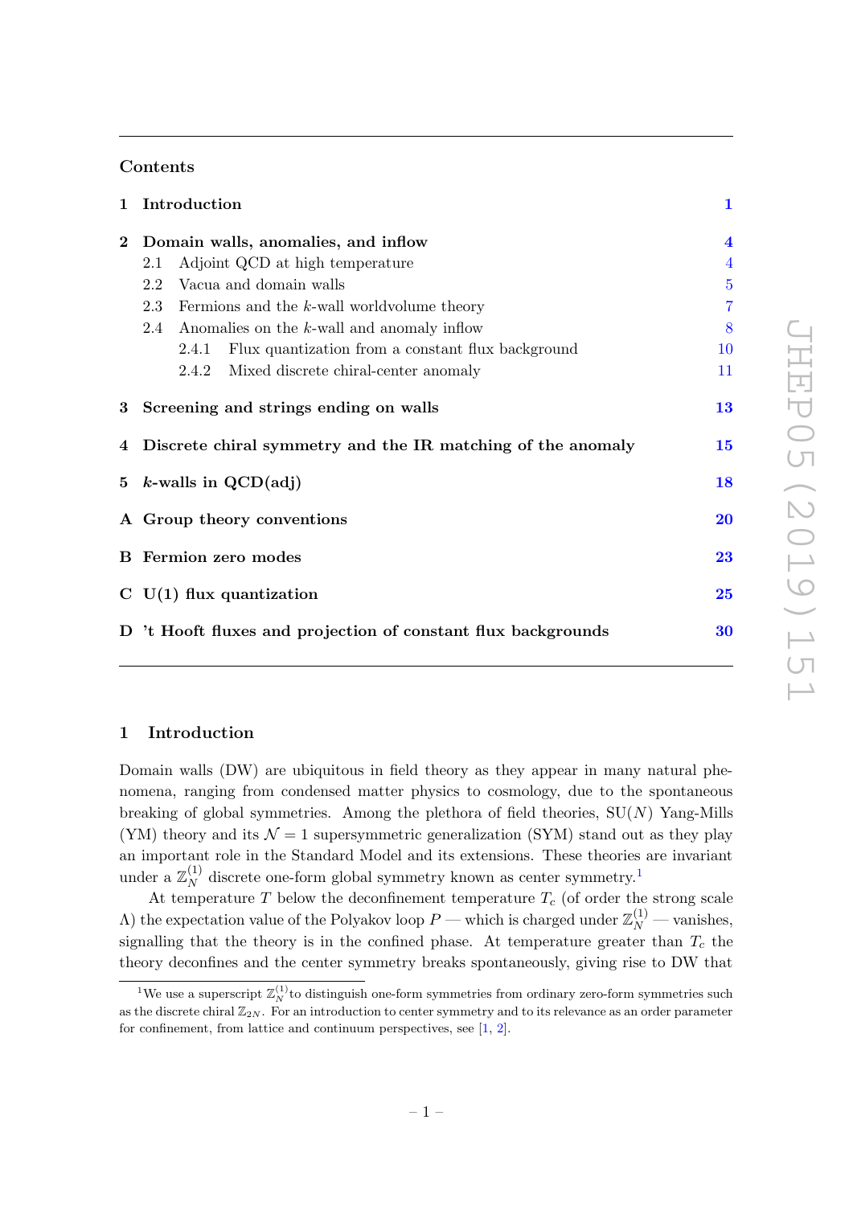## Contents

| | | |
|---|---|---|
| **1** | **Introduction** | **1** |
| **2** | **Domain walls, anomalies, and inflow** | **4** |
| | 2.1 Adjoint QCD at high temperature | 4 |
| | 2.2 Vacua and domain walls | 5 |
| | 2.3 Fermions and the $k$-wall worldvolume theory | 7 |
| | 2.4 Anomalies on the $k$-wall and anomaly inflow | 8 |
| | 2.4.1 Flux quantization from a constant flux background | 10 |
| | 2.4.2 Mixed discrete chiral-center anomaly | 11 |
| **3** | **Screening and strings ending on walls** | **13** |
| **4** | **Discrete chiral symmetry and the IR matching of the anomaly** | **15** |
| **5** | **$k$-walls in QCD(adj)** | **18** |
| **A** | **Group theory conventions** | **20** |
| **B** | **Fermion zero modes** | **23** |
| **C** | **U(1) flux quantization** | **25** |
| **D** | **'t Hooft fluxes and projection of constant flux backgrounds** | **30** |

# 1 Introduction

Domain walls (DW) are ubiquitous in field theory as they appear in many natural phenomena, ranging from condensed matter physics to cosmology, due to the spontaneous breaking of global symmetries. Among the plethora of field theories, SU($N$) Yang-Mills (YM) theory and its $\mathcal{N}=1$ supersymmetric generalization (SYM) stand out as they play an important role in the Standard Model and its extensions. These theories are invariant under a $\mathbb{Z}_N^{(1)}$ discrete one-form global symmetry known as center symmetry.[1]

At temperature $T$ below the deconfinement temperature $T_c$ (of order the strong scale $\Lambda$) the expectation value of the Polyakov loop $P$ — which is charged under $\mathbb{Z}_N^{(1)}$ — vanishes, signalling that the theory is in the confined phase. At temperature greater than $T_c$ the theory deconfines and the center symmetry breaks spontaneously, giving rise to DW that

[1] We use a superscript $\mathbb{Z}_N^{(1)}$ to distinguish one-form symmetries from ordinary zero-form symmetries such as the discrete chiral $\mathbb{Z}_{2N}$. For an introduction to center symmetry and to its relevance as an order parameter for confinement, from lattice and continuum perspectives, see [1, 2].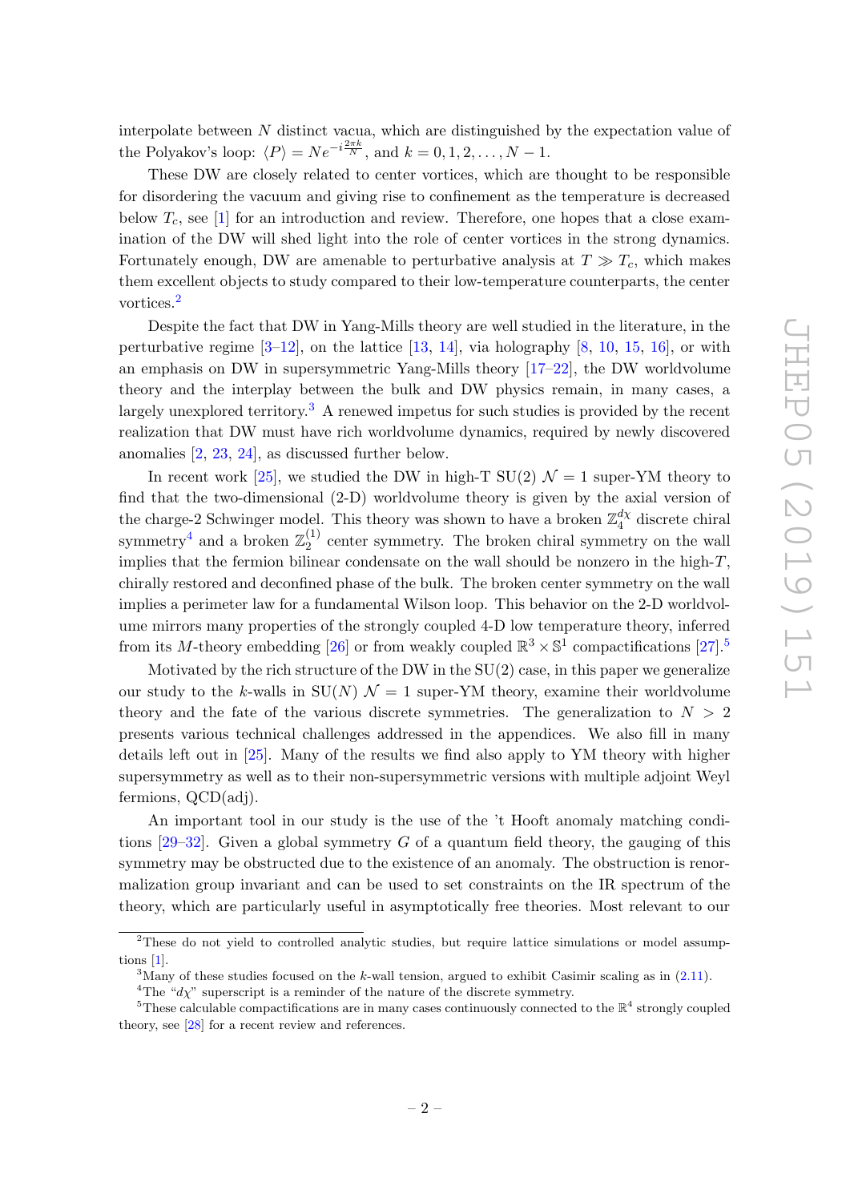interpolate between $N$ distinct vacua, which are distinguished by the expectation value of the Polyakov's loop: $\langle P \rangle = N e^{-i\frac{2\pi k}{N}}$, and $k = 0, 1, 2, \ldots, N-1$.

These DW are closely related to center vortices, which are thought to be responsible for disordering the vacuum and giving rise to confinement as the temperature is decreased below $T_c$, see [1] for an introduction and review. Therefore, one hopes that a close examination of the DW will shed light into the role of center vortices in the strong dynamics. Fortunately enough, DW are amenable to perturbative analysis at $T \gg T_c$, which makes them excellent objects to study compared to their low-temperature counterparts, the center vortices.[2]

Despite the fact that DW in Yang-Mills theory are well studied in the literature, in the perturbative regime [3–12], on the lattice [13, 14], via holography [8, 10, 15, 16], or with an emphasis on DW in supersymmetric Yang-Mills theory [17–22], the DW worldvolume theory and the interplay between the bulk and DW physics remain, in many cases, a largely unexplored territory.[3] A renewed impetus for such studies is provided by the recent realization that DW must have rich worldvolume dynamics, required by newly discovered anomalies [2, 23, 24], as discussed further below.

In recent work [25], we studied the DW in high-T SU(2) $\mathcal{N} = 1$ super-YM theory to find that the two-dimensional (2-D) worldvolume theory is given by the axial version of the charge-2 Schwinger model. This theory was shown to have a broken $\mathbb{Z}_4^{d\chi}$ discrete chiral symmetry[4] and a broken $\mathbb{Z}_2^{(1)}$ center symmetry. The broken chiral symmetry on the wall implies that the fermion bilinear condensate on the wall should be nonzero in the high-$T$, chirally restored and deconfined phase of the bulk. The broken center symmetry on the wall implies a perimeter law for a fundamental Wilson loop. This behavior on the 2-D worldvolume mirrors many properties of the strongly coupled 4-D low temperature theory, inferred from its $M$-theory embedding [26] or from weakly coupled $\mathbb{R}^3 \times \mathbb{S}^1$ compactifications [27].[5]

Motivated by the rich structure of the DW in the SU(2) case, in this paper we generalize our study to the $k$-walls in SU($N$) $\mathcal{N} = 1$ super-YM theory, examine their worldvolume theory and the fate of the various discrete symmetries. The generalization to $N > 2$ presents various technical challenges addressed in the appendices. We also fill in many details left out in [25]. Many of the results we find also apply to YM theory with higher supersymmetry as well as to their non-supersymmetric versions with multiple adjoint Weyl fermions, QCD(adj).

An important tool in our study is the use of the 't Hooft anomaly matching conditions [29–32]. Given a global symmetry $G$ of a quantum field theory, the gauging of this symmetry may be obstructed due to the existence of an anomaly. The obstruction is renormalization group invariant and can be used to set constraints on the IR spectrum of the theory, which are particularly useful in asymptotically free theories. Most relevant to our

[2] These do not yield to controlled analytic studies, but require lattice simulations or model assumptions [1].

[3] Many of these studies focused on the $k$-wall tension, argued to exhibit Casimir scaling as in (2.11).

[4] The "$d\chi$" superscript is a reminder of the nature of the discrete symmetry.

[5] These calculable compactifications are in many cases continuously connected to the $\mathbb{R}^4$ strongly coupled theory, see [28] for a recent review and references.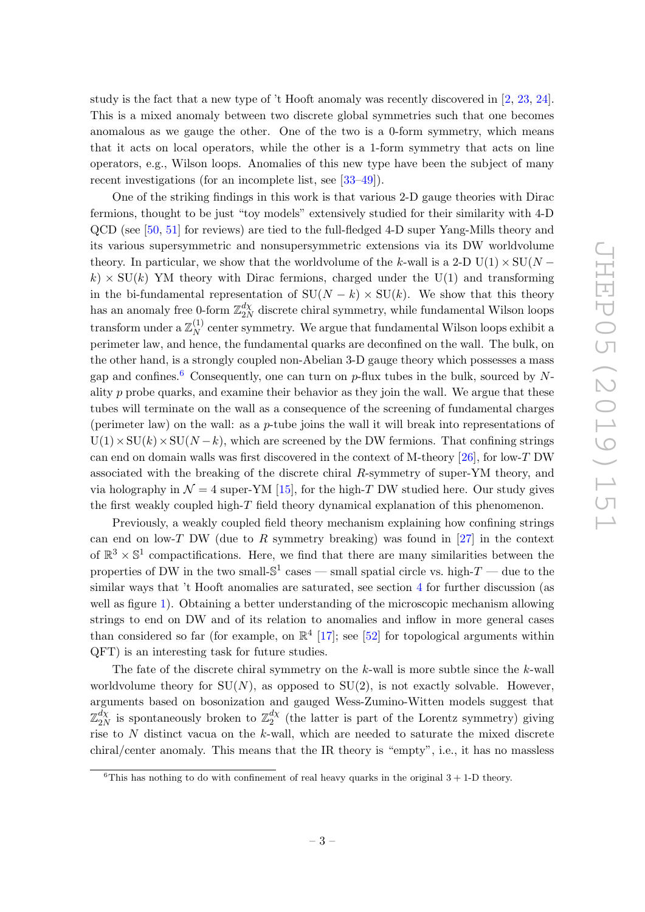study is the fact that a new type of 't Hooft anomaly was recently discovered in [2, 23, 24]. This is a mixed anomaly between two discrete global symmetries such that one becomes anomalous as we gauge the other. One of the two is a 0-form symmetry, which means that it acts on local operators, while the other is a 1-form symmetry that acts on line operators, e.g., Wilson loops. Anomalies of this new type have been the subject of many recent investigations (for an incomplete list, see [33–49]).

One of the striking findings in this work is that various 2-D gauge theories with Dirac fermions, thought to be just "toy models" extensively studied for their similarity with 4-D QCD (see [50, 51] for reviews) are tied to the full-fledged 4-D super Yang-Mills theory and its various supersymmetric and nonsupersymmetric extensions via its DW worldvolume theory. In particular, we show that the worldvolume of the $k$-wall is a 2-D $\mathrm{U}(1) \times \mathrm{SU}(N-k) \times \mathrm{SU}(k)$ YM theory with Dirac fermions, charged under the U(1) and transforming in the bi-fundamental representation of $\mathrm{SU}(N-k) \times \mathrm{SU}(k)$. We show that this theory has an anomaly free 0-form $\mathbb{Z}_{2N}^{d\chi}$ discrete chiral symmetry, while fundamental Wilson loops transform under a $\mathbb{Z}_N^{(1)}$ center symmetry. We argue that fundamental Wilson loops exhibit a perimeter law, and hence, the fundamental quarks are deconfined on the wall. The bulk, on the other hand, is a strongly coupled non-Abelian 3-D gauge theory which possesses a mass gap and confines.[6] Consequently, one can turn on $p$-flux tubes in the bulk, sourced by $N$-ality $p$ probe quarks, and examine their behavior as they join the wall. We argue that these tubes will terminate on the wall as a consequence of the screening of fundamental charges (perimeter law) on the wall: as a $p$-tube joins the wall it will break into representations of $\mathrm{U}(1) \times \mathrm{SU}(k) \times \mathrm{SU}(N-k)$, which are screened by the DW fermions. That confining strings can end on domain walls was first discovered in the context of M-theory [26], for low-$T$ DW associated with the breaking of the discrete chiral $R$-symmetry of super-YM theory, and via holography in $\mathcal{N} = 4$ super-YM [15], for the high-$T$ DW studied here. Our study gives the first weakly coupled high-$T$ field theory dynamical explanation of this phenomenon.

Previously, a weakly coupled field theory mechanism explaining how confining strings can end on low-$T$ DW (due to $R$ symmetry breaking) was found in [27] in the context of $\mathbb{R}^3 \times \mathbb{S}^1$ compactifications. Here, we find that there are many similarities between the properties of DW in the two small-$\mathbb{S}^1$ cases — small spatial circle vs. high-$T$ — due to the similar ways that 't Hooft anomalies are saturated, see section 4 for further discussion (as well as figure 1). Obtaining a better understanding of the microscopic mechanism allowing strings to end on DW and of its relation to anomalies and inflow in more general cases than considered so far (for example, on $\mathbb{R}^4$ [17]; see [52] for topological arguments within QFT) is an interesting task for future studies.

The fate of the discrete chiral symmetry on the $k$-wall is more subtle since the $k$-wall worldvolume theory for SU($N$), as opposed to SU(2), is not exactly solvable. However, arguments based on bosonization and gauged Wess-Zumino-Witten models suggest that $\mathbb{Z}_{2N}^{d\chi}$ is spontaneously broken to $\mathbb{Z}_2^{d\chi}$ (the latter is part of the Lorentz symmetry) giving rise to $N$ distinct vacua on the $k$-wall, which are needed to saturate the mixed discrete chiral/center anomaly. This means that the IR theory is "empty", i.e., it has no massless

[6] This has nothing to do with confinement of real heavy quarks in the original $3+1$-D theory.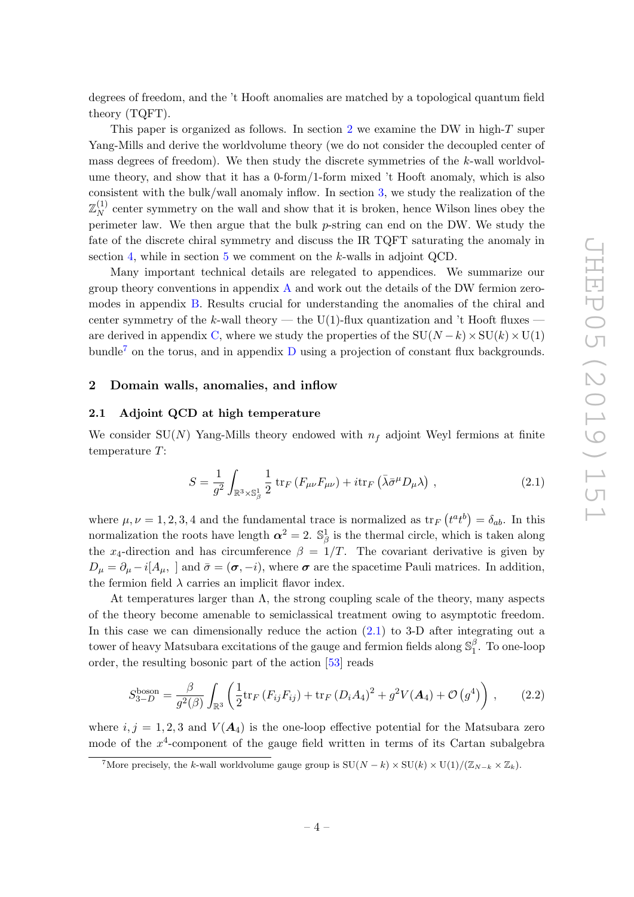degrees of freedom, and the 't Hooft anomalies are matched by a topological quantum field theory (TQFT).

This paper is organized as follows. In section 2 we examine the DW in high-$T$ super Yang-Mills and derive the worldvolume theory (we do not consider the decoupled center of mass degrees of freedom). We then study the discrete symmetries of the $k$-wall worldvolume theory, and show that it has a 0-form/1-form mixed 't Hooft anomaly, which is also consistent with the bulk/wall anomaly inflow. In section 3, we study the realization of the $\mathbb{Z}_N^{(1)}$ center symmetry on the wall and show that it is broken, hence Wilson lines obey the perimeter law. We then argue that the bulk $p$-string can end on the DW. We study the fate of the discrete chiral symmetry and discuss the IR TQFT saturating the anomaly in section 4, while in section 5 we comment on the $k$-walls in adjoint QCD.

Many important technical details are relegated to appendices. We summarize our group theory conventions in appendix A and work out the details of the DW fermion zero-modes in appendix B. Results crucial for understanding the anomalies of the chiral and center symmetry of the $k$-wall theory — the U(1)-flux quantization and 't Hooft fluxes — are derived in appendix C, where we study the properties of the $\mathrm{SU}(N-k)\times\mathrm{SU}(k)\times\mathrm{U}(1)$ bundle[7] on the torus, and in appendix D using a projection of constant flux backgrounds.

## 2 Domain walls, anomalies, and inflow

### 2.1 Adjoint QCD at high temperature

We consider SU($N$) Yang-Mills theory endowed with $n_f$ adjoint Weyl fermions at finite temperature $T$:

$$S = \frac{1}{g^2}\int_{\mathbb{R}^3\times\mathbb{S}^1_\beta} \frac{1}{2}\,\mathrm{tr}_F\left(F_{\mu\nu}F_{\mu\nu}\right) + i\,\mathrm{tr}_F\left(\bar{\lambda}\bar{\sigma}^\mu D_\mu \lambda\right)\,, \tag{2.1}$$

where $\mu,\nu = 1,2,3,4$ and the fundamental trace is normalized as $\mathrm{tr}_F\left(t^a t^b\right) = \delta_{ab}$. In this normalization the roots have length $\boldsymbol{\alpha}^2 = 2$. $\mathbb{S}^1_\beta$ is the thermal circle, which is taken along the $x_4$-direction and has circumference $\beta = 1/T$. The covariant derivative is given by $D_\mu = \partial_\mu - i[A_\mu,\ ]$ and $\bar{\sigma} = (\boldsymbol{\sigma}, -i)$, where $\boldsymbol{\sigma}$ are the spacetime Pauli matrices. In addition, the fermion field $\lambda$ carries an implicit flavor index.

At temperatures larger than $\Lambda$, the strong coupling scale of the theory, many aspects of the theory become amenable to semiclassical treatment owing to asymptotic freedom. In this case we can dimensionally reduce the action (2.1) to 3-D after integrating out a tower of heavy Matsubara excitations of the gauge and fermion fields along $\mathbb{S}^\beta_1$. To one-loop order, the resulting bosonic part of the action [53] reads

$$S^{\text{boson}}_{3-D} = \frac{\beta}{g^2(\beta)}\int_{\mathbb{R}^3}\left(\frac{1}{2}\mathrm{tr}_F\left(F_{ij}F_{ij}\right) + \mathrm{tr}_F\left(D_i A_4\right)^2 + g^2 V(\boldsymbol{A}_4) + \mathcal{O}\left(g^4\right)\right)\,, \tag{2.2}$$

where $i,j = 1,2,3$ and $V(\boldsymbol{A}_4)$ is the one-loop effective potential for the Matsubara zero mode of the $x^4$-component of the gauge field written in terms of its Cartan subalgebra

[7] More precisely, the $k$-wall worldvolume gauge group is $\mathrm{SU}(N-k)\times\mathrm{SU}(k)\times\mathrm{U}(1)/(\mathbb{Z}_{N-k}\times\mathbb{Z}_k)$.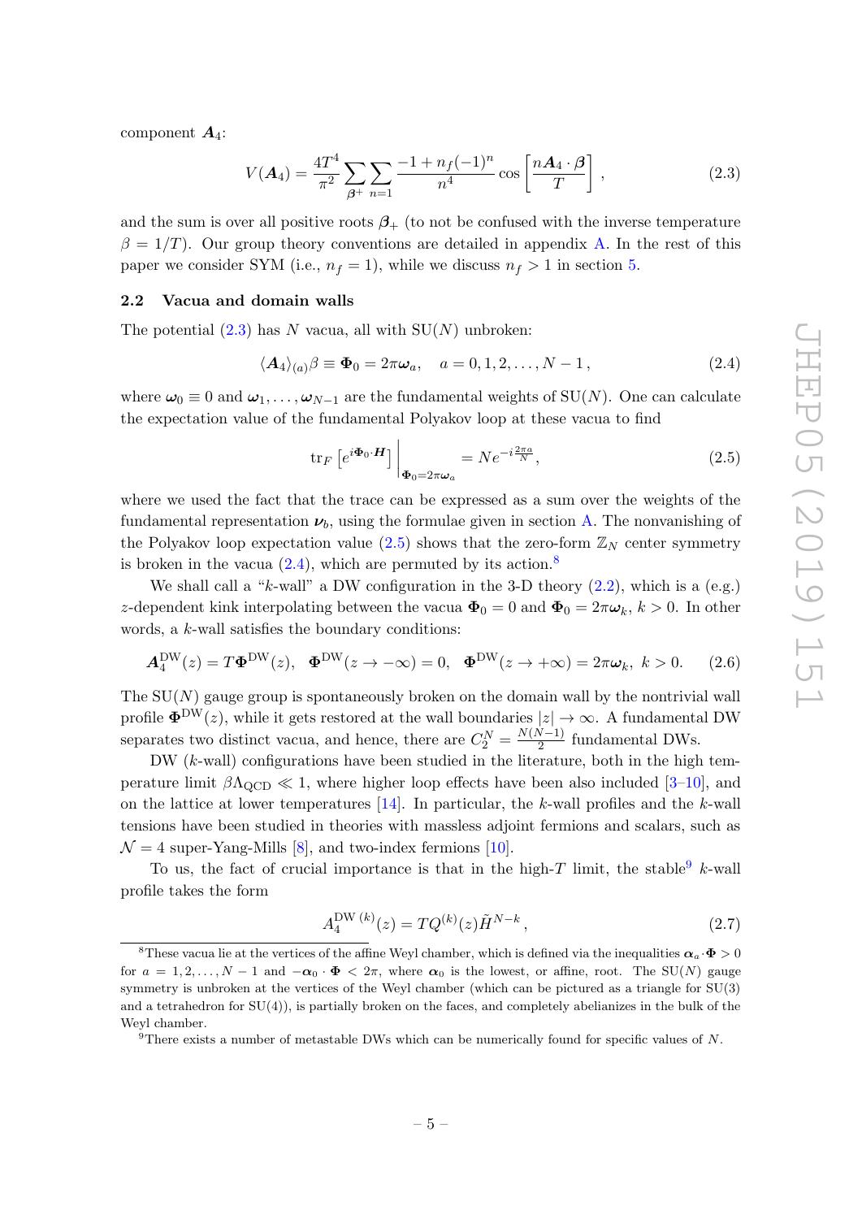component $\boldsymbol{A}_4$:

$$V(\boldsymbol{A}_4) = \frac{4T^4}{\pi^2} \sum_{\boldsymbol{\beta}^+} \sum_{n=1} \frac{-1 + n_f(-1)^n}{n^4} \cos\left[\frac{n\boldsymbol{A}_4 \cdot \boldsymbol{\beta}}{T}\right], \tag{2.3}$$

and the sum is over all positive roots $\boldsymbol{\beta}_+$ (to not be confused with the inverse temperature $\beta = 1/T$). Our group theory conventions are detailed in appendix A. In the rest of this paper we consider SYM (i.e., $n_f = 1$), while we discuss $n_f > 1$ in section 5.

### 2.2 Vacua and domain walls

The potential (2.3) has $N$ vacua, all with SU($N$) unbroken:

$$\langle \boldsymbol{A}_4 \rangle_{(a)} \beta \equiv \boldsymbol{\Phi}_0 = 2\pi \boldsymbol{\omega}_a, \quad a = 0, 1, 2, \ldots, N-1, \tag{2.4}$$

where $\boldsymbol{\omega}_0 \equiv 0$ and $\boldsymbol{\omega}_1, \ldots, \boldsymbol{\omega}_{N-1}$ are the fundamental weights of SU($N$). One can calculate the expectation value of the fundamental Polyakov loop at these vacua to find

$$\mathrm{tr}_F \left[e^{i\boldsymbol{\Phi}_0 \cdot \boldsymbol{H}}\right] \Big|_{\boldsymbol{\Phi}_0 = 2\pi\boldsymbol{\omega}_a} = N e^{-i\frac{2\pi a}{N}}, \tag{2.5}$$

where we used the fact that the trace can be expressed as a sum over the weights of the fundamental representation $\boldsymbol{\nu}_b$, using the formulae given in section A. The nonvanishing of the Polyakov loop expectation value (2.5) shows that the zero-form $\mathbb{Z}_N$ center symmetry is broken in the vacua (2.4), which are permuted by its action.[8]

We shall call a "$k$-wall" a DW configuration in the 3-D theory (2.2), which is a (e.g.) $z$-dependent kink interpolating between the vacua $\boldsymbol{\Phi}_0 = 0$ and $\boldsymbol{\Phi}_0 = 2\pi\boldsymbol{\omega}_k$, $k > 0$. In other words, a $k$-wall satisfies the boundary conditions:

$$\boldsymbol{A}_4^{\mathrm{DW}}(z) = T\boldsymbol{\Phi}^{\mathrm{DW}}(z), \quad \boldsymbol{\Phi}^{\mathrm{DW}}(z \to -\infty) = 0, \quad \boldsymbol{\Phi}^{\mathrm{DW}}(z \to +\infty) = 2\pi\boldsymbol{\omega}_k, \; k > 0. \tag{2.6}$$

The SU($N$) gauge group is spontaneously broken on the domain wall by the nontrivial wall profile $\boldsymbol{\Phi}^{\mathrm{DW}}(z)$, while it gets restored at the wall boundaries $|z| \to \infty$. A fundamental DW separates two distinct vacua, and hence, there are $C_2^N = \frac{N(N-1)}{2}$ fundamental DWs.

DW ($k$-wall) configurations have been studied in the literature, both in the high temperature limit $\beta\Lambda_{\mathrm{QCD}} \ll 1$, where higher loop effects have been also included [3–10], and on the lattice at lower temperatures [14]. In particular, the $k$-wall profiles and the $k$-wall tensions have been studied in theories with massless adjoint fermions and scalars, such as $\mathcal{N} = 4$ super-Yang-Mills [8], and two-index fermions [10].

To us, the fact of crucial importance is that in the high-$T$ limit, the stable[9] $k$-wall profile takes the form

$$A_4^{\mathrm{DW}\,(k)}(z) = TQ^{(k)}(z)\tilde{H}^{N-k}, \tag{2.7}$$

---

[8] These vacua lie at the vertices of the affine Weyl chamber, which is defined via the inequalities $\boldsymbol{\alpha}_a \cdot \boldsymbol{\Phi} > 0$ for $a = 1, 2, \ldots, N-1$ and $-\boldsymbol{\alpha}_0 \cdot \boldsymbol{\Phi} < 2\pi$, where $\boldsymbol{\alpha}_0$ is the lowest, or affine, root. The SU($N$) gauge symmetry is unbroken at the vertices of the Weyl chamber (which can be pictured as a triangle for SU(3) and a tetrahedron for SU(4)), is partially broken on the faces, and completely abelianizes in the bulk of the Weyl chamber.

[9] There exists a number of metastable DWs which can be numerically found for specific values of $N$.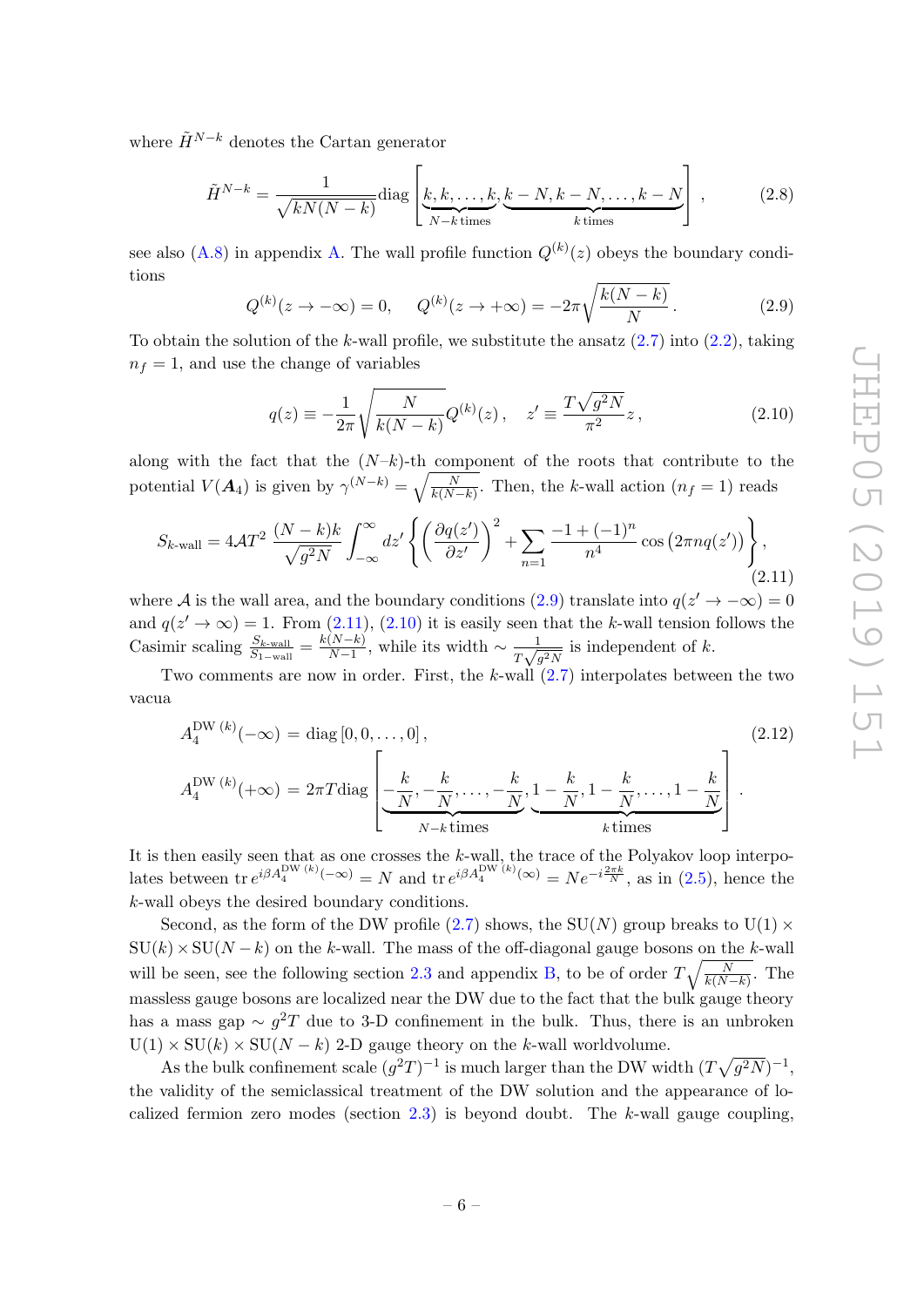where $\tilde{H}^{N-k}$ denotes the Cartan generator

$$\tilde{H}^{N-k} = \frac{1}{\sqrt{kN(N-k)}} \text{diag}\left[\underbrace{k,k,\ldots,k}_{N-k\,\text{times}},\underbrace{k-N,k-N,\ldots,k-N}_{k\,\text{times}}\right], \tag{2.8}$$

see also (A.8) in appendix A. The wall profile function $Q^{(k)}(z)$ obeys the boundary conditions

$$Q^{(k)}(z\to-\infty)=0, \quad Q^{(k)}(z\to+\infty) = -2\pi\sqrt{\frac{k(N-k)}{N}}. \tag{2.9}$$

To obtain the solution of the $k$-wall profile, we substitute the ansatz (2.7) into (2.2), taking $n_f = 1$, and use the change of variables

$$q(z) \equiv -\frac{1}{2\pi}\sqrt{\frac{N}{k(N-k)}}Q^{(k)}(z), \quad z' \equiv \frac{T\sqrt{g^2N}}{\pi^2}z, \tag{2.10}$$

along with the fact that the $(N$–$k)$-th component of the roots that contribute to the potential $V(\boldsymbol{A}_4)$ is given by $\gamma^{(N-k)} = \sqrt{\frac{N}{k(N-k)}}$. Then, the $k$-wall action ($n_f = 1$) reads

$$S_{k\text{-wall}} = 4\mathcal{A}T^2\,\frac{(N-k)k}{\sqrt{g^2N}}\int_{-\infty}^{\infty}dz'\left\{\left(\frac{\partial q(z')}{\partial z'}\right)^2 + \sum_{n=1}\frac{-1+(-1)^n}{n^4}\cos\left(2\pi n q(z')\right)\right\}, \tag{2.11}$$

where $\mathcal{A}$ is the wall area, and the boundary conditions (2.9) translate into $q(z'\to-\infty)=0$ and $q(z'\to\infty)=1$. From (2.11), (2.10) it is easily seen that the $k$-wall tension follows the Casimir scaling $\frac{S_{k\text{-wall}}}{S_{1-\text{wall}}} = \frac{k(N-k)}{N-1}$, while its width $\sim \frac{1}{T\sqrt{g^2N}}$ is independent of $k$.

Two comments are now in order. First, the $k$-wall (2.7) interpolates between the two vacua

$$\begin{aligned} A_4^{\text{DW }(k)}(-\infty) &= \text{diag}\left[0,0,\ldots,0\right], \\ A_4^{\text{DW }(k)}(+\infty) &= 2\pi T\,\text{diag}\left[\underbrace{-\frac{k}{N},-\frac{k}{N},\ldots,-\frac{k}{N}}_{N-k\,\text{times}},\underbrace{1-\frac{k}{N},1-\frac{k}{N},\ldots,1-\frac{k}{N}}_{k\,\text{times}}\right]. \end{aligned} \tag{2.12}$$

It is then easily seen that as one crosses the $k$-wall, the trace of the Polyakov loop interpolates between $\text{tr}\, e^{i\beta A_4^{\text{DW }(k)}(-\infty)} = N$ and $\text{tr}\, e^{i\beta A_4^{\text{DW }(k)}(\infty)} = Ne^{-i\frac{2\pi k}{N}}$, as in (2.5), hence the $k$-wall obeys the desired boundary conditions.

Second, as the form of the DW profile (2.7) shows, the SU($N$) group breaks to U(1) $\times$ SU($k$) $\times$ SU($N-k$) on the $k$-wall. The mass of the off-diagonal gauge bosons on the $k$-wall will be seen, see the following section 2.3 and appendix B, to be of order $T\sqrt{\frac{N}{k(N-k)}}$. The massless gauge bosons are localized near the DW due to the fact that the bulk gauge theory has a mass gap $\sim g^2T$ due to 3-D confinement in the bulk. Thus, there is an unbroken U(1) $\times$ SU($k$) $\times$ SU($N-k$) 2-D gauge theory on the $k$-wall worldvolume.

As the bulk confinement scale $(g^2T)^{-1}$ is much larger than the DW width $(T\sqrt{g^2N})^{-1}$, the validity of the semiclassical treatment of the DW solution and the appearance of localized fermion zero modes (section 2.3) is beyond doubt. The $k$-wall gauge coupling,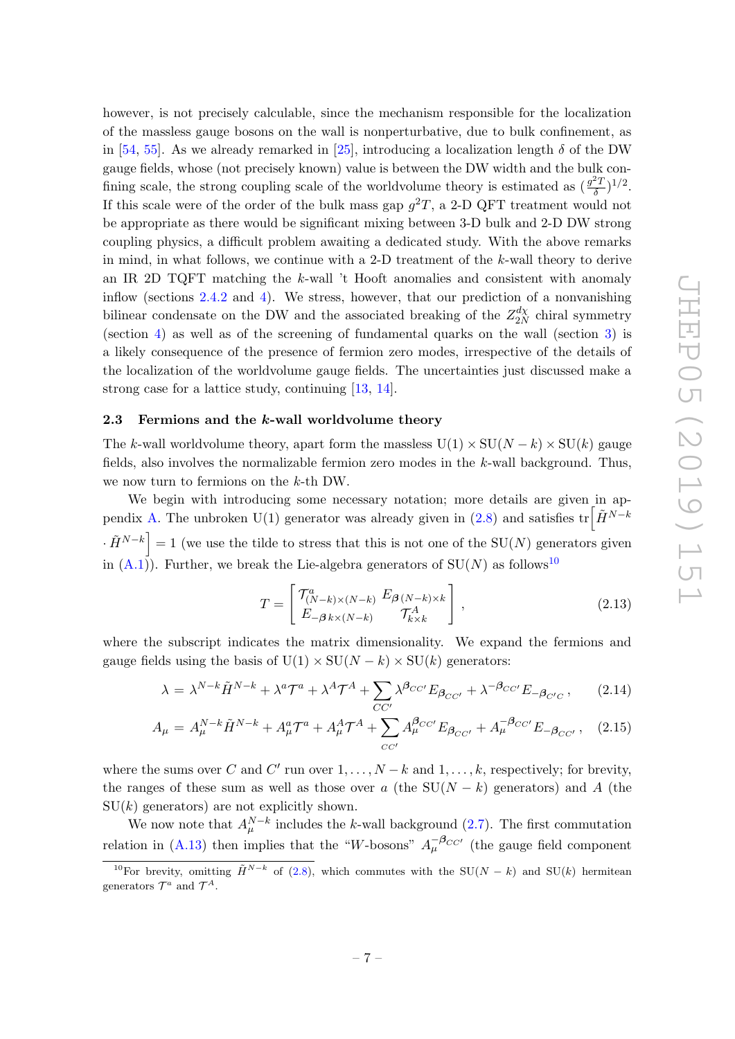however, is not precisely calculable, since the mechanism responsible for the localization of the massless gauge bosons on the wall is nonperturbative, due to bulk confinement, as in [54, 55]. As we already remarked in [25], introducing a localization length $\delta$ of the DW gauge fields, whose (not precisely known) value is between the DW width and the bulk confining scale, the strong coupling scale of the worldvolume theory is estimated as $(\frac{g^2 T}{\delta})^{1/2}$. If this scale were of the order of the bulk mass gap $g^2 T$, a 2-D QFT treatment would not be appropriate as there would be significant mixing between 3-D bulk and 2-D DW strong coupling physics, a difficult problem awaiting a dedicated study. With the above remarks in mind, in what follows, we continue with a 2-D treatment of the $k$-wall theory to derive an IR 2D TQFT matching the $k$-wall 't Hooft anomalies and consistent with anomaly inflow (sections 2.4.2 and 4). We stress, however, that our prediction of a nonvanishing bilinear condensate on the DW and the associated breaking of the $Z_{2N}^{d\chi}$ chiral symmetry (section 4) as well as of the screening of fundamental quarks on the wall (section 3) is a likely consequence of the presence of fermion zero modes, irrespective of the details of the localization of the worldvolume gauge fields. The uncertainties just discussed make a strong case for a lattice study, continuing [13, 14].

### 2.3 Fermions and the $k$-wall worldvolume theory

The $k$-wall worldvolume theory, apart form the massless $\mathrm{U}(1) \times \mathrm{SU}(N-k) \times \mathrm{SU}(k)$ gauge fields, also involves the normalizable fermion zero modes in the $k$-wall background. Thus, we now turn to fermions on the $k$-th DW.

We begin with introducing some necessary notation; more details are given in appendix A. The unbroken U(1) generator was already given in (2.8) and satisfies $\mathrm{tr}\left[\tilde{H}^{N-k} \cdot \tilde{H}^{N-k}\right] = 1$ (we use the tilde to stress that this is not one of the SU($N$) generators given in (A.1)). Further, we break the Lie-algebra generators of SU($N$) as follows[10]

$$T = \begin{bmatrix} \mathcal{T}^a_{(N-k)\times(N-k)} & E_{\boldsymbol{\beta}\,(N-k)\times k} \\ E_{-\boldsymbol{\beta}\,k\times(N-k)} & \mathcal{T}^A_{k\times k} \end{bmatrix}, \tag{2.13}$$

where the subscript indicates the matrix dimensionality. We expand the fermions and gauge fields using the basis of $\mathrm{U}(1) \times \mathrm{SU}(N-k) \times \mathrm{SU}(k)$ generators:

$$\lambda = \lambda^{N-k}\tilde{H}^{N-k} + \lambda^a \mathcal{T}^a + \lambda^A \mathcal{T}^A + \sum_{CC'} \lambda^{\boldsymbol{\beta}_{CC'}} E_{\boldsymbol{\beta}_{CC'}} + \lambda^{-\boldsymbol{\beta}_{CC'}} E_{-\boldsymbol{\beta}_{C'C}}\,, \tag{2.14}$$

$$A_\mu = A_\mu^{N-k}\tilde{H}^{N-k} + A_\mu^a \mathcal{T}^a + A_\mu^A \mathcal{T}^A + \sum_{CC'} A_\mu^{\boldsymbol{\beta}_{CC'}} E_{\boldsymbol{\beta}_{CC'}} + A_\mu^{-\boldsymbol{\beta}_{CC'}} E_{-\boldsymbol{\beta}_{CC'}}\,, \tag{2.15}$$

where the sums over $C$ and $C'$ run over $1, \ldots, N-k$ and $1, \ldots, k$, respectively; for brevity, the ranges of these sum as well as those over $a$ (the SU($N-k$) generators) and $A$ (the SU($k$) generators) are not explicitly shown.

We now note that $A_\mu^{N-k}$ includes the $k$-wall background (2.7). The first commutation relation in (A.13) then implies that the "$W$-bosons" $A_\mu^{-\boldsymbol{\beta}_{CC'}}$ (the gauge field component

[10] For brevity, omitting $\tilde{H}^{N-k}$ of (2.8), which commutes with the SU($N-k$) and SU($k$) hermitean generators $\mathcal{T}^a$ and $\mathcal{T}^A$.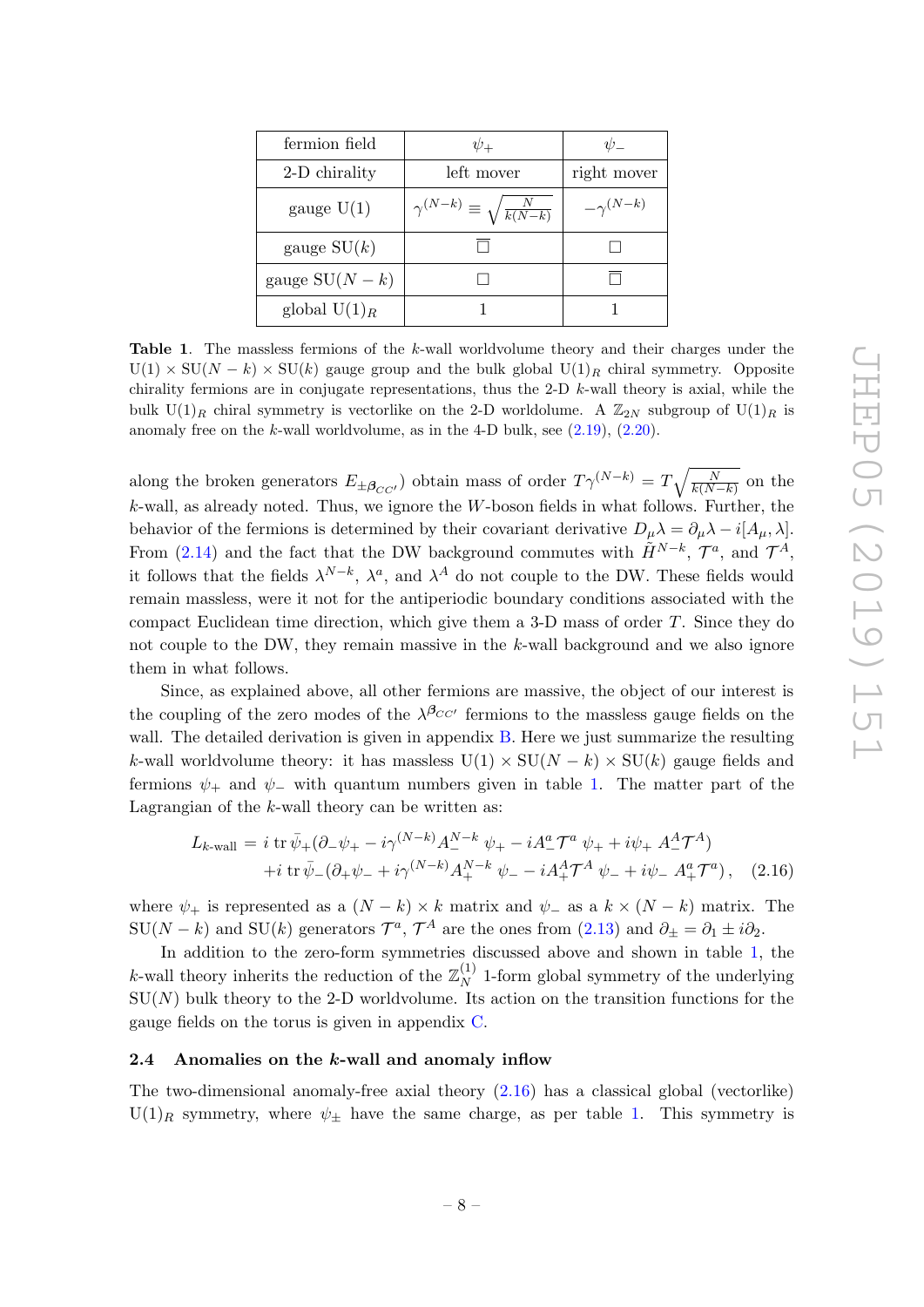| fermion field | $\psi_+$ | $\psi_-$ |
|---|---|---|
| 2-D chirality | left mover | right mover |
| gauge U(1) | $\gamma^{(N-k)} \equiv \sqrt{\frac{N}{k(N-k)}}$ | $-\gamma^{(N-k)}$ |
| gauge SU$(k)$ | $\overline{\square}$ | $\square$ |
| gauge SU$(N-k)$ | $\square$ | $\overline{\square}$ |
| global U$(1)_R$ | 1 | 1 |

**Table 1**. The massless fermions of the $k$-wall worldvolume theory and their charges under the U(1) × SU$(N-k)$ × SU$(k)$ gauge group and the bulk global U$(1)_R$ chiral symmetry. Opposite chirality fermions are in conjugate representations, thus the 2-D $k$-wall theory is axial, while the bulk U$(1)_R$ chiral symmetry is vectorlike on the 2-D worldolume. A $\mathbb{Z}_{2N}$ subgroup of U$(1)_R$ is anomaly free on the $k$-wall worldvolume, as in the 4-D bulk, see (2.19), (2.20).

along the broken generators $E_{\pm\beta_{CC'}}$) obtain mass of order $T\gamma^{(N-k)} = T\sqrt{\frac{N}{k(N-k)}}$ on the $k$-wall, as already noted. Thus, we ignore the $W$-boson fields in what follows. Further, the behavior of the fermions is determined by their covariant derivative $D_\mu\lambda = \partial_\mu\lambda - i[A_\mu, \lambda]$. From (2.14) and the fact that the DW background commutes with $\tilde{H}^{N-k}$, $\mathcal{T}^a$, and $\mathcal{T}^A$, it follows that the fields $\lambda^{N-k}$, $\lambda^a$, and $\lambda^A$ do not couple to the DW. These fields would remain massless, were it not for the antiperiodic boundary conditions associated with the compact Euclidean time direction, which give them a 3-D mass of order $T$. Since they do not couple to the DW, they remain massive in the $k$-wall background and we also ignore them in what follows.

Since, as explained above, all other fermions are massive, the object of our interest is the coupling of the zero modes of the $\lambda^{\beta_{CC'}}$ fermions to the massless gauge fields on the wall. The detailed derivation is given in appendix B. Here we just summarize the resulting $k$-wall worldvolume theory: it has massless U(1) × SU$(N-k)$ × SU$(k)$ gauge fields and fermions $\psi_+$ and $\psi_-$ with quantum numbers given in table 1. The matter part of the Lagrangian of the $k$-wall theory can be written as:

$$
\begin{aligned}
L_{k\text{-wall}} = \; & i\,\mathrm{tr}\,\bar{\psi}_+(\partial_-\psi_+ - i\gamma^{(N-k)}A_-^{N-k}\,\psi_+ - iA_-^a\mathcal{T}^a\,\psi_+ + i\psi_+\,A_-^A\mathcal{T}^A) \\
& + i\,\mathrm{tr}\,\bar{\psi}_-(\partial_+\psi_- + i\gamma^{(N-k)}A_+^{N-k}\,\psi_- - iA_+^A\mathcal{T}^A\,\psi_- + i\psi_-\,A_+^a\mathcal{T}^a)\,, \qquad (2.16)
\end{aligned}
$$

where $\psi_+$ is represented as a $(N-k)\times k$ matrix and $\psi_-$ as a $k\times(N-k)$ matrix. The SU$(N-k)$ and SU$(k)$ generators $\mathcal{T}^a$, $\mathcal{T}^A$ are the ones from (2.13) and $\partial_\pm = \partial_1 \pm i\partial_2$.

In addition to the zero-form symmetries discussed above and shown in table 1, the $k$-wall theory inherits the reduction of the $\mathbb{Z}_N^{(1)}$ 1-form global symmetry of the underlying SU$(N)$ bulk theory to the 2-D worldvolume. Its action on the transition functions for the gauge fields on the torus is given in appendix C.

### 2.4 Anomalies on the $k$-wall and anomaly inflow

The two-dimensional anomaly-free axial theory (2.16) has a classical global (vectorlike) U$(1)_R$ symmetry, where $\psi_\pm$ have the same charge, as per table 1. This symmetry is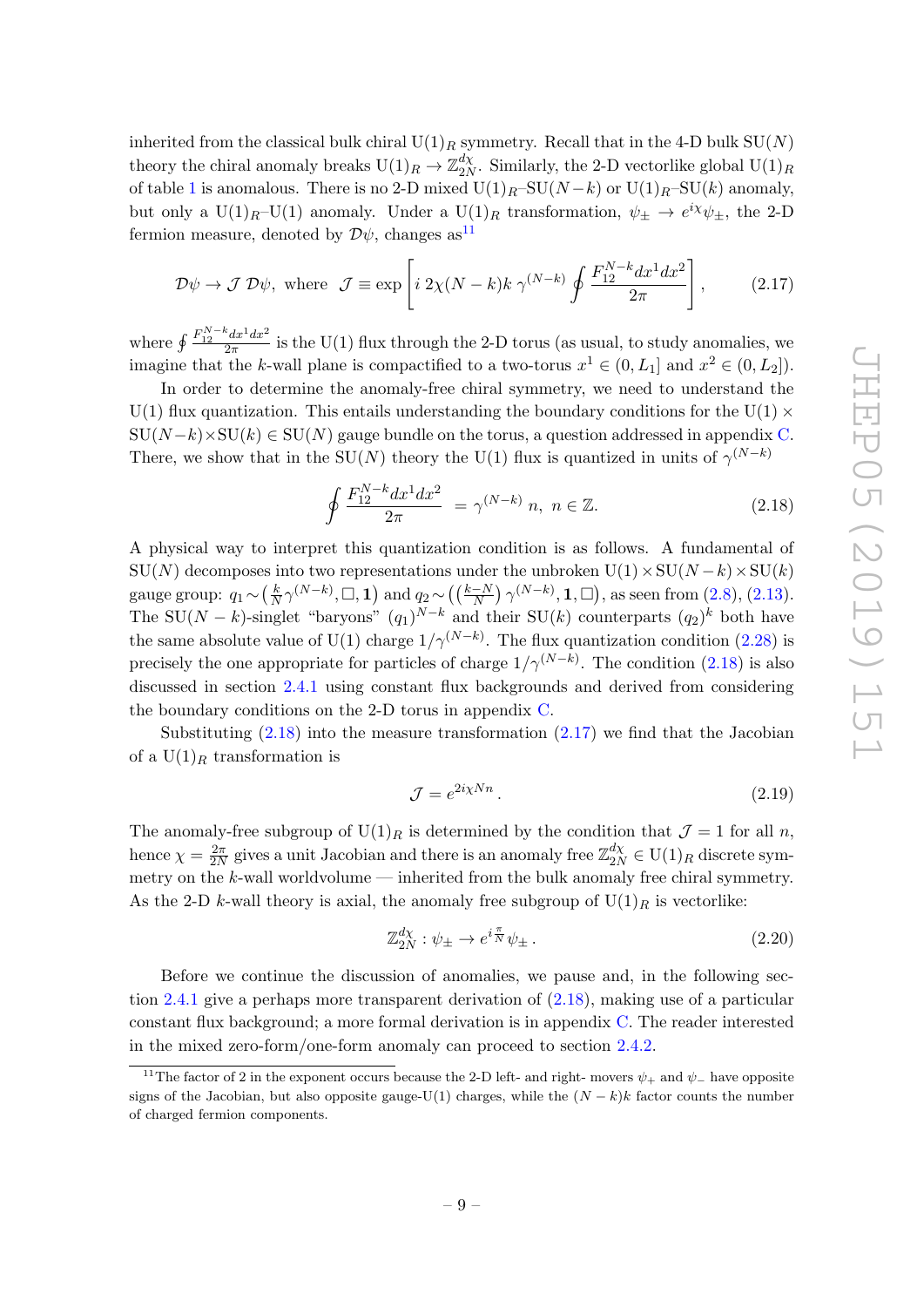inherited from the classical bulk chiral $\mathrm{U}(1)_R$ symmetry. Recall that in the 4-D bulk $\mathrm{SU}(N)$ theory the chiral anomaly breaks $\mathrm{U}(1)_R \to \mathbb{Z}_{2N}^{d\chi}$. Similarly, the 2-D vectorlike global $\mathrm{U}(1)_R$ of table 1 is anomalous. There is no 2-D mixed $\mathrm{U}(1)_R$–$\mathrm{SU}(N-k)$ or $\mathrm{U}(1)_R$–$\mathrm{SU}(k)$ anomaly, but only a $\mathrm{U}(1)_R$–$\mathrm{U}(1)$ anomaly. Under a $\mathrm{U}(1)_R$ transformation, $\psi_\pm \to e^{i\chi}\psi_\pm$, the 2-D fermion measure, denoted by $\mathcal{D}\psi$, changes as[11]

$$\mathcal{D}\psi \to \mathcal{J}\,\mathcal{D}\psi, \text{ where } \mathcal{J} \equiv \exp\left[ i\, 2\chi(N-k)k\, \gamma^{(N-k)} \oint \frac{F_{12}^{N-k} dx^1 dx^2}{2\pi} \right], \tag{2.17}$$

where $\oint \frac{F_{12}^{N-k} dx^1 dx^2}{2\pi}$ is the U(1) flux through the 2-D torus (as usual, to study anomalies, we imagine that the $k$-wall plane is compactified to a two-torus $x^1 \in (0, L_1]$ and $x^2 \in (0, L_2]$).

In order to determine the anomaly-free chiral symmetry, we need to understand the U(1) flux quantization. This entails understanding the boundary conditions for the $\mathrm{U}(1) \times \mathrm{SU}(N-k) \times \mathrm{SU}(k) \in \mathrm{SU}(N)$ gauge bundle on the torus, a question addressed in appendix C. There, we show that in the $\mathrm{SU}(N)$ theory the U(1) flux is quantized in units of $\gamma^{(N-k)}$

$$\oint \frac{F_{12}^{N-k} dx^1 dx^2}{2\pi} = \gamma^{(N-k)}\, n, \; n \in \mathbb{Z}. \tag{2.18}$$

A physical way to interpret this quantization condition is as follows. A fundamental of $\mathrm{SU}(N)$ decomposes into two representations under the unbroken $\mathrm{U}(1) \times \mathrm{SU}(N-k) \times \mathrm{SU}(k)$ gauge group: $q_1 \sim \left(\frac{k}{N}\gamma^{(N-k)}, \square, \mathbf{1}\right)$ and $q_2 \sim \left(\left(\frac{k-N}{N}\right)\gamma^{(N-k)}, \mathbf{1}, \square\right)$, as seen from (2.8), (2.13). The $\mathrm{SU}(N-k)$-singlet "baryons" $(q_1)^{N-k}$ and their $\mathrm{SU}(k)$ counterparts $(q_2)^k$ both have the same absolute value of U(1) charge $1/\gamma^{(N-k)}$. The flux quantization condition (2.28) is precisely the one appropriate for particles of charge $1/\gamma^{(N-k)}$. The condition (2.18) is also discussed in section 2.4.1 using constant flux backgrounds and derived from considering the boundary conditions on the 2-D torus in appendix C.

Substituting (2.18) into the measure transformation (2.17) we find that the Jacobian of a $\mathrm{U}(1)_R$ transformation is

$$\mathcal{J} = e^{2i\chi N n}\,. \tag{2.19}$$

The anomaly-free subgroup of $\mathrm{U}(1)_R$ is determined by the condition that $\mathcal{J} = 1$ for all $n$, hence $\chi = \frac{2\pi}{2N}$ gives a unit Jacobian and there is an anomaly free $\mathbb{Z}_{2N}^{d\chi} \in \mathrm{U}(1)_R$ discrete symmetry on the $k$-wall worldvolume — inherited from the bulk anomaly free chiral symmetry. As the 2-D $k$-wall theory is axial, the anomaly free subgroup of $\mathrm{U}(1)_R$ is vectorlike:

$$\mathbb{Z}_{2N}^{d\chi} : \psi_\pm \to e^{i\frac{\pi}{N}}\psi_\pm\,. \tag{2.20}$$

Before we continue the discussion of anomalies, we pause and, in the following section 2.4.1 give a perhaps more transparent derivation of (2.18), making use of a particular constant flux background; a more formal derivation is in appendix C. The reader interested in the mixed zero-form/one-form anomaly can proceed to section 2.4.2.

---

[11] The factor of 2 in the exponent occurs because the 2-D left- and right- movers $\psi_+$ and $\psi_-$ have opposite signs of the Jacobian, but also opposite gauge-U(1) charges, while the $(N-k)k$ factor counts the number of charged fermion components.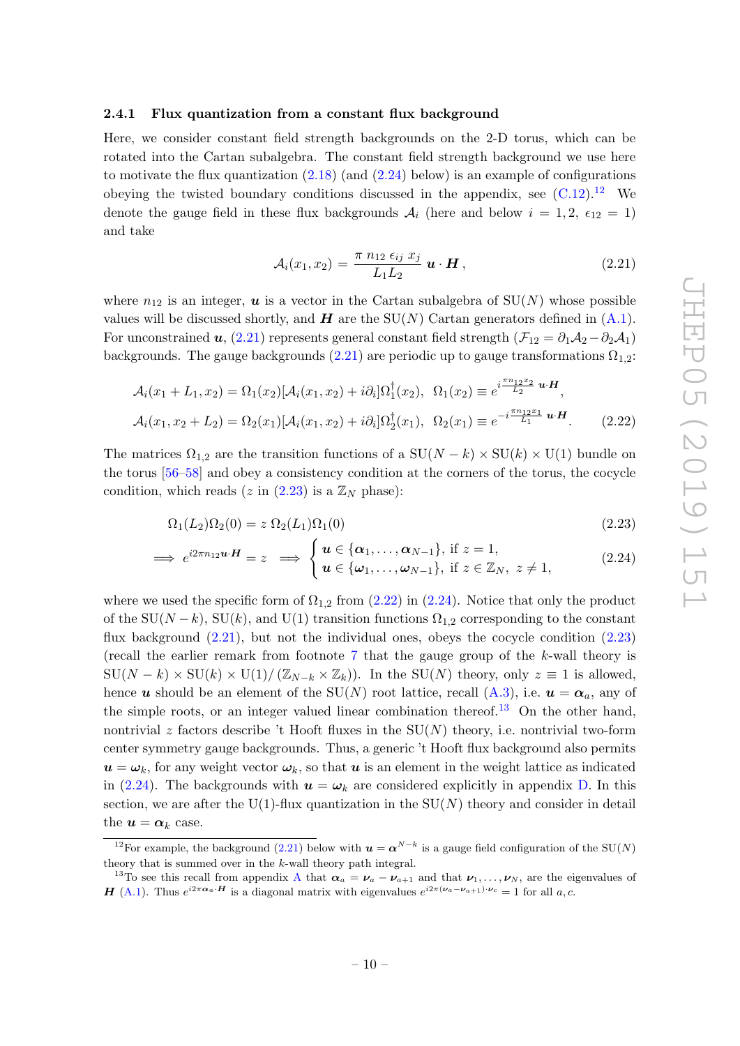### 2.4.1 Flux quantization from a constant flux background

Here, we consider constant field strength backgrounds on the 2-D torus, which can be rotated into the Cartan subalgebra. The constant field strength background we use here to motivate the flux quantization (2.18) (and (2.24) below) is an example of configurations obeying the twisted boundary conditions discussed in the appendix, see (C.12).[12] We denote the gauge field in these flux backgrounds $\mathcal{A}_i$ (here and below $i = 1, 2$, $\epsilon_{12} = 1$) and take

$$\mathcal{A}_i(x_1, x_2) = \frac{\pi \, n_{12} \, \epsilon_{ij} \, x_j}{L_1 L_2} \, \boldsymbol{u} \cdot \boldsymbol{H} \,, \tag{2.21}$$

where $n_{12}$ is an integer, $\boldsymbol{u}$ is a vector in the Cartan subalgebra of SU($N$) whose possible values will be discussed shortly, and $\boldsymbol{H}$ are the SU($N$) Cartan generators defined in (A.1). For unconstrained $\boldsymbol{u}$, (2.21) represents general constant field strength ($\mathcal{F}_{12} = \partial_1 \mathcal{A}_2 - \partial_2 \mathcal{A}_1$) backgrounds. The gauge backgrounds (2.21) are periodic up to gauge transformations $\Omega_{1,2}$:

$$\begin{aligned}
\mathcal{A}_i(x_1 + L_1, x_2) &= \Omega_1(x_2)[\mathcal{A}_i(x_1, x_2) + i\partial_i]\Omega_1^\dagger(x_2), \;\; \Omega_1(x_2) \equiv e^{i\frac{\pi n_{12} x_2}{L_2} \, \boldsymbol{u}\cdot\boldsymbol{H}}, \\
\mathcal{A}_i(x_1, x_2 + L_2) &= \Omega_2(x_1)[\mathcal{A}_i(x_1, x_2) + i\partial_i]\Omega_2^\dagger(x_1), \;\; \Omega_2(x_1) \equiv e^{-i\frac{\pi n_{12} x_1}{L_1} \, \boldsymbol{u}\cdot\boldsymbol{H}}.
\end{aligned} \tag{2.22}$$

The matrices $\Omega_{1,2}$ are the transition functions of a SU($N-k$) $\times$ SU($k$) $\times$ U(1) bundle on the torus [56–58] and obey a consistency condition at the corners of the torus, the cocycle condition, which reads ($z$ in (2.23) is a $\mathbb{Z}_N$ phase):

$$\Omega_1(L_2)\Omega_2(0) = z \, \Omega_2(L_1)\Omega_1(0) \tag{2.23}$$

$$\implies e^{i2\pi n_{12} \boldsymbol{u}\cdot\boldsymbol{H}} = z \implies \begin{cases} \boldsymbol{u} \in \{\boldsymbol{\alpha}_1, \ldots, \boldsymbol{\alpha}_{N-1}\}, \text{ if } z = 1, \\ \boldsymbol{u} \in \{\boldsymbol{\omega}_1, \ldots, \boldsymbol{\omega}_{N-1}\}, \text{ if } z \in \mathbb{Z}_N, \; z \neq 1, \end{cases} \tag{2.24}$$

where we used the specific form of $\Omega_{1,2}$ from (2.22) in (2.24). Notice that only the product of the SU($N-k$), SU($k$), and U(1) transition functions $\Omega_{1,2}$ corresponding to the constant flux background (2.21), but not the individual ones, obeys the cocycle condition (2.23) (recall the earlier remark from footnote 7 that the gauge group of the $k$-wall theory is SU($N-k$) $\times$ SU($k$) $\times$ U(1)/ ($\mathbb{Z}_{N-k} \times \mathbb{Z}_k$)). In the SU($N$) theory, only $z \equiv 1$ is allowed, hence $\boldsymbol{u}$ should be an element of the SU($N$) root lattice, recall (A.3), i.e. $\boldsymbol{u} = \boldsymbol{\alpha}_a$, any of the simple roots, or an integer valued linear combination thereof.[13] On the other hand, nontrivial $z$ factors describe 't Hooft fluxes in the SU($N$) theory, i.e. nontrivial two-form center symmetry gauge backgrounds. Thus, a generic 't Hooft flux background also permits $\boldsymbol{u} = \boldsymbol{\omega}_k$, for any weight vector $\boldsymbol{\omega}_k$, so that $\boldsymbol{u}$ is an element in the weight lattice as indicated in (2.24). The backgrounds with $\boldsymbol{u} = \boldsymbol{\omega}_k$ are considered explicitly in appendix D. In this section, we are after the U(1)-flux quantization in the SU($N$) theory and consider in detail the $\boldsymbol{u} = \boldsymbol{\alpha}_k$ case.

[12] For example, the background (2.21) below with $\boldsymbol{u} = \boldsymbol{\alpha}^{N-k}$ is a gauge field configuration of the SU($N$) theory that is summed over in the $k$-wall theory path integral.

[13] To see this recall from appendix A that $\boldsymbol{\alpha}_a = \boldsymbol{\nu}_a - \boldsymbol{\nu}_{a+1}$ and that $\boldsymbol{\nu}_1, \ldots, \boldsymbol{\nu}_N$, are the eigenvalues of $\boldsymbol{H}$ (A.1). Thus $e^{i2\pi\boldsymbol{\alpha}_a\cdot\boldsymbol{H}}$ is a diagonal matrix with eigenvalues $e^{i2\pi(\boldsymbol{\nu}_a - \boldsymbol{\nu}_{a+1})\cdot\boldsymbol{\nu}_c} = 1$ for all $a, c$.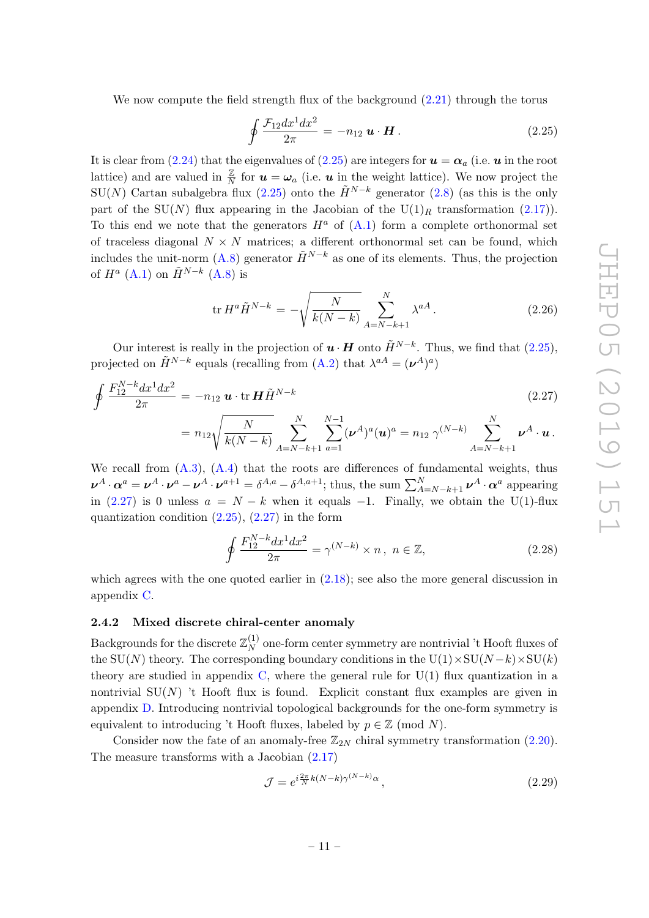We now compute the field strength flux of the background (2.21) through the torus

$$\oint \frac{\mathcal{F}_{12} dx^1 dx^2}{2\pi} = -n_{12}\, \boldsymbol{u} \cdot \boldsymbol{H}\,. \tag{2.25}$$

It is clear from (2.24) that the eigenvalues of (2.25) are integers for $\boldsymbol{u} = \boldsymbol{\alpha}_a$ (i.e. $\boldsymbol{u}$ in the root lattice) and are valued in $\frac{\mathbb{Z}}{N}$ for $\boldsymbol{u} = \boldsymbol{\omega}_a$ (i.e. $\boldsymbol{u}$ in the weight lattice). We now project the SU($N$) Cartan subalgebra flux (2.25) onto the $\tilde{H}^{N-k}$ generator (2.8) (as this is the only part of the SU($N$) flux appearing in the Jacobian of the U(1)$_R$ transformation (2.17)). To this end we note that the generators $H^a$ of (A.1) form a complete orthonormal set of traceless diagonal $N \times N$ matrices; a different orthonormal set can be found, which includes the unit-norm (A.8) generator $\tilde{H}^{N-k}$ as one of its elements. Thus, the projection of $H^a$ (A.1) on $\tilde{H}^{N-k}$ (A.8) is

$$\operatorname{tr} H^a \tilde{H}^{N-k} = -\sqrt{\frac{N}{k(N-k)}} \sum_{A=N-k+1}^{N} \lambda^{aA}\,. \tag{2.26}$$

Our interest is really in the projection of $\boldsymbol{u} \cdot \boldsymbol{H}$ onto $\tilde{H}^{N-k}$. Thus, we find that (2.25), projected on $\tilde{H}^{N-k}$ equals (recalling from (A.2) that $\lambda^{aA} = (\boldsymbol{\nu}^A)^a$)

$$\begin{aligned}
\oint \frac{F_{12}^{N-k} dx^1 dx^2}{2\pi} &= -n_{12}\, \boldsymbol{u} \cdot \operatorname{tr} \boldsymbol{H} \tilde{H}^{N-k} \\
&= n_{12} \sqrt{\frac{N}{k(N-k)}} \sum_{A=N-k+1}^{N} \sum_{a=1}^{N-1} (\boldsymbol{\nu}^A)^a (\boldsymbol{u})^a = n_{12}\, \gamma^{(N-k)} \sum_{A=N-k+1}^{N} \boldsymbol{\nu}^A \cdot \boldsymbol{u}\,.
\end{aligned} \tag{2.27}$$

We recall from (A.3), (A.4) that the roots are differences of fundamental weights, thus $\boldsymbol{\nu}^A \cdot \boldsymbol{\alpha}^a = \boldsymbol{\nu}^A \cdot \boldsymbol{\nu}^a - \boldsymbol{\nu}^A \cdot \boldsymbol{\nu}^{a+1} = \delta^{A,a} - \delta^{A,a+1}$; thus, the sum $\sum_{A=N-k+1}^{N} \boldsymbol{\nu}^A \cdot \boldsymbol{\alpha}^a$ appearing in (2.27) is 0 unless $a = N-k$ when it equals $-1$. Finally, we obtain the U(1)-flux quantization condition (2.25), (2.27) in the form

$$\oint \frac{F_{12}^{N-k} dx^1 dx^2}{2\pi} = \gamma^{(N-k)} \times n\,,\ n \in \mathbb{Z}, \tag{2.28}$$

which agrees with the one quoted earlier in (2.18); see also the more general discussion in appendix C.

### 2.4.2 Mixed discrete chiral-center anomaly

Backgrounds for the discrete $\mathbb{Z}_N^{(1)}$ one-form center symmetry are nontrivial 't Hooft fluxes of the SU($N$) theory. The corresponding boundary conditions in the U(1)$\times$SU($N-k$)$\times$SU($k$) theory are studied in appendix C, where the general rule for U(1) flux quantization in a nontrivial SU($N$) 't Hooft flux is found. Explicit constant flux examples are given in appendix D. Introducing nontrivial topological backgrounds for the one-form symmetry is equivalent to introducing 't Hooft fluxes, labeled by $p \in \mathbb{Z}$ (mod $N$).

Consider now the fate of an anomaly-free $\mathbb{Z}_{2N}$ chiral symmetry transformation (2.20). The measure transforms with a Jacobian (2.17)

$$\mathcal{J} = e^{i\frac{2\pi}{N}k(N-k)\gamma^{(N-k)}\alpha}\,, \tag{2.29}$$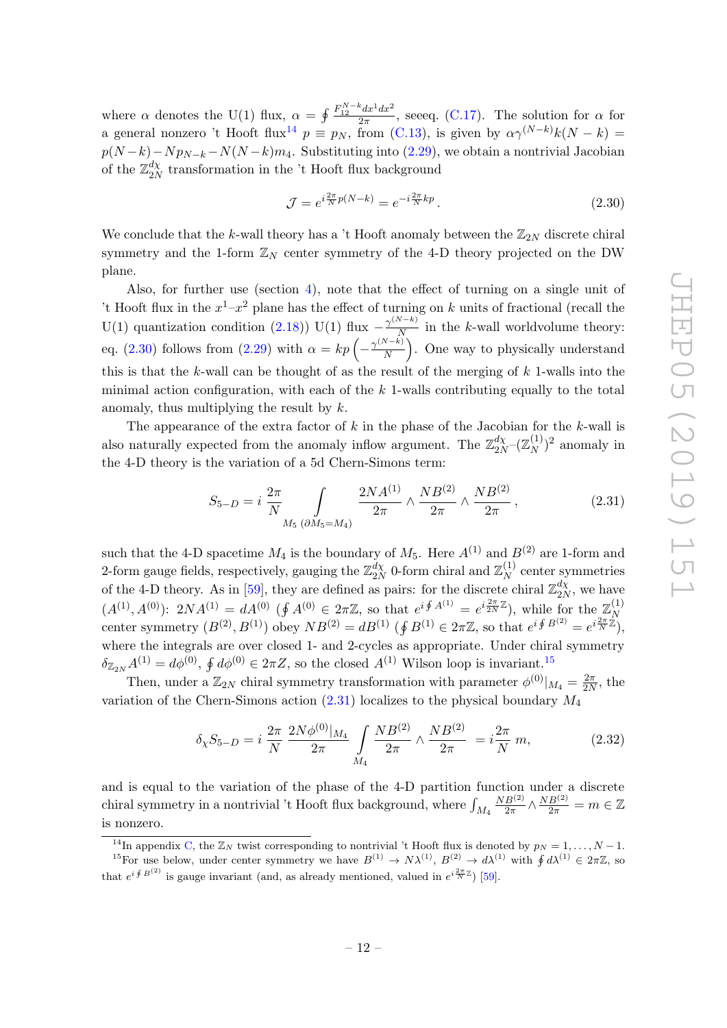where $\alpha$ denotes the U(1) flux, $\alpha = \oint \frac{F_{12}^{N-k} dx^1 dx^2}{2\pi}$, seeeq. (C.17). The solution for $\alpha$ for a general nonzero 't Hooft flux[14] $p \equiv p_N$, from (C.13), is given by $\alpha \gamma^{(N-k)} k(N-k) = p(N-k) - N p_{N-k} - N(N-k) m_4$. Substituting into (2.29), we obtain a nontrivial Jacobian of the $\mathbb{Z}_{2N}^{d\chi}$ transformation in the 't Hooft flux background

$$\mathcal{J} = e^{i \frac{2\pi}{N} p(N-k)} = e^{-i \frac{2\pi}{N} kp} \,. \tag{2.30}$$

We conclude that the $k$-wall theory has a 't Hooft anomaly between the $\mathbb{Z}_{2N}$ discrete chiral symmetry and the 1-form $\mathbb{Z}_N$ center symmetry of the 4-D theory projected on the DW plane.

Also, for further use (section 4), note that the effect of turning on a single unit of 't Hooft flux in the $x^1$–$x^2$ plane has the effect of turning on $k$ units of fractional (recall the U(1) quantization condition (2.18)) U(1) flux $-\frac{\gamma^{(N-k)}}{N}$ in the $k$-wall worldvolume theory: eq. (2.30) follows from (2.29) with $\alpha = kp\left(-\frac{\gamma^{(N-k)}}{N}\right)$. One way to physically understand this is that the $k$-wall can be thought of as the result of the merging of $k$ 1-walls into the minimal action configuration, with each of the $k$ 1-walls contributing equally to the total anomaly, thus multiplying the result by $k$.

The appearance of the extra factor of $k$ in the phase of the Jacobian for the $k$-wall is also naturally expected from the anomaly inflow argument. The $\mathbb{Z}_{2N}^{d\chi}$-$(\mathbb{Z}_N^{(1)})^2$ anomaly in the 4-D theory is the variation of a 5d Chern-Simons term:

$$S_{5-D} = i\, \frac{2\pi}{N} \int\limits_{M_5\ (\partial M_5 = M_4)} \frac{2NA^{(1)}}{2\pi} \wedge \frac{NB^{(2)}}{2\pi} \wedge \frac{NB^{(2)}}{2\pi} \,, \tag{2.31}$$

such that the 4-D spacetime $M_4$ is the boundary of $M_5$. Here $A^{(1)}$ and $B^{(2)}$ are 1-form and 2-form gauge fields, respectively, gauging the $\mathbb{Z}_{2N}^{d\chi}$ 0-form chiral and $\mathbb{Z}_N^{(1)}$ center symmetries of the 4-D theory. As in [59], they are defined as pairs: for the discrete chiral $\mathbb{Z}_{2N}^{d\chi}$, we have $(A^{(1)}, A^{(0)})$: $2NA^{(1)} = dA^{(0)}$ ($\oint A^{(0)} \in 2\pi\mathbb{Z}$, so that $e^{i\oint A^{(1)}} = e^{i\frac{2\pi}{2N}\mathbb{Z}}$), while for the $\mathbb{Z}_N^{(1)}$ center symmetry $(B^{(2)}, B^{(1)})$ obey $NB^{(2)} = dB^{(1)}$ ($\oint B^{(1)} \in 2\pi\mathbb{Z}$, so that $e^{i\oint B^{(2)}} = e^{i\frac{2\pi}{N}\mathbb{Z}}$), where the integrals are over closed 1- and 2-cycles as appropriate. Under chiral symmetry $\delta_{\mathbb{Z}_{2N}} A^{(1)} = d\phi^{(0)}$, $\oint d\phi^{(0)} \in 2\pi Z$, so the closed $A^{(1)}$ Wilson loop is invariant.[15]

Then, under a $\mathbb{Z}_{2N}$ chiral symmetry transformation with parameter $\phi^{(0)}|_{M_4} = \frac{2\pi}{2N}$, the variation of the Chern-Simons action (2.31) localizes to the physical boundary $M_4$

$$\delta_\chi S_{5-D} = i\, \frac{2\pi}{N}\, \frac{2N\phi^{(0)}|_{M_4}}{2\pi} \int\limits_{M_4} \frac{NB^{(2)}}{2\pi} \wedge \frac{NB^{(2)}}{2\pi} \; = i\frac{2\pi}{N}\, m, \tag{2.32}$$

and is equal to the variation of the phase of the 4-D partition function under a discrete chiral symmetry in a nontrivial 't Hooft flux background, where $\int_{M_4} \frac{NB^{(2)}}{2\pi} \wedge \frac{NB^{(2)}}{2\pi} = m \in \mathbb{Z}$ is nonzero.

---

[14] In appendix C, the $\mathbb{Z}_N$ twist corresponding to nontrivial 't Hooft flux is denoted by $p_N = 1, \ldots, N-1$.

[15] For use below, under center symmetry we have $B^{(1)} \to N\lambda^{(1)}$, $B^{(2)} \to d\lambda^{(1)}$ with $\oint d\lambda^{(1)} \in 2\pi\mathbb{Z}$, so that $e^{i\oint B^{(2)}}$ is gauge invariant (and, as already mentioned, valued in $e^{i\frac{2\pi}{N}\mathbb{Z}}$) [59].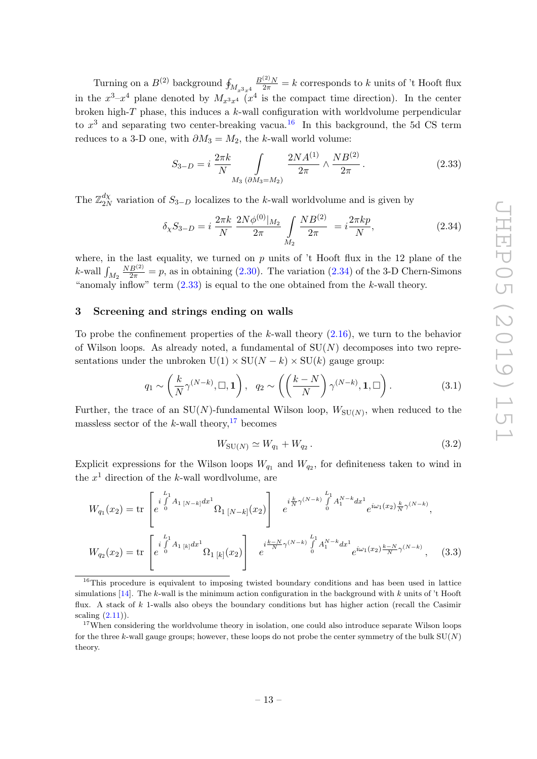Turning on a $B^{(2)}$ background $\oint_{M_{x^3x^4}} \frac{B^{(2)}N}{2\pi} = k$ corresponds to $k$ units of 't Hooft flux in the $x^3$–$x^4$ plane denoted by $M_{x^3x^4}$ ($x^4$ is the compact time direction). In the center broken high-$T$ phase, this induces a $k$-wall configuration with worldvolume perpendicular to $x^3$ and separating two center-breaking vacua.[16] In this background, the 5d CS term reduces to a 3-D one, with $\partial M_3 = M_2$, the $k$-wall world volume:

$$S_{3-D} = i\,\frac{2\pi k}{N} \int\limits_{M_3\ (\partial M_3 = M_2)} \frac{2NA^{(1)}}{2\pi} \wedge \frac{NB^{(2)}}{2\pi}\,. \tag{2.33}$$

The $\mathbb{Z}_{2N}^{d\chi}$ variation of $S_{3-D}$ localizes to the $k$-wall worldvolume and is given by

$$\delta_\chi S_{3-D} = i\,\frac{2\pi k}{N}\,\frac{2N\phi^{(0)}|_{M_2}}{2\pi} \int\limits_{M_2} \frac{NB^{(2)}}{2\pi} = i\frac{2\pi kp}{N}, \tag{2.34}$$

where, in the last equality, we turned on $p$ units of 't Hooft flux in the 12 plane of the $k$-wall $\int_{M_2} \frac{NB^{(2)}}{2\pi} = p$, as in obtaining (2.30). The variation (2.34) of the 3-D Chern-Simons "anomaly inflow" term (2.33) is equal to the one obtained from the $k$-wall theory.

## 3 Screening and strings ending on walls

To probe the confinement properties of the $k$-wall theory (2.16), we turn to the behavior of Wilson loops. As already noted, a fundamental of SU($N$) decomposes into two representations under the unbroken U(1) $\times$ SU($N-k$) $\times$ SU($k$) gauge group:

$$q_1 \sim \left(\frac{k}{N}\gamma^{(N-k)}, \square, \mathbf{1}\right), \quad q_2 \sim \left(\left(\frac{k-N}{N}\right)\gamma^{(N-k)}, \mathbf{1}, \square\right). \tag{3.1}$$

Further, the trace of an SU($N$)-fundamental Wilson loop, $W_{\mathrm{SU}(N)}$, when reduced to the massless sector of the $k$-wall theory,[17] becomes

$$W_{\mathrm{SU}(N)} \simeq W_{q_1} + W_{q_2}\,. \tag{3.2}$$

Explicit expressions for the Wilson loops $W_{q_1}$ and $W_{q_2}$, for definiteness taken to wind in the $x^1$ direction of the $k$-wall wordlvolume, are

$$W_{q_1}(x_2) = \mathrm{tr}\left[e^{i\int_0^{L_1} A_{1\,[N-k]}dx^1}\,\Omega_{1\,[N-k]}(x_2)\right]\; e^{i\frac{k}{N}\gamma^{(N-k)}\int_0^{L_1} A_1^{N-k}dx^1}\, e^{i\omega_1(x_2)\frac{k}{N}\gamma^{(N-k)}},$$

$$W_{q_2}(x_2) = \mathrm{tr}\left[e^{i\int_0^{L_1} A_{1\,[k]}dx^1}\,\Omega_{1\,[k]}(x_2)\right]\; e^{i\frac{k-N}{N}\gamma^{(N-k)}\int_0^{L_1} A_1^{N-k}dx^1}\, e^{i\omega_1(x_2)\frac{k-N}{N}\gamma^{(N-k)}}, \tag{3.3}$$

---

[16] This procedure is equivalent to imposing twisted boundary conditions and has been used in lattice simulations [14]. The $k$-wall is the minimum action configuration in the background with $k$ units of 't Hooft flux. A stack of $k$ 1-walls also obeys the boundary conditions but has higher action (recall the Casimir scaling (2.11)).

[17] When considering the worldvolume theory in isolation, one could also introduce separate Wilson loops for the three $k$-wall gauge groups; however, these loops do not probe the center symmetry of the bulk SU($N$) theory.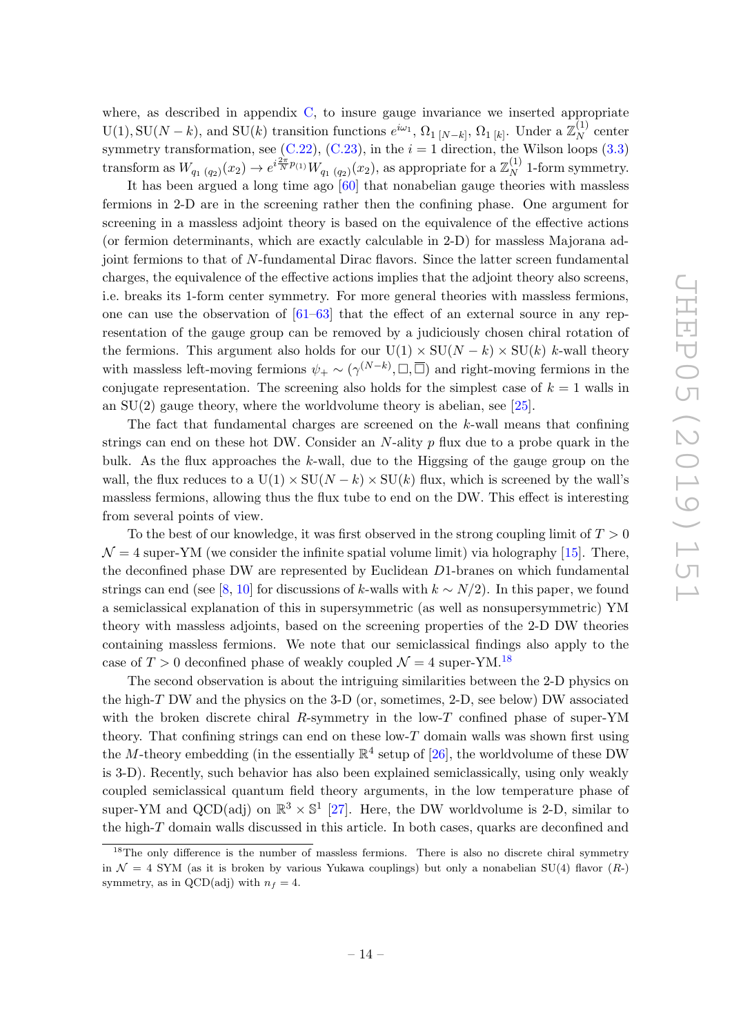where, as described in appendix C, to insure gauge invariance we inserted appropriate $\mathrm{U}(1), \mathrm{SU}(N-k)$, and $\mathrm{SU}(k)$ transition functions $e^{i\omega_1}$, $\Omega_{1\,[N-k]}$, $\Omega_{1\,[k]}$. Under a $\mathbb{Z}_N^{(1)}$ center symmetry transformation, see (C.22), (C.23), in the $i=1$ direction, the Wilson loops (3.3) transform as $W_{q_1\,(q_2)}(x_2) \to e^{i\frac{2\pi}{N}p_{(1)}} W_{q_1\,(q_2)}(x_2)$, as appropriate for a $\mathbb{Z}_N^{(1)}$ 1-form symmetry.

It has been argued a long time ago [60] that nonabelian gauge theories with massless fermions in 2-D are in the screening rather then the confining phase. One argument for screening in a massless adjoint theory is based on the equivalence of the effective actions (or fermion determinants, which are exactly calculable in 2-D) for massless Majorana adjoint fermions to that of $N$-fundamental Dirac flavors. Since the latter screen fundamental charges, the equivalence of the effective actions implies that the adjoint theory also screens, i.e. breaks its 1-form center symmetry. For more general theories with massless fermions, one can use the observation of [61–63] that the effect of an external source in any representation of the gauge group can be removed by a judiciously chosen chiral rotation of the fermions. This argument also holds for our $\mathrm{U}(1) \times \mathrm{SU}(N-k) \times \mathrm{SU}(k)$ $k$-wall theory with massless left-moving fermions $\psi_+ \sim (\gamma^{(N-k)}, \square, \overline{\square})$ and right-moving fermions in the conjugate representation. The screening also holds for the simplest case of $k=1$ walls in an $\mathrm{SU}(2)$ gauge theory, where the worldvolume theory is abelian, see [25].

The fact that fundamental charges are screened on the $k$-wall means that confining strings can end on these hot DW. Consider an $N$-ality $p$ flux due to a probe quark in the bulk. As the flux approaches the $k$-wall, due to the Higgsing of the gauge group on the wall, the flux reduces to a $\mathrm{U}(1) \times \mathrm{SU}(N-k) \times \mathrm{SU}(k)$ flux, which is screened by the wall's massless fermions, allowing thus the flux tube to end on the DW. This effect is interesting from several points of view.

To the best of our knowledge, it was first observed in the strong coupling limit of $T>0$ $\mathcal{N}=4$ super-YM (we consider the infinite spatial volume limit) via holography [15]. There, the deconfined phase DW are represented by Euclidean $D1$-branes on which fundamental strings can end (see [8, 10] for discussions of $k$-walls with $k \sim N/2$). In this paper, we found a semiclassical explanation of this in supersymmetric (as well as nonsupersymmetric) YM theory with massless adjoints, based on the screening properties of the 2-D DW theories containing massless fermions. We note that our semiclassical findings also apply to the case of $T>0$ deconfined phase of weakly coupled $\mathcal{N}=4$ super-YM.[18]

The second observation is about the intriguing similarities between the 2-D physics on the high-$T$ DW and the physics on the 3-D (or, sometimes, 2-D, see below) DW associated with the broken discrete chiral $R$-symmetry in the low-$T$ confined phase of super-YM theory. That confining strings can end on these low-$T$ domain walls was shown first using the $M$-theory embedding (in the essentially $\mathbb{R}^4$ setup of [26], the worldvolume of these DW is 3-D). Recently, such behavior has also been explained semiclassically, using only weakly coupled semiclassical quantum field theory arguments, in the low temperature phase of super-YM and QCD(adj) on $\mathbb{R}^3 \times \mathbb{S}^1$ [27]. Here, the DW worldvolume is 2-D, similar to the high-$T$ domain walls discussed in this article. In both cases, quarks are deconfined and

[18] The only difference is the number of massless fermions. There is also no discrete chiral symmetry in $\mathcal{N}=4$ SYM (as it is broken by various Yukawa couplings) but only a nonabelian $\mathrm{SU}(4)$ flavor ($R$-) symmetry, as in QCD(adj) with $n_f=4$.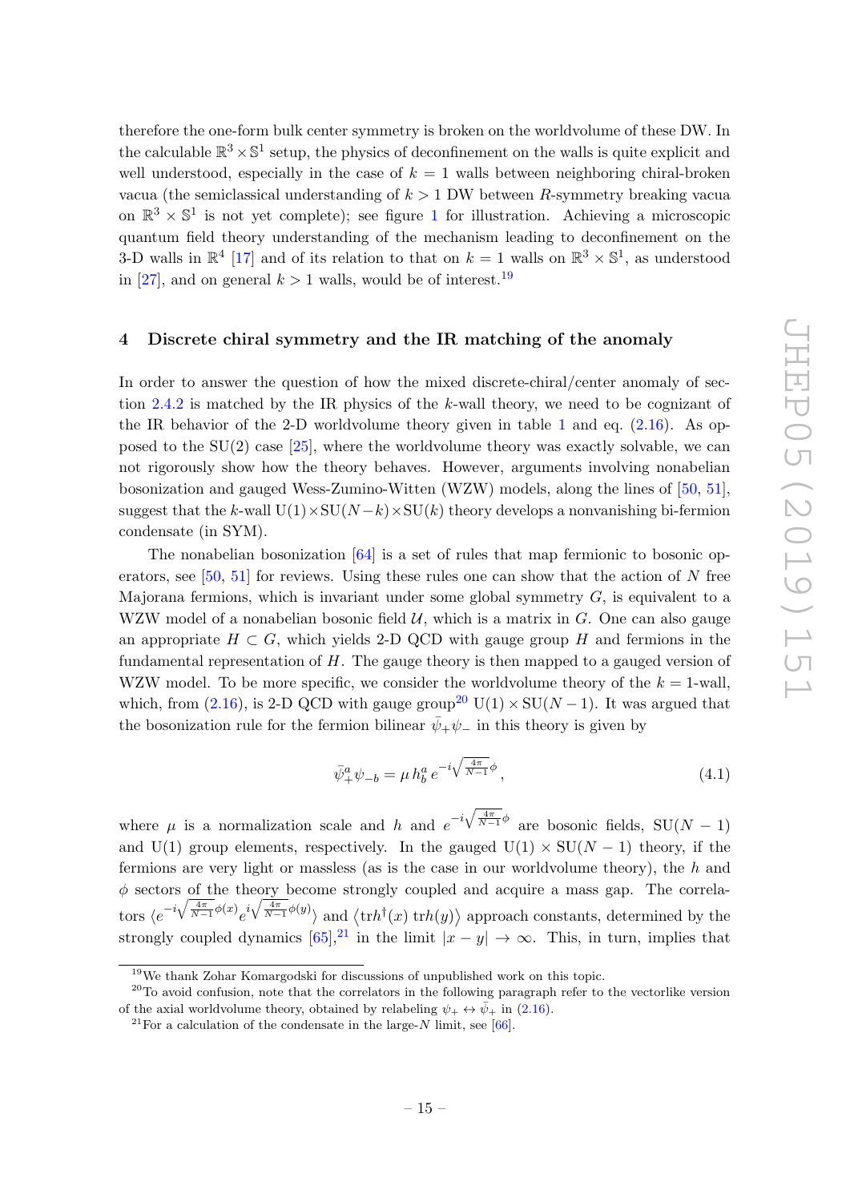therefore the one-form bulk center symmetry is broken on the worldvolume of these DW. In the calculable $\mathbb{R}^3 \times \mathbb{S}^1$ setup, the physics of deconfinement on the walls is quite explicit and well understood, especially in the case of $k = 1$ walls between neighboring chiral-broken vacua (the semiclassical understanding of $k > 1$ DW between $R$-symmetry breaking vacua on $\mathbb{R}^3 \times \mathbb{S}^1$ is not yet complete); see figure 1 for illustration. Achieving a microscopic quantum field theory understanding of the mechanism leading to deconfinement on the 3-D walls in $\mathbb{R}^4$ [17] and of its relation to that on $k = 1$ walls on $\mathbb{R}^3 \times \mathbb{S}^1$, as understood in [27], and on general $k > 1$ walls, would be of interest.[19]

## 4 Discrete chiral symmetry and the IR matching of the anomaly

In order to answer the question of how the mixed discrete-chiral/center anomaly of section 2.4.2 is matched by the IR physics of the $k$-wall theory, we need to be cognizant of the IR behavior of the 2-D worldvolume theory given in table 1 and eq. (2.16). As opposed to the SU(2) case [25], where the worldvolume theory was exactly solvable, we can not rigorously show how the theory behaves. However, arguments involving nonabelian bosonization and gauged Wess-Zumino-Witten (WZW) models, along the lines of [50, 51], suggest that the $k$-wall $\mathrm{U}(1)\times\mathrm{SU}(N-k)\times\mathrm{SU}(k)$ theory develops a nonvanishing bi-fermion condensate (in SYM).

The nonabelian bosonization [64] is a set of rules that map fermionic to bosonic operators, see [50, 51] for reviews. Using these rules one can show that the action of $N$ free Majorana fermions, which is invariant under some global symmetry $G$, is equivalent to a WZW model of a nonabelian bosonic field $\mathcal{U}$, which is a matrix in $G$. One can also gauge an appropriate $H \subset G$, which yields 2-D QCD with gauge group $H$ and fermions in the fundamental representation of $H$. The gauge theory is then mapped to a gauged version of WZW model. To be more specific, we consider the worldvolume theory of the $k = 1$-wall, which, from (2.16), is 2-D QCD with gauge group[20] $\mathrm{U}(1) \times \mathrm{SU}(N-1)$. It was argued that the bosonization rule for the fermion bilinear $\bar\psi_+\psi_-$ in this theory is given by

$$\bar\psi^a_+\psi_{-b} = \mu\, h^a_b\, e^{-i\sqrt{\frac{4\pi}{N-1}}\phi}\,, \tag{4.1}$$

where $\mu$ is a normalization scale and $h$ and $e^{-i\sqrt{\frac{4\pi}{N-1}}\phi}$ are bosonic fields, $\mathrm{SU}(N-1)$ and U(1) group elements, respectively. In the gauged $\mathrm{U}(1) \times \mathrm{SU}(N-1)$ theory, if the fermions are very light or massless (as is the case in our worldvolume theory), the $h$ and $\phi$ sectors of the theory become strongly coupled and acquire a mass gap. The correlators $\langle e^{-i\sqrt{\frac{4\pi}{N-1}}\phi(x)} e^{i\sqrt{\frac{4\pi}{N-1}}\phi(y)}\rangle$ and $\langle \mathrm{tr}h^\dagger(x)\, \mathrm{tr}h(y)\rangle$ approach constants, determined by the strongly coupled dynamics [65],[21] in the limit $|x-y| \to \infty$. This, in turn, implies that

[19] We thank Zohar Komargodski for discussions of unpublished work on this topic.

[20] To avoid confusion, note that the correlators in the following paragraph refer to the vectorlike version of the axial worldvolume theory, obtained by relabeling $\psi_+ \leftrightarrow \bar\psi_+$ in (2.16).

[21] For a calculation of the condensate in the large-$N$ limit, see [66].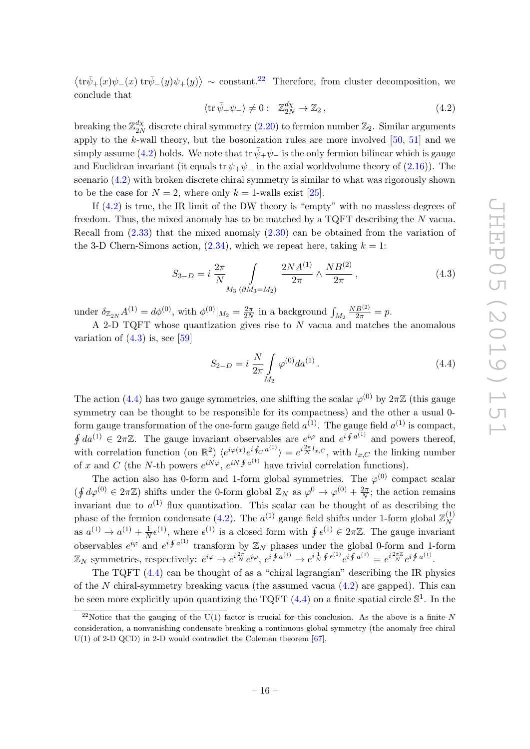$\langle \text{tr}\bar{\psi}_+(x)\psi_-(x)\, \text{tr}\bar{\psi}_-(y)\psi_+(y)\rangle \sim$ constant.[22] Therefore, from cluster decomposition, we conclude that

$$\langle \text{tr}\, \bar{\psi}_+\psi_-\rangle \neq 0 : \quad \mathbb{Z}_{2N}^{d\chi} \to \mathbb{Z}_2\,, \tag{4.2}$$

breaking the $\mathbb{Z}_{2N}^{d\chi}$ discrete chiral symmetry (2.20) to fermion number $\mathbb{Z}_2$. Similar arguments apply to the $k$-wall theory, but the bosonization rules are more involved [50, 51] and we simply assume (4.2) holds. We note that $\text{tr}\, \bar{\psi}_+\psi_-$ is the only fermion bilinear which is gauge and Euclidean invariant (it equals $\text{tr}\, \psi_+\psi_-$ in the axial worldvolume theory of (2.16)). The scenario (4.2) with broken discrete chiral symmetry is similar to what was rigorously shown to be the case for $N = 2$, where only $k = 1$-walls exist [25].

If (4.2) is true, the IR limit of the DW theory is "empty" with no massless degrees of freedom. Thus, the mixed anomaly has to be matched by a TQFT describing the $N$ vacua. Recall from (2.33) that the mixed anomaly (2.30) can be obtained from the variation of the 3-D Chern-Simons action, (2.34), which we repeat here, taking $k = 1$:

$$S_{3-D} = i\, \frac{2\pi}{N} \int\limits_{M_3\ (\partial M_3 = M_2)} \frac{2NA^{(1)}}{2\pi} \wedge \frac{NB^{(2)}}{2\pi}\,, \tag{4.3}$$

under $\delta_{\mathbb{Z}_{2N}} A^{(1)} = d\phi^{(0)}$, with $\phi^{(0)}|_{M_2} = \frac{2\pi}{2N}$ in a background $\int_{M_2} \frac{NB^{(2)}}{2\pi} = p$.

A 2-D TQFT whose quantization gives rise to $N$ vacua and matches the anomalous variation of (4.3) is, see [59]

$$S_{2-D} = i\, \frac{N}{2\pi} \int\limits_{M_2} \varphi^{(0)} da^{(1)}\,. \tag{4.4}$$

The action (4.4) has two gauge symmetries, one shifting the scalar $\varphi^{(0)}$ by $2\pi\mathbb{Z}$ (this gauge symmetry can be thought to be responsible for its compactness) and the other a usual 0-form gauge transformation of the one-form gauge field $a^{(1)}$. The gauge field $a^{(1)}$ is compact, $\oint da^{(1)} \in 2\pi\mathbb{Z}$. The gauge invariant observables are $e^{i\varphi}$ and $e^{i\oint a^{(1)}}$ and powers thereof, with correlation function (on $\mathbb{R}^2$) $\langle e^{i\varphi(x)} e^{i\oint_C a^{(1)}}\rangle = e^{i\frac{2\pi}{N} l_{x,C}}$, with $l_{x,C}$ the linking number of $x$ and $C$ (the $N$-th powers $e^{iN\varphi}$, $e^{iN\oint a^{(1)}}$ have trivial correlation functions).

The action also has 0-form and 1-form global symmetries. The $\varphi^{(0)}$ compact scalar ($\oint d\varphi^{(0)} \in 2\pi\mathbb{Z}$) shifts under the 0-form global $\mathbb{Z}_N$ as $\varphi^0 \to \varphi^{(0)} + \frac{2\pi}{N}$; the action remains invariant due to $a^{(1)}$ flux quantization. This scalar can be thought of as describing the phase of the fermion condensate (4.2). The $a^{(1)}$ gauge field shifts under 1-form global $\mathbb{Z}_N^{(1)}$ as $a^{(1)} \to a^{(1)} + \frac{1}{N}\epsilon^{(1)}$, where $\epsilon^{(1)}$ is a closed form with $\oint \epsilon^{(1)} \in 2\pi\mathbb{Z}$. The gauge invariant observables $e^{i\varphi}$ and $e^{i\oint a^{(1)}}$ transform by $\mathbb{Z}_N$ phases under the global 0-form and 1-form $\mathbb{Z}_N$ symmetries, respectively: $e^{i\varphi} \to e^{i\frac{2\pi}{N}} e^{i\varphi}$, $e^{i\oint a^{(1)}} \to e^{i\frac{1}{N}\oint \epsilon^{(1)}} e^{i\oint a^{(1)}} = e^{i\frac{2\pi\mathbb{Z}}{N}} e^{i\oint a^{(1)}}$.

The TQFT (4.4) can be thought of as a "chiral lagrangian" describing the IR physics of the $N$ chiral-symmetry breaking vacua (the assumed vacua (4.2) are gapped). This can be seen more explicitly upon quantizing the TQFT (4.4) on a finite spatial circle $\mathbb{S}^1$. In the

[22] Notice that the gauging of the U(1) factor is crucial for this conclusion. As the above is a finite-$N$ consideration, a nonvanishing condensate breaking a continuous global symmetry (the anomaly free chiral U(1) of 2-D QCD) in 2-D would contradict the Coleman theorem [67].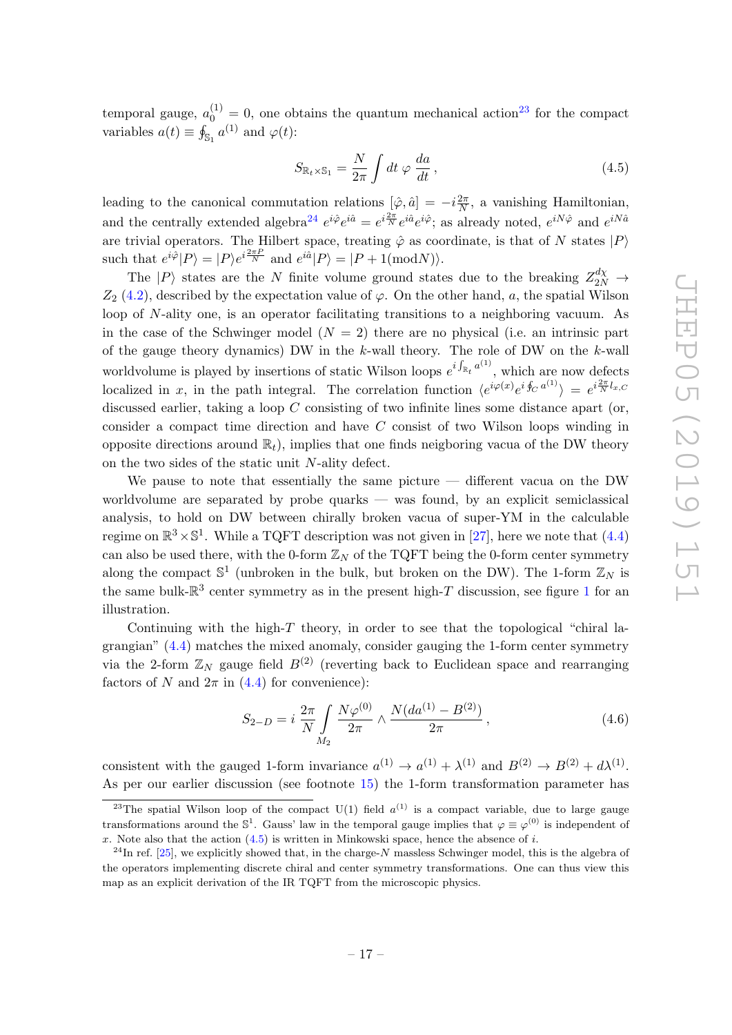temporal gauge, $a_0^{(1)} = 0$, one obtains the quantum mechanical action[23] for the compact variables $a(t) \equiv \oint_{\mathbb{S}_1} a^{(1)}$ and $\varphi(t)$:

$$S_{\mathbb{R}_t \times \mathbb{S}_1} = \frac{N}{2\pi} \int dt \; \varphi \, \frac{da}{dt} \,, \tag{4.5}$$

leading to the canonical commutation relations $[\hat{\varphi}, \hat{a}] = -i\frac{2\pi}{N}$, a vanishing Hamiltonian, and the centrally extended algebra[24] $e^{i\hat{\varphi}} e^{i\hat{a}} = e^{i\frac{2\pi}{N}} e^{i\hat{a}} e^{i\hat{\varphi}}$; as already noted, $e^{iN\hat{\varphi}}$ and $e^{iN\hat{a}}$ are trivial operators. The Hilbert space, treating $\hat{\varphi}$ as coordinate, is that of $N$ states $|P\rangle$ such that $e^{i\hat{\varphi}}|P\rangle = |P\rangle e^{i\frac{2\pi P}{N}}$ and $e^{i\hat{a}}|P\rangle = |P + 1(\text{mod}N)\rangle$.

The $|P\rangle$ states are the $N$ finite volume ground states due to the breaking $Z_{2N}^{d\chi} \to Z_2$ (4.2), described by the expectation value of $\varphi$. On the other hand, $a$, the spatial Wilson loop of $N$-ality one, is an operator facilitating transitions to a neighboring vacuum. As in the case of the Schwinger model ($N = 2$) there are no physical (i.e. an intrinsic part of the gauge theory dynamics) DW in the $k$-wall theory. The role of DW on the $k$-wall worldvolume is played by insertions of static Wilson loops $e^{i\int_{\mathbb{R}_t} a^{(1)}}$, which are now defects localized in $x$, in the path integral. The correlation function $\langle e^{i\varphi(x)} e^{i\oint_C a^{(1)}}\rangle = e^{i\frac{2\pi}{N} l_{x,C}}$ discussed earlier, taking a loop $C$ consisting of two infinite lines some distance apart (or, consider a compact time direction and have $C$ consist of two Wilson loops winding in opposite directions around $\mathbb{R}_t$), implies that one finds neigboring vacua of the DW theory on the two sides of the static unit $N$-ality defect.

We pause to note that essentially the same picture — different vacua on the DW worldvolume are separated by probe quarks — was found, by an explicit semiclassical analysis, to hold on DW between chirally broken vacua of super-YM in the calculable regime on $\mathbb{R}^3 \times \mathbb{S}^1$. While a TQFT description was not given in [27], here we note that (4.4) can also be used there, with the 0-form $\mathbb{Z}_N$ of the TQFT being the 0-form center symmetry along the compact $\mathbb{S}^1$ (unbroken in the bulk, but broken on the DW). The 1-form $\mathbb{Z}_N$ is the same bulk-$\mathbb{R}^3$ center symmetry as in the present high-$T$ discussion, see figure 1 for an illustration.

Continuing with the high-$T$ theory, in order to see that the topological "chiral lagrangian" (4.4) matches the mixed anomaly, consider gauging the 1-form center symmetry via the 2-form $\mathbb{Z}_N$ gauge field $B^{(2)}$ (reverting back to Euclidean space and rearranging factors of $N$ and $2\pi$ in (4.4) for convenience):

$$S_{2-D} = i \, \frac{2\pi}{N} \int\limits_{M_2} \frac{N\varphi^{(0)}}{2\pi} \wedge \frac{N(da^{(1)} - B^{(2)})}{2\pi} \,, \tag{4.6}$$

consistent with the gauged 1-form invariance $a^{(1)} \to a^{(1)} + \lambda^{(1)}$ and $B^{(2)} \to B^{(2)} + d\lambda^{(1)}$. As per our earlier discussion (see footnote 15) the 1-form transformation parameter has

[23] The spatial Wilson loop of the compact U(1) field $a^{(1)}$ is a compact variable, due to large gauge transformations around the $\mathbb{S}^1$. Gauss' law in the temporal gauge implies that $\varphi \equiv \varphi^{(0)}$ is independent of $x$. Note also that the action (4.5) is written in Minkowski space, hence the absence of $i$.

[24] In ref. [25], we explicitly showed that, in the charge-$N$ massless Schwinger model, this is the algebra of the operators implementing discrete chiral and center symmetry transformations. One can thus view this map as an explicit derivation of the IR TQFT from the microscopic physics.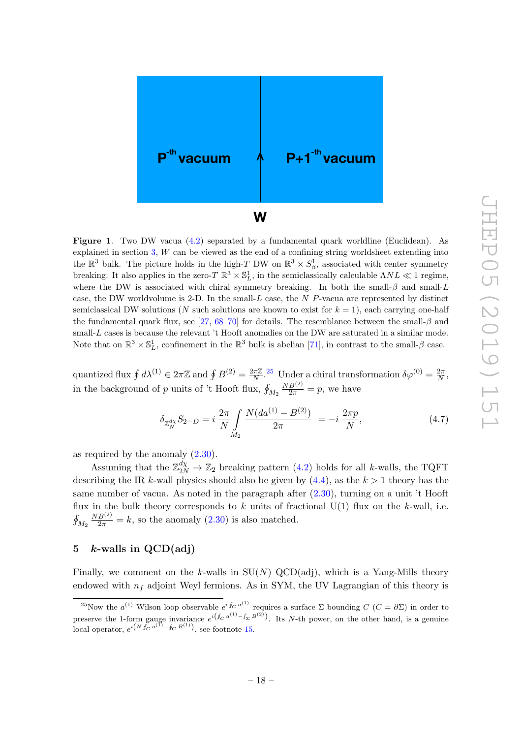**Figure 1**. Two DW vacua (4.2) separated by a fundamental quark worldline (Euclidean). As explained in section 3, $W$ can be viewed as the end of a confining string worldsheet extending into the $\mathbb{R}^3$ bulk. The picture holds in the high-$T$ DW on $\mathbb{R}^3 \times S^1_\beta$, associated with center symmetry breaking. It also applies in the zero-$T$ $\mathbb{R}^3 \times \mathbb{S}^1_L$, in the semiclassically calculable $\Lambda N L \ll 1$ regime, where the DW is associated with chiral symmetry breaking. In both the small-$\beta$ and small-$L$ case, the DW worldvolume is 2-D. In the small-$L$ case, the $N$ $P$-vacua are represented by distinct semiclassical DW solutions ($N$ such solutions are known to exist for $k=1$), each carrying one-half the fundamental quark flux, see [27, 68–70] for details. The resemblance between the small-$\beta$ and small-$L$ cases is because the relevant 't Hooft anomalies on the DW are saturated in a similar mode. Note that on $\mathbb{R}^3 \times \mathbb{S}^1_L$, confinement in the $\mathbb{R}^3$ bulk is abelian [71], in contrast to the small-$\beta$ case.

quantized flux $\oint d\lambda^{(1)} \in 2\pi\mathbb{Z}$ and $\oint B^{(2)} = \frac{2\pi\mathbb{Z}}{N}$.[25] Under a chiral transformation $\delta\varphi^{(0)} = \frac{2\pi}{N}$, in the background of $p$ units of 't Hooft flux, $\oint_{M_2} \frac{NB^{(2)}}{2\pi} = p$, we have

$$\delta_{\mathbb{Z}_N^{d\chi}} S_{2-D} = i\,\frac{2\pi}{N} \int\limits_{M_2} \frac{N(da^{(1)} - B^{(2)})}{2\pi} \;= -i\,\frac{2\pi p}{N}, \tag{4.7}$$

as required by the anomaly (2.30).

Assuming that the $\mathbb{Z}_{2N}^{d\chi} \to \mathbb{Z}_2$ breaking pattern (4.2) holds for all $k$-walls, the TQFT describing the IR $k$-wall physics should also be given by (4.4), as the $k > 1$ theory has the same number of vacua. As noted in the paragraph after (2.30), turning on a unit 't Hooft flux in the bulk theory corresponds to $k$ units of fractional U(1) flux on the $k$-wall, i.e. $\oint_{M_2} \frac{NB^{(2)}}{2\pi} = k$, so the anomaly (2.30) is also matched.

## 5 $k$-walls in QCD(adj)

Finally, we comment on the $k$-walls in SU($N$) QCD(adj), which is a Yang-Mills theory endowed with $n_f$ adjoint Weyl fermions. As in SYM, the UV Lagrangian of this theory is

[25] Now the $a^{(1)}$ Wilson loop observable $e^{i\oint_C a^{(1)}}$ requires a surface $\Sigma$ bounding $C$ ($C = \partial\Sigma$) in order to preserve the 1-form gauge invariance $e^{i\left(\oint_C a^{(1)} - \int_\Sigma B^{(2)}\right)}$. Its $N$-th power, on the other hand, is a genuine local operator, $e^{i\left(N\oint_C a^{(1)} - \oint_C B^{(1)}\right)}$, see footnote 15.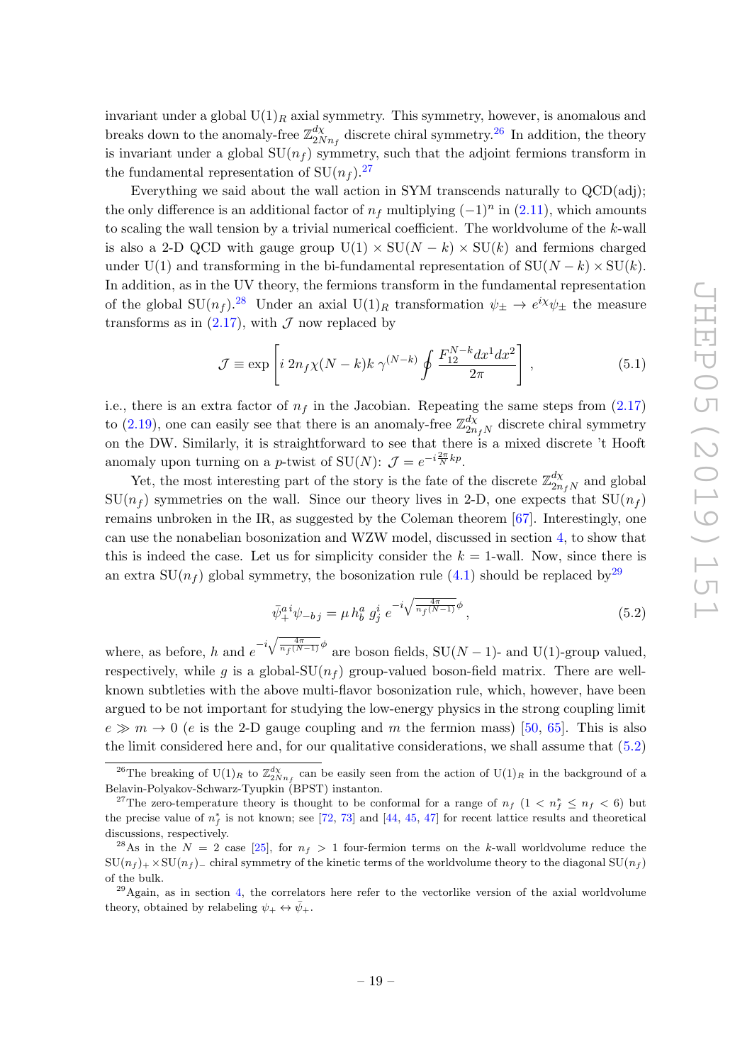invariant under a global $\mathrm{U}(1)_R$ axial symmetry. This symmetry, however, is anomalous and breaks down to the anomaly-free $\mathbb{Z}_{2Nn_f}^{d\chi}$ discrete chiral symmetry.[26] In addition, the theory is invariant under a global $\mathrm{SU}(n_f)$ symmetry, such that the adjoint fermions transform in the fundamental representation of $\mathrm{SU}(n_f)$.[27]

Everything we said about the wall action in SYM transcends naturally to QCD(adj); the only difference is an additional factor of $n_f$ multiplying $(-1)^n$ in (2.11), which amounts to scaling the wall tension by a trivial numerical coefficient. The worldvolume of the $k$-wall is also a 2-D QCD with gauge group $\mathrm{U}(1) \times \mathrm{SU}(N-k) \times \mathrm{SU}(k)$ and fermions charged under $\mathrm{U}(1)$ and transforming in the bi-fundamental representation of $\mathrm{SU}(N-k) \times \mathrm{SU}(k)$. In addition, as in the UV theory, the fermions transform in the fundamental representation of the global $\mathrm{SU}(n_f)$.[28] Under an axial $\mathrm{U}(1)_R$ transformation $\psi_\pm \to e^{i\chi}\psi_\pm$ the measure transforms as in (2.17), with $\mathcal{J}$ now replaced by

$$\mathcal{J} \equiv \exp\left[i\, 2n_f\chi(N-k)k\, \gamma^{(N-k)} \oint \frac{F_{12}^{N-k}dx^1 dx^2}{2\pi}\right], \tag{5.1}$$

i.e., there is an extra factor of $n_f$ in the Jacobian. Repeating the same steps from (2.17) to (2.19), one can easily see that there is an anomaly-free $\mathbb{Z}_{2n_fN}^{d\chi}$ discrete chiral symmetry on the DW. Similarly, it is straightforward to see that there is a mixed discrete 't Hooft anomaly upon turning on a $p$-twist of $\mathrm{SU}(N)$: $\mathcal{J} = e^{-i\frac{2\pi}{N}kp}$.

Yet, the most interesting part of the story is the fate of the discrete $\mathbb{Z}_{2n_fN}^{d\chi}$ and global $\mathrm{SU}(n_f)$ symmetries on the wall. Since our theory lives in 2-D, one expects that $\mathrm{SU}(n_f)$ remains unbroken in the IR, as suggested by the Coleman theorem [67]. Interestingly, one can use the nonabelian bosonization and WZW model, discussed in section 4, to show that this is indeed the case. Let us for simplicity consider the $k=1$-wall. Now, since there is an extra $\mathrm{SU}(n_f)$ global symmetry, the bosonization rule (4.1) should be replaced by[29]

$$\bar{\psi}_+^{a\,i}\psi_{-b\,j} = \mu\, h_b^a\, g_j^i\, e^{-i\sqrt{\frac{4\pi}{n_f(N-1)}}\phi}, \tag{5.2}$$

where, as before, $h$ and $e^{-i\sqrt{\frac{4\pi}{n_f(N-1)}}\phi}$ are boson fields, $\mathrm{SU}(N-1)$- and $\mathrm{U}(1)$-group valued, respectively, while $g$ is a global-$\mathrm{SU}(n_f)$ group-valued boson-field matrix. There are well-known subtleties with the above multi-flavor bosonization rule, which, however, have been argued to be not important for studying the low-energy physics in the strong coupling limit $e \gg m \to 0$ ($e$ is the 2-D gauge coupling and $m$ the fermion mass) [50, 65]. This is also the limit considered here and, for our qualitative considerations, we shall assume that (5.2)

---

[26] The breaking of $\mathrm{U}(1)_R$ to $\mathbb{Z}_{2Nn_f}^{d\chi}$ can be easily seen from the action of $\mathrm{U}(1)_R$ in the background of a Belavin-Polyakov-Schwarz-Tyupkin (BPST) instanton.

[27] The zero-temperature theory is thought to be conformal for a range of $n_f$ ($1 < n_f^* \leq n_f < 6$) but the precise value of $n_f^*$ is not known; see [72, 73] and [44, 45, 47] for recent lattice results and theoretical discussions, respectively.

[28] As in the $N=2$ case [25], for $n_f > 1$ four-fermion terms on the $k$-wall worldvolume reduce the $\mathrm{SU}(n_f)_+ \times \mathrm{SU}(n_f)_-$ chiral symmetry of the kinetic terms of the worldvolume theory to the diagonal $\mathrm{SU}(n_f)$ of the bulk.

[29] Again, as in section 4, the correlators here refer to the vectorlike version of the axial worldvolume theory, obtained by relabeling $\psi_+ \leftrightarrow \bar{\psi}_+$.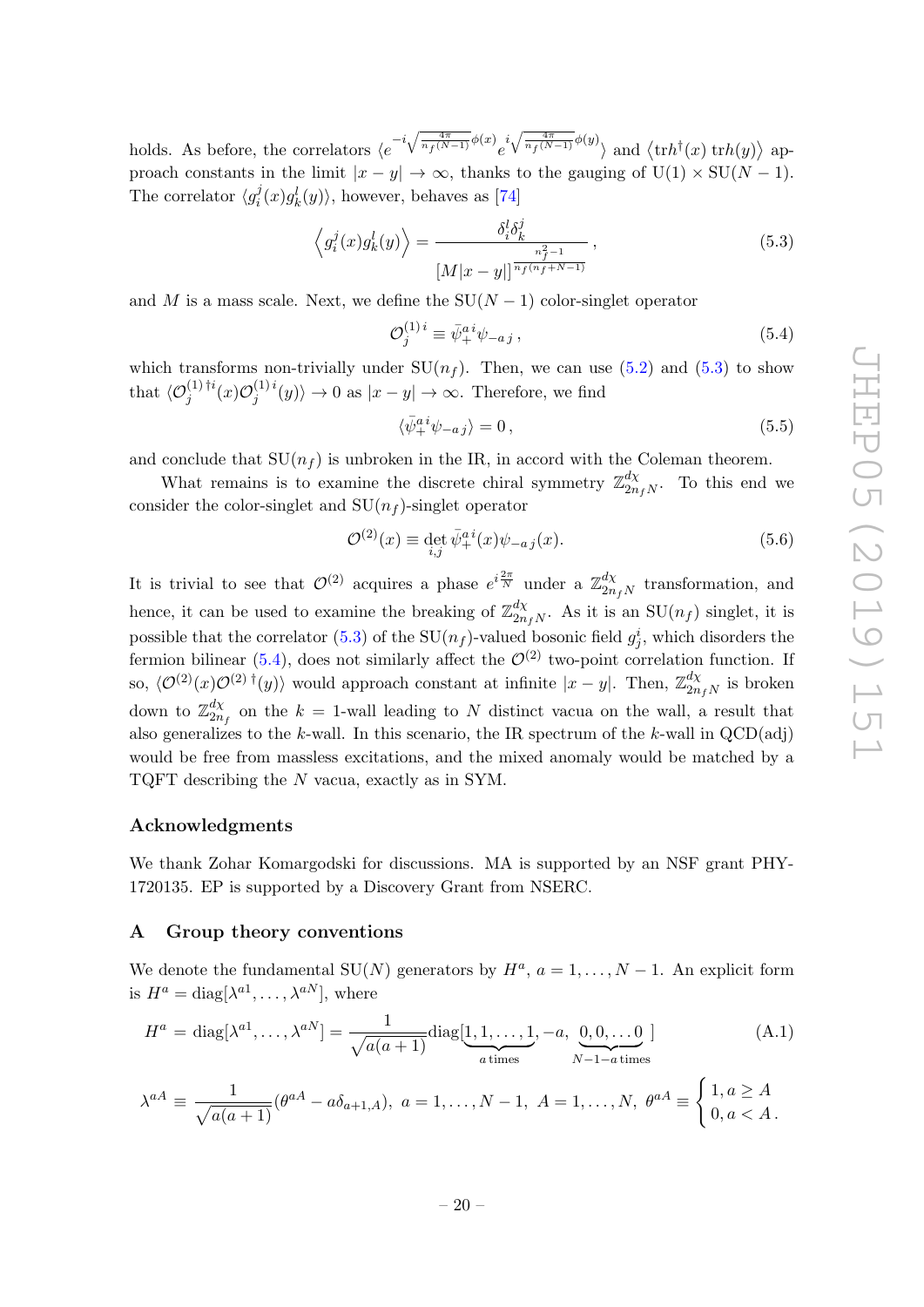holds. As before, the correlators $\langle e^{-i\sqrt{\frac{4\pi}{n_f(N-1)}}\phi(x)} e^{i\sqrt{\frac{4\pi}{n_f(N-1)}}\phi(y)}\rangle$ and $\langle \text{tr}h^\dagger(x)\,\text{tr}h(y)\rangle$ approach constants in the limit $|x-y|\to\infty$, thanks to the gauging of $\text{U}(1)\times\text{SU}(N-1)$. The correlator $\langle g_i^j(x) g_k^l(y)\rangle$, however, behaves as [74]

$$\left\langle g_i^j(x) g_k^l(y)\right\rangle = \frac{\delta_i^l \delta_k^j}{[M|x-y|]^{\frac{n_f^2-1}{n_f(n_f+N-1)}}}\,, \tag{5.3}$$

and $M$ is a mass scale. Next, we define the $\text{SU}(N-1)$ color-singlet operator

$$\mathcal{O}_j^{(1)\,i} \equiv \bar{\psi}_+^{a\,i}\psi_{-a\,j}\,, \tag{5.4}$$

which transforms non-trivially under $\text{SU}(n_f)$. Then, we can use (5.2) and (5.3) to show that $\langle \mathcal{O}_j^{(1)\,\dagger i}(x)\mathcal{O}_j^{(1)\,i}(y)\rangle \to 0$ as $|x-y|\to\infty$. Therefore, we find

$$\langle \bar{\psi}_+^{a\,i}\psi_{-a\,j}\rangle = 0\,, \tag{5.5}$$

and conclude that $\text{SU}(n_f)$ is unbroken in the IR, in accord with the Coleman theorem.

What remains is to examine the discrete chiral symmetry $\mathbb{Z}_{2n_fN}^{d\chi}$. To this end we consider the color-singlet and $\text{SU}(n_f)$-singlet operator

$$\mathcal{O}^{(2)}(x) \equiv \det_{i,j} \bar{\psi}_+^{a\,i}(x)\psi_{-a\,j}(x). \tag{5.6}$$

It is trivial to see that $\mathcal{O}^{(2)}$ acquires a phase $e^{i\frac{2\pi}{N}}$ under a $\mathbb{Z}_{2n_fN}^{d\chi}$ transformation, and hence, it can be used to examine the breaking of $\mathbb{Z}_{2n_fN}^{d\chi}$. As it is an $\text{SU}(n_f)$ singlet, it is possible that the correlator (5.3) of the $\text{SU}(n_f)$-valued bosonic field $g_j^i$, which disorders the fermion bilinear (5.4), does not similarly affect the $\mathcal{O}^{(2)}$ two-point correlation function. If so, $\langle \mathcal{O}^{(2)}(x)\mathcal{O}^{(2)\,\dagger}(y)\rangle$ would approach constant at infinite $|x-y|$. Then, $\mathbb{Z}_{2n_fN}^{d\chi}$ is broken down to $\mathbb{Z}_{2n_f}^{d\chi}$ on the $k=1$-wall leading to $N$ distinct vacua on the wall, a result that also generalizes to the $k$-wall. In this scenario, the IR spectrum of the $k$-wall in QCD(adj) would be free from massless excitations, and the mixed anomaly would be matched by a TQFT describing the $N$ vacua, exactly as in SYM.

## Acknowledgments

We thank Zohar Komargodski for discussions. MA is supported by an NSF grant PHY-1720135. EP is supported by a Discovery Grant from NSERC.

## A Group theory conventions

We denote the fundamental $\text{SU}(N)$ generators by $H^a$, $a=1,\ldots,N-1$. An explicit form is $H^a = \text{diag}[\lambda^{a1},\ldots,\lambda^{aN}]$, where

$$H^a = \text{diag}[\lambda^{a1},\ldots,\lambda^{aN}] = \frac{1}{\sqrt{a(a+1)}}\text{diag}[\underbrace{1,1,\ldots,1}_{a\,\text{times}},-a,\underbrace{0,0,\ldots 0}_{N-1-a\,\text{times}}] \tag{A.1}$$

$$\lambda^{aA} \equiv \frac{1}{\sqrt{a(a+1)}}(\theta^{aA} - a\delta_{a+1,A}),\; a=1,\ldots,N-1,\; A=1,\ldots,N,\; \theta^{aA} \equiv \begin{cases} 1, a\geq A \\ 0, a<A\,. \end{cases}$$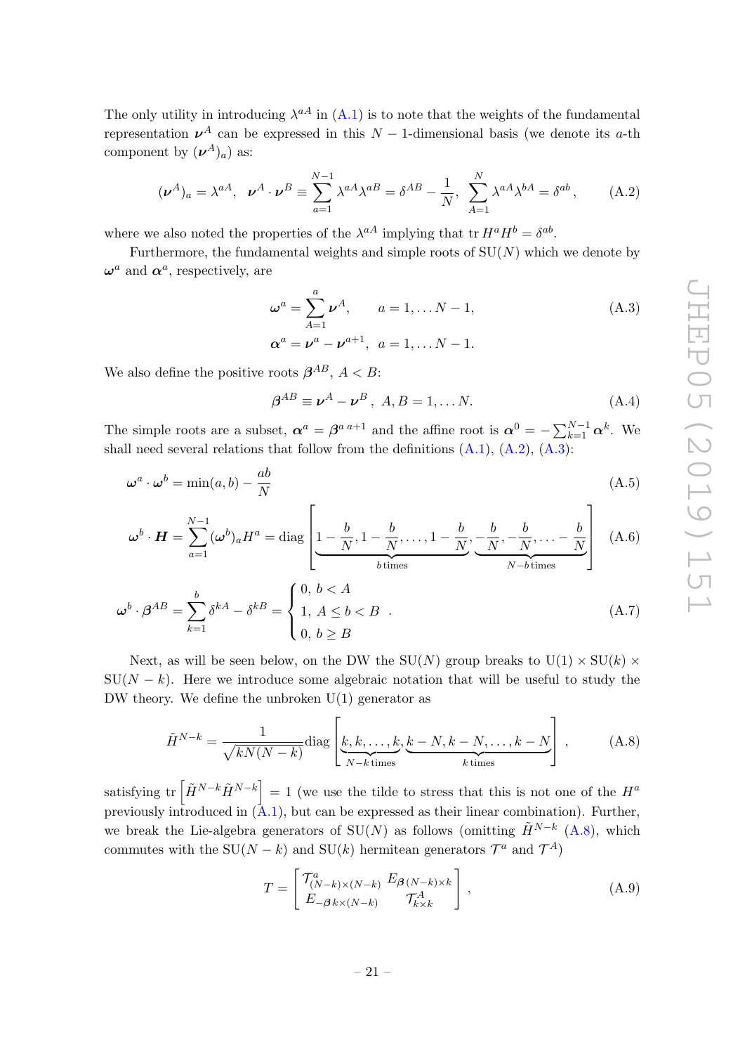The only utility in introducing $\lambda^{aA}$ in (A.1) is to note that the weights of the fundamental representation $\boldsymbol{\nu}^A$ can be expressed in this $N-1$-dimensional basis (we denote its $a$-th component by $(\boldsymbol{\nu}^A)_a$) as:

$$(\boldsymbol{\nu}^A)_a = \lambda^{aA}, \quad \boldsymbol{\nu}^A \cdot \boldsymbol{\nu}^B \equiv \sum_{a=1}^{N-1} \lambda^{aA}\lambda^{aB} = \delta^{AB} - \frac{1}{N}, \quad \sum_{A=1}^{N} \lambda^{aA}\lambda^{bA} = \delta^{ab}, \tag{A.2}$$

where we also noted the properties of the $\lambda^{aA}$ implying that $\operatorname{tr} H^a H^b = \delta^{ab}$.

Furthermore, the fundamental weights and simple roots of SU($N$) which we denote by $\boldsymbol{\omega}^a$ and $\boldsymbol{\alpha}^a$, respectively, are

$$\begin{aligned} \boldsymbol{\omega}^a &= \sum_{A=1}^{a} \boldsymbol{\nu}^A, \qquad a = 1, \ldots N-1, \\ \boldsymbol{\alpha}^a &= \boldsymbol{\nu}^a - \boldsymbol{\nu}^{a+1}, \quad a = 1, \ldots N-1. \end{aligned} \tag{A.3}$$

We also define the positive roots $\boldsymbol{\beta}^{AB}$, $A < B$:

$$\boldsymbol{\beta}^{AB} \equiv \boldsymbol{\nu}^A - \boldsymbol{\nu}^B, \quad A, B = 1, \ldots N. \tag{A.4}$$

The simple roots are a subset, $\boldsymbol{\alpha}^a = \boldsymbol{\beta}^{a\,a+1}$ and the affine root is $\boldsymbol{\alpha}^0 = -\sum_{k=1}^{N-1} \boldsymbol{\alpha}^k$. We shall need several relations that follow from the definitions (A.1), (A.2), (A.3):

$$\boldsymbol{\omega}^a \cdot \boldsymbol{\omega}^b = \min(a,b) - \frac{ab}{N} \tag{A.5}$$

$$\boldsymbol{\omega}^b \cdot \boldsymbol{H} = \sum_{a=1}^{N-1} (\boldsymbol{\omega}^b)_a H^a = \operatorname{diag}\Big[\underbrace{1-\frac{b}{N}, 1-\frac{b}{N}, \ldots, 1-\frac{b}{N}}_{b\,\text{times}}, \underbrace{-\frac{b}{N}, -\frac{b}{N}, \ldots -\frac{b}{N}}_{N-b\,\text{times}}\Big] \tag{A.6}$$

$$\boldsymbol{\omega}^b \cdot \boldsymbol{\beta}^{AB} = \sum_{k=1}^{b} \delta^{kA} - \delta^{kB} = \begin{cases} 0, \; b < A \\ 1, \; A \le b < B \\ 0, \; b \ge B \end{cases}. \tag{A.7}$$

Next, as will be seen below, on the DW the SU($N$) group breaks to U(1) $\times$ SU($k$) $\times$ SU($N-k$). Here we introduce some algebraic notation that will be useful to study the DW theory. We define the unbroken U(1) generator as

$$\tilde{H}^{N-k} = \frac{1}{\sqrt{kN(N-k)}} \operatorname{diag}\Big[\underbrace{k, k, \ldots, k}_{N-k\,\text{times}}, \underbrace{k-N, k-N, \ldots, k-N}_{k\,\text{times}}\Big], \tag{A.8}$$

satisfying $\operatorname{tr}\left[\tilde{H}^{N-k}\tilde{H}^{N-k}\right] = 1$ (we use the tilde to stress that this is not one of the $H^a$ previously introduced in (A.1), but can be expressed as their linear combination). Further, we break the Lie-algebra generators of SU($N$) as follows (omitting $\tilde{H}^{N-k}$ (A.8), which commutes with the SU($N-k$) and SU($k$) hermitean generators $\mathcal{T}^a$ and $\mathcal{T}^A$)

$$T = \begin{bmatrix} \mathcal{T}^a_{(N-k)\times(N-k)} & E_{\boldsymbol{\beta}\,(N-k)\times k} \\ E_{-\boldsymbol{\beta}\,k\times(N-k)} & \mathcal{T}^A_{k\times k} \end{bmatrix}, \tag{A.9}$$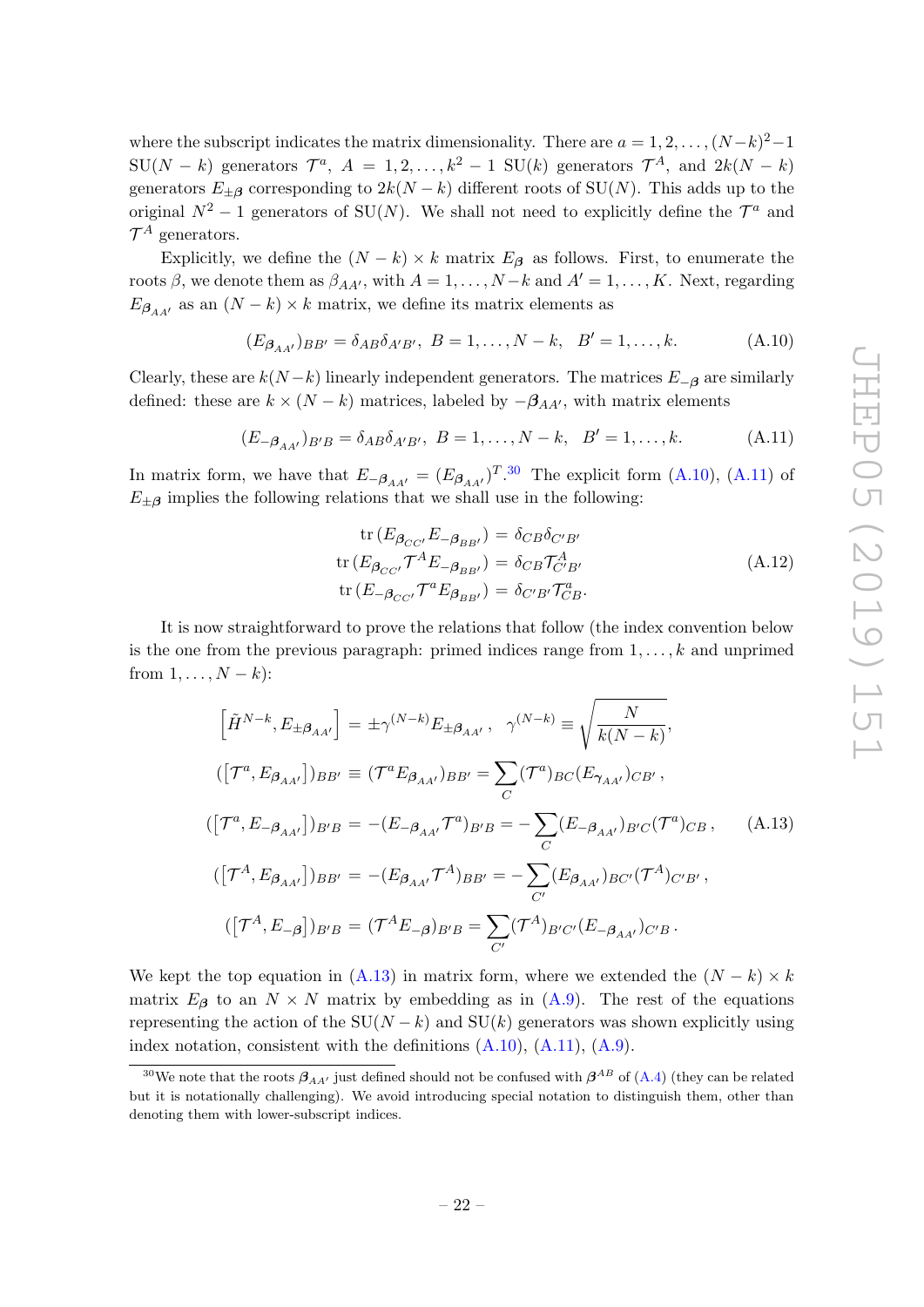where the subscript indicates the matrix dimensionality. There are $a = 1, 2, \ldots, (N-k)^2-1$ $\mathrm{SU}(N-k)$ generators $\mathcal{T}^a$, $A = 1, 2, \ldots, k^2-1$ $\mathrm{SU}(k)$ generators $\mathcal{T}^A$, and $2k(N-k)$ generators $E_{\pm\boldsymbol{\beta}}$ corresponding to $2k(N-k)$ different roots of $\mathrm{SU}(N)$. This adds up to the original $N^2-1$ generators of $\mathrm{SU}(N)$. We shall not need to explicitly define the $\mathcal{T}^a$ and $\mathcal{T}^A$ generators.

Explicitly, we define the $(N-k)\times k$ matrix $E_{\boldsymbol{\beta}}$ as follows. First, to enumerate the roots $\beta$, we denote them as $\beta_{AA'}$, with $A = 1, \ldots, N-k$ and $A' = 1, \ldots, K$. Next, regarding $E_{\boldsymbol{\beta}_{AA'}}$ as an $(N-k)\times k$ matrix, we define its matrix elements as

$$(E_{\boldsymbol{\beta}_{AA'}})_{BB'} = \delta_{AB}\delta_{A'B'}, \; B = 1, \ldots, N-k, \quad B' = 1, \ldots, k. \tag{A.10}$$

Clearly, these are $k(N-k)$ linearly independent generators. The matrices $E_{-\boldsymbol{\beta}}$ are similarly defined: these are $k\times(N-k)$ matrices, labeled by $-\boldsymbol{\beta}_{AA'}$, with matrix elements

$$(E_{-\boldsymbol{\beta}_{AA'}})_{B'B} = \delta_{AB}\delta_{A'B'}, \; B = 1, \ldots, N-k, \quad B' = 1, \ldots, k. \tag{A.11}$$

In matrix form, we have that $E_{-\boldsymbol{\beta}_{AA'}} = (E_{\boldsymbol{\beta}_{AA'}})^T$.[30] The explicit form (A.10), (A.11) of $E_{\pm\boldsymbol{\beta}}$ implies the following relations that we shall use in the following:

$$\begin{aligned}
\mathrm{tr}\,(E_{\boldsymbol{\beta}_{CC'}}E_{-\boldsymbol{\beta}_{BB'}}) &= \delta_{CB}\delta_{C'B'} \\
\mathrm{tr}\,(E_{\boldsymbol{\beta}_{CC'}}\mathcal{T}^A E_{-\boldsymbol{\beta}_{BB'}}) &= \delta_{CB}\mathcal{T}^A_{C'B'} \\
\mathrm{tr}\,(E_{-\boldsymbol{\beta}_{CC'}}\mathcal{T}^a E_{\boldsymbol{\beta}_{BB'}}) &= \delta_{C'B'}\mathcal{T}^a_{CB}.
\end{aligned} \tag{A.12}$$

It is now straightforward to prove the relations that follow (the index convention below is the one from the previous paragraph: primed indices range from $1, \ldots, k$ and unprimed from $1, \ldots, N-k$):

$$\begin{aligned}
\left[\tilde{H}^{N-k}, E_{\pm\boldsymbol{\beta}_{AA'}}\right] &= \pm\gamma^{(N-k)}E_{\pm\boldsymbol{\beta}_{AA'}}\,, \quad \gamma^{(N-k)} \equiv \sqrt{\frac{N}{k(N-k)}}, \\
([\mathcal{T}^a, E_{\boldsymbol{\beta}_{AA'}}])_{BB'} &\equiv (\mathcal{T}^a E_{\boldsymbol{\beta}_{AA'}})_{BB'} = \sum_C (\mathcal{T}^a)_{BC}(E_{\boldsymbol{\gamma}_{AA'}})_{CB'}\,, \\
([\mathcal{T}^a, E_{-\boldsymbol{\beta}_{AA'}}])_{B'B} &= -(E_{-\boldsymbol{\beta}_{AA'}}\mathcal{T}^a)_{B'B} = -\sum_C (E_{-\boldsymbol{\beta}_{AA'}})_{B'C}(\mathcal{T}^a)_{CB}\,, \\
([\mathcal{T}^A, E_{\boldsymbol{\beta}_{AA'}}])_{BB'} &= -(E_{\boldsymbol{\beta}_{AA'}}\mathcal{T}^A)_{BB'} = -\sum_{C'} (E_{\boldsymbol{\beta}_{AA'}})_{BC'}(\mathcal{T}^A)_{C'B'}\,, \\
([\mathcal{T}^A, E_{-\boldsymbol{\beta}}])_{B'B} &= (\mathcal{T}^A E_{-\boldsymbol{\beta}})_{B'B} = \sum_{C'} (\mathcal{T}^A)_{B'C'}(E_{-\boldsymbol{\beta}_{AA'}})_{C'B}\,.
\end{aligned} \tag{A.13}$$

We kept the top equation in (A.13) in matrix form, where we extended the $(N-k)\times k$ matrix $E_{\boldsymbol{\beta}}$ to an $N\times N$ matrix by embedding as in (A.9). The rest of the equations representing the action of the $\mathrm{SU}(N-k)$ and $\mathrm{SU}(k)$ generators was shown explicitly using index notation, consistent with the definitions (A.10), (A.11), (A.9).

[30] We note that the roots $\boldsymbol{\beta}_{AA'}$ just defined should not be confused with $\boldsymbol{\beta}^{AB}$ of (A.4) (they can be related but it is notationally challenging). We avoid introducing special notation to distinguish them, other than denoting them with lower-subscript indices.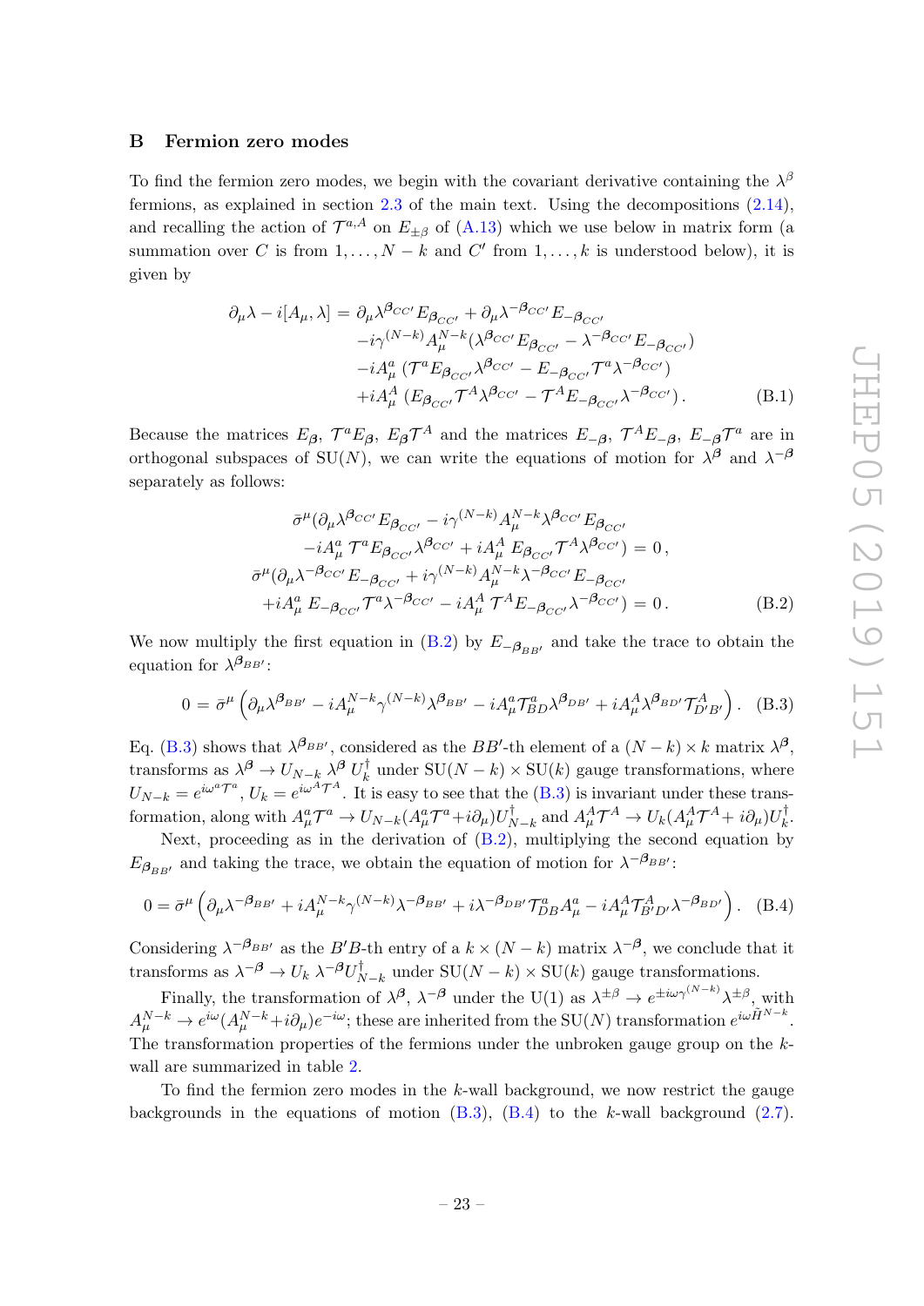## B Fermion zero modes

To find the fermion zero modes, we begin with the covariant derivative containing the $\lambda^\beta$ fermions, as explained in section 2.3 of the main text. Using the decompositions (2.14), and recalling the action of $\mathcal{T}^{a,A}$ on $E_{\pm\beta}$ of (A.13) which we use below in matrix form (a summation over $C$ is from $1,\ldots,N-k$ and $C'$ from $1,\ldots,k$ is understood below), it is given by

$$
\begin{aligned}
\partial_\mu\lambda - i[A_\mu,\lambda] = &\ \partial_\mu\lambda^{\boldsymbol{\beta}_{CC'}}E_{\boldsymbol{\beta}_{CC'}} + \partial_\mu\lambda^{-\boldsymbol{\beta}_{CC'}}E_{-\boldsymbol{\beta}_{CC'}} \\
&-i\gamma^{(N-k)}A_\mu^{N-k}(\lambda^{\boldsymbol{\beta}_{CC'}}E_{\boldsymbol{\beta}_{CC'}} - \lambda^{-\boldsymbol{\beta}_{CC'}}E_{-\boldsymbol{\beta}_{CC'}}) \\
&-iA_\mu^a\,(\mathcal{T}^a E_{\boldsymbol{\beta}_{CC'}}\lambda^{\boldsymbol{\beta}_{CC'}} - E_{-\boldsymbol{\beta}_{CC'}}\mathcal{T}^a\lambda^{-\boldsymbol{\beta}_{CC'}}) \\
&+iA_\mu^A\,(E_{\boldsymbol{\beta}_{CC'}}\mathcal{T}^A\lambda^{\boldsymbol{\beta}_{CC'}} - \mathcal{T}^A E_{-\boldsymbol{\beta}_{CC'}}\lambda^{-\boldsymbol{\beta}_{CC'}})\,.
\end{aligned}
\tag{B.1}
$$

Because the matrices $E_{\boldsymbol{\beta}}$, $\mathcal{T}^a E_{\boldsymbol{\beta}}$, $E_{\boldsymbol{\beta}}\mathcal{T}^A$ and the matrices $E_{-\boldsymbol{\beta}}$, $\mathcal{T}^A E_{-\boldsymbol{\beta}}$, $E_{-\boldsymbol{\beta}}\mathcal{T}^a$ are in orthogonal subspaces of SU($N$), we can write the equations of motion for $\lambda^{\boldsymbol{\beta}}$ and $\lambda^{-\boldsymbol{\beta}}$ separately as follows:

$$
\begin{aligned}
&\bar\sigma^\mu(\partial_\mu\lambda^{\boldsymbol{\beta}_{CC'}}E_{\boldsymbol{\beta}_{CC'}} - i\gamma^{(N-k)}A_\mu^{N-k}\lambda^{\boldsymbol{\beta}_{CC'}}E_{\boldsymbol{\beta}_{CC'}} \\
&\quad -iA_\mu^a\,\mathcal{T}^a E_{\boldsymbol{\beta}_{CC'}}\lambda^{\boldsymbol{\beta}_{CC'}} + iA_\mu^A\,E_{\boldsymbol{\beta}_{CC'}}\mathcal{T}^A\lambda^{\boldsymbol{\beta}_{CC'}}) = 0\,, \\
&\bar\sigma^\mu(\partial_\mu\lambda^{-\boldsymbol{\beta}_{CC'}}E_{-\boldsymbol{\beta}_{CC'}} + i\gamma^{(N-k)}A_\mu^{N-k}\lambda^{-\boldsymbol{\beta}_{CC'}}E_{-\boldsymbol{\beta}_{CC'}} \\
&\quad +iA_\mu^a\,E_{-\boldsymbol{\beta}_{CC'}}\mathcal{T}^a\lambda^{-\boldsymbol{\beta}_{CC'}} - iA_\mu^A\,\mathcal{T}^A E_{-\boldsymbol{\beta}_{CC'}}\lambda^{-\boldsymbol{\beta}_{CC'}}) = 0\,.
\end{aligned}
\tag{B.2}
$$

We now multiply the first equation in (B.2) by $E_{-\boldsymbol{\beta}_{BB'}}$ and take the trace to obtain the equation for $\lambda^{\boldsymbol{\beta}_{BB'}}$:

$$
0 = \bar\sigma^\mu\left(\partial_\mu\lambda^{\boldsymbol{\beta}_{BB'}} - iA_\mu^{N-k}\gamma^{(N-k)}\lambda^{\boldsymbol{\beta}_{BB'}} - iA_\mu^a\mathcal{T}^a_{BD}\lambda^{\boldsymbol{\beta}_{DB'}} + iA_\mu^A\lambda^{\boldsymbol{\beta}_{BD'}}\mathcal{T}^A_{D'B'}\right). \tag{B.3}
$$

Eq. (B.3) shows that $\lambda^{\boldsymbol{\beta}_{BB'}}$, considered as the $BB'$-th element of a $(N-k)\times k$ matrix $\lambda^{\boldsymbol{\beta}}$, transforms as $\lambda^{\boldsymbol{\beta}} \to U_{N-k}\,\lambda^{\boldsymbol{\beta}}\,U_k^\dagger$ under SU($N-k$) $\times$ SU($k$) gauge transformations, where $U_{N-k} = e^{i\omega^a\mathcal{T}^a}$, $U_k = e^{i\omega^A\mathcal{T}^A}$. It is easy to see that the (B.3) is invariant under these transformation, along with $A_\mu^a\mathcal{T}^a \to U_{N-k}(A_\mu^a\mathcal{T}^a + i\partial_\mu)U_{N-k}^\dagger$ and $A_\mu^A\mathcal{T}^A \to U_k(A_\mu^A\mathcal{T}^A + i\partial_\mu)U_k^\dagger$.

Next, proceeding as in the derivation of (B.2), multiplying the second equation by $E_{\boldsymbol{\beta}_{BB'}}$ and taking the trace, we obtain the equation of motion for $\lambda^{-\boldsymbol{\beta}_{BB'}}$:

$$
0 = \bar\sigma^\mu\left(\partial_\mu\lambda^{-\boldsymbol{\beta}_{BB'}} + iA_\mu^{N-k}\gamma^{(N-k)}\lambda^{-\boldsymbol{\beta}_{BB'}} + i\lambda^{-\boldsymbol{\beta}_{DB'}}\mathcal{T}^a_{DB}A_\mu^a - iA_\mu^A\mathcal{T}^A_{B'D'}\lambda^{-\boldsymbol{\beta}_{BD'}}\right). \tag{B.4}
$$

Considering $\lambda^{-\boldsymbol{\beta}_{BB'}}$ as the $B'B$-th entry of a $k\times(N-k)$ matrix $\lambda^{-\boldsymbol{\beta}}$, we conclude that it transforms as $\lambda^{-\boldsymbol{\beta}} \to U_k\,\lambda^{-\boldsymbol{\beta}}U_{N-k}^\dagger$ under SU($N-k$) $\times$ SU($k$) gauge transformations.

Finally, the transformation of $\lambda^{\boldsymbol{\beta}}$, $\lambda^{-\boldsymbol{\beta}}$ under the U(1) as $\lambda^{\pm\beta} \to e^{\pm i\omega\gamma^{(N-k)}}\lambda^{\pm\beta}$, with $A_\mu^{N-k} \to e^{i\omega}(A_\mu^{N-k} + i\partial_\mu)e^{-i\omega}$; these are inherited from the SU($N$) transformation $e^{i\omega\tilde H^{N-k}}$. The transformation properties of the fermions under the unbroken gauge group on the $k$-wall are summarized in table 2.

To find the fermion zero modes in the $k$-wall background, we now restrict the gauge backgrounds in the equations of motion (B.3), (B.4) to the $k$-wall background (2.7).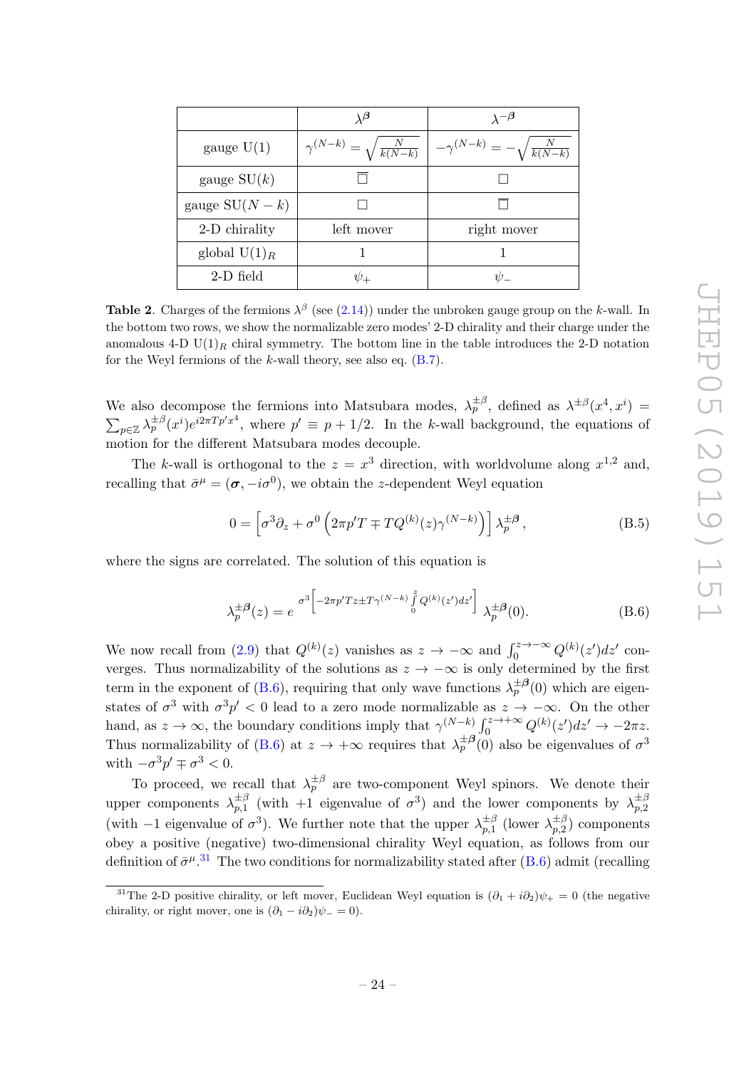| | $\lambda^{\boldsymbol{\beta}}$ | $\lambda^{-\boldsymbol{\beta}}$ |
|---|---|---|
| gauge U(1) | $\gamma^{(N-k)} = \sqrt{\frac{N}{k(N-k)}}$ | $-\gamma^{(N-k)} = -\sqrt{\frac{N}{k(N-k)}}$ |
| gauge SU($k$) | $\overline{\square}$ | $\square$ |
| gauge SU($N-k$) | $\square$ | $\overline{\square}$ |
| 2-D chirality | left mover | right mover |
| global U(1)$_R$ | 1 | 1 |
| 2-D field | $\psi_+$ | $\psi_-$ |

**Table 2**. Charges of the fermions $\lambda^\beta$ (see (2.14)) under the unbroken gauge group on the $k$-wall. In the bottom two rows, we show the normalizable zero modes' 2-D chirality and their charge under the anomalous 4-D U(1)$_R$ chiral symmetry. The bottom line in the table introduces the 2-D notation for the Weyl fermions of the $k$-wall theory, see also eq. (B.7).

We also decompose the fermions into Matsubara modes, $\lambda_p^{\pm\beta}$, defined as $\lambda^{\pm\beta}(x^4, x^i) = \sum_{p\in\mathbb{Z}} \lambda_p^{\pm\beta}(x^i) e^{i2\pi T p' x^4}$, where $p' \equiv p + 1/2$. In the $k$-wall background, the equations of motion for the different Matsubara modes decouple.

The $k$-wall is orthogonal to the $z = x^3$ direction, with worldvolume along $x^{1,2}$ and, recalling that $\bar\sigma^\mu = (\boldsymbol{\sigma}, -i\sigma^0)$, we obtain the $z$-dependent Weyl equation

$$0 = \left[\sigma^3 \partial_z + \sigma^0 \left(2\pi p' T \mp T Q^{(k)}(z) \gamma^{(N-k)}\right)\right] \lambda_p^{\pm\boldsymbol{\beta}}\,, \tag{B.5}$$

where the signs are correlated. The solution of this equation is

$$\lambda_p^{\pm\boldsymbol{\beta}}(z) = e^{\sigma^3\left[-2\pi p' T z \pm T\gamma^{(N-k)} \int\limits_0^z Q^{(k)}(z')dz'\right]}\, \lambda_p^{\pm\boldsymbol{\beta}}(0). \tag{B.6}$$

We now recall from (2.9) that $Q^{(k)}(z)$ vanishes as $z \to -\infty$ and $\int_0^{z\to-\infty} Q^{(k)}(z')dz'$ converges. Thus normalizability of the solutions as $z \to -\infty$ is only determined by the first term in the exponent of (B.6), requiring that only wave functions $\lambda_p^{\pm\boldsymbol{\beta}}(0)$ which are eigenstates of $\sigma^3$ with $\sigma^3 p' < 0$ lead to a zero mode normalizable as $z \to -\infty$. On the other hand, as $z \to \infty$, the boundary conditions imply that $\gamma^{(N-k)} \int_0^{z\to+\infty} Q^{(k)}(z')dz' \to -2\pi z$. Thus normalizability of (B.6) at $z \to +\infty$ requires that $\lambda_p^{\pm\boldsymbol{\beta}}(0)$ also be eigenvalues of $\sigma^3$ with $-\sigma^3 p' \mp \sigma^3 < 0$.

To proceed, we recall that $\lambda_p^{\pm\beta}$ are two-component Weyl spinors. We denote their upper components $\lambda_{p,1}^{\pm\beta}$ (with $+1$ eigenvalue of $\sigma^3$) and the lower components by $\lambda_{p,2}^{\pm\beta}$ (with $-1$ eigenvalue of $\sigma^3$). We further note that the upper $\lambda_{p,1}^{\pm\beta}$ (lower $\lambda_{p,2}^{\pm\beta}$) components obey a positive (negative) two-dimensional chirality Weyl equation, as follows from our definition of $\bar\sigma^\mu$.[31] The two conditions for normalizability stated after (B.6) admit (recalling

[31]The 2-D positive chirality, or left mover, Euclidean Weyl equation is $(\partial_1 + i\partial_2)\psi_+ = 0$ (the negative chirality, or right mover, one is $(\partial_1 - i\partial_2)\psi_- = 0$).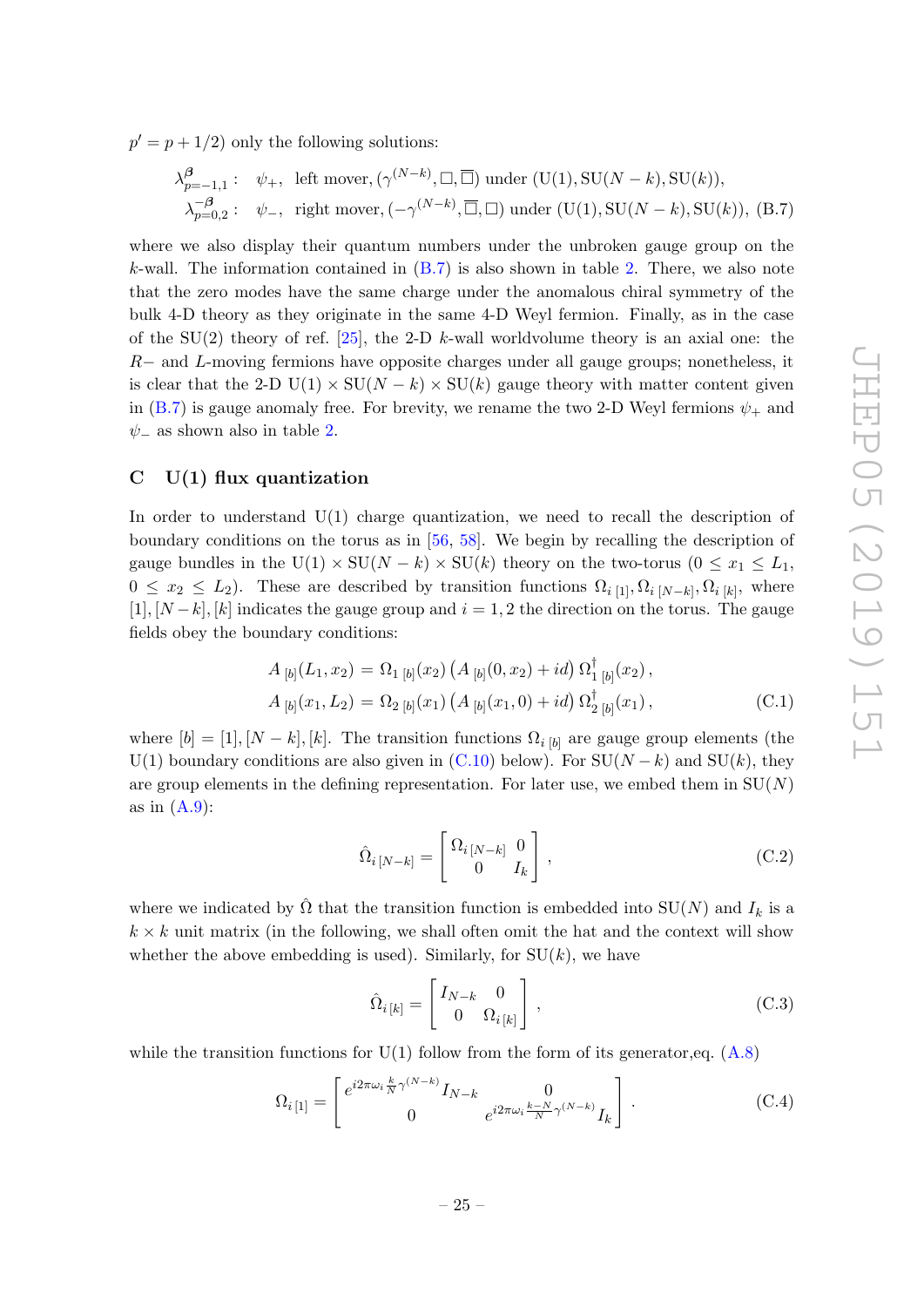$p' = p + 1/2$) only the following solutions:

$$
\begin{aligned}
\lambda^{\boldsymbol{\beta}}_{p=-1,1}: &\quad \psi_+, \text{ left mover}, (\gamma^{(N-k)}, \Box, \overline{\Box}) \text{ under } (\mathrm{U}(1), \mathrm{SU}(N-k), \mathrm{SU}(k)), \\
\lambda^{-\boldsymbol{\beta}}_{p=0,2}: &\quad \psi_-, \text{ right mover}, (-\gamma^{(N-k)}, \overline{\Box}, \Box) \text{ under } (\mathrm{U}(1), \mathrm{SU}(N-k), \mathrm{SU}(k)),
\end{aligned} \tag{B.7}
$$

where we also display their quantum numbers under the unbroken gauge group on the $k$-wall. The information contained in (B.7) is also shown in table 2. There, we also note that the zero modes have the same charge under the anomalous chiral symmetry of the bulk 4-D theory as they originate in the same 4-D Weyl fermion. Finally, as in the case of the SU(2) theory of ref. [25], the 2-D $k$-wall worldvolume theory is an axial one: the $R-$ and $L$-moving fermions have opposite charges under all gauge groups; nonetheless, it is clear that the 2-D $\mathrm{U}(1) \times \mathrm{SU}(N-k) \times \mathrm{SU}(k)$ gauge theory with matter content given in (B.7) is gauge anomaly free. For brevity, we rename the two 2-D Weyl fermions $\psi_+$ and $\psi_-$ as shown also in table 2.

## C U(1) flux quantization

In order to understand U(1) charge quantization, we need to recall the description of boundary conditions on the torus as in [56, 58]. We begin by recalling the description of gauge bundles in the $\mathrm{U}(1) \times \mathrm{SU}(N-k) \times \mathrm{SU}(k)$ theory on the two-torus ($0 \leq x_1 \leq L_1$, $0 \leq x_2 \leq L_2$). These are described by transition functions $\Omega_{i\,[1]}, \Omega_{i\,[N-k]}, \Omega_{i\,[k]}$, where $[1], [N-k], [k]$ indicates the gauge group and $i = 1, 2$ the direction on the torus. The gauge fields obey the boundary conditions:

$$
\begin{aligned}
A_{\,[b]}(L_1, x_2) &= \Omega_{1\,[b]}(x_2) \left( A_{\,[b]}(0, x_2) + i d \right) \Omega^{\dagger}_{1\,[b]}(x_2)\,, \\
A_{\,[b]}(x_1, L_2) &= \Omega_{2\,[b]}(x_1) \left( A_{\,[b]}(x_1, 0) + i d \right) \Omega^{\dagger}_{2\,[b]}(x_1)\,,
\end{aligned} \tag{C.1}
$$

where $[b] = [1], [N-k], [k]$. The transition functions $\Omega_{i\,[b]}$ are gauge group elements (the U(1) boundary conditions are also given in (C.10) below). For $\mathrm{SU}(N-k)$ and $\mathrm{SU}(k)$, they are group elements in the defining representation. For later use, we embed them in $\mathrm{SU}(N)$ as in (A.9):

$$
\hat{\Omega}_{i\,[N-k]} = \begin{bmatrix} \Omega_{i\,[N-k]} & 0 \\ 0 & I_k \end{bmatrix}, \tag{C.2}
$$

where we indicated by $\hat{\Omega}$ that the transition function is embedded into $\mathrm{SU}(N)$ and $I_k$ is a $k \times k$ unit matrix (in the following, we shall often omit the hat and the context will show whether the above embedding is used). Similarly, for $\mathrm{SU}(k)$, we have

$$
\hat{\Omega}_{i\,[k]} = \begin{bmatrix} I_{N-k} & 0 \\ 0 & \Omega_{i\,[k]} \end{bmatrix}, \tag{C.3}
$$

while the transition functions for U(1) follow from the form of its generator,eq. (A.8)

$$
\Omega_{i\,[1]} = \begin{bmatrix} e^{i 2\pi \omega_i \frac{k}{N} \gamma^{(N-k)}} I_{N-k} & 0 \\ 0 & e^{i 2\pi \omega_i \frac{k-N}{N} \gamma^{(N-k)}} I_k \end{bmatrix}. \tag{C.4}
$$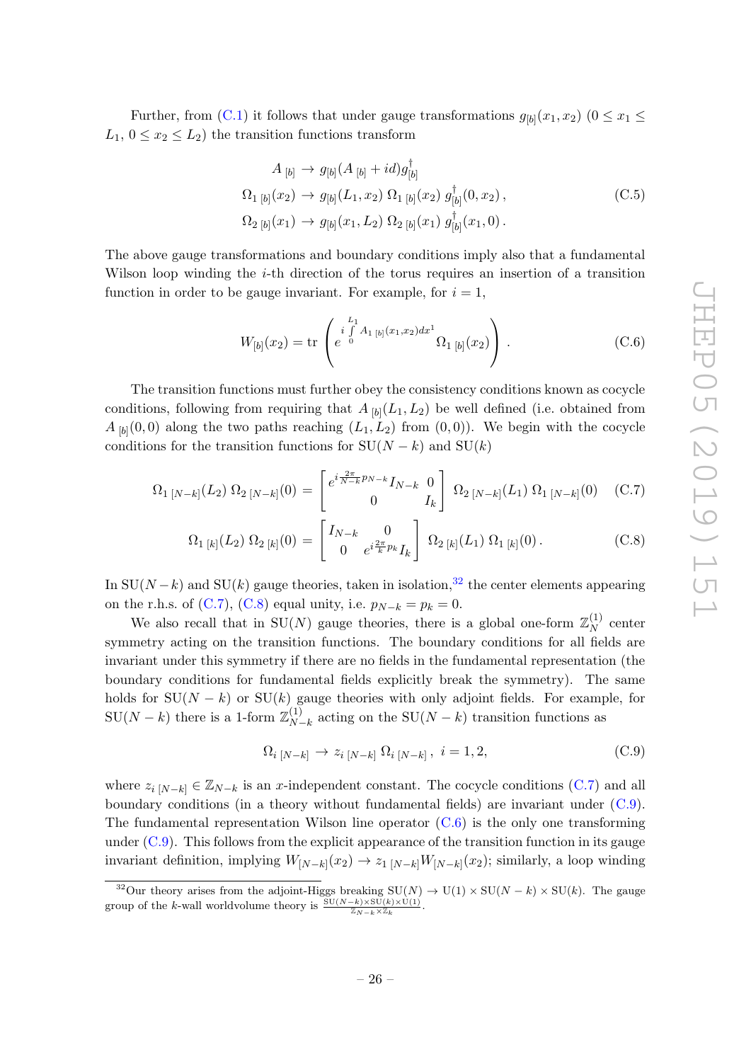Further, from (C.1) it follows that under gauge transformations $g_{[b]}(x_1, x_2)$ ($0 \le x_1 \le L_1$, $0 \le x_2 \le L_2$) the transition functions transform

$$
\begin{aligned}
A_{\,[b]} &\to g_{[b]}(A_{\,[b]} + id)g^{\dagger}_{[b]} \\
\Omega_{1\,[b]}(x_2) &\to g_{[b]}(L_1, x_2)\;\Omega_{1\,[b]}(x_2)\; g^{\dagger}_{[b]}(0, x_2)\,, \\
\Omega_{2\,[b]}(x_1) &\to g_{[b]}(x_1, L_2)\;\Omega_{2\,[b]}(x_1)\; g^{\dagger}_{[b]}(x_1, 0)\,.
\end{aligned}
\tag{C.5}
$$

The above gauge transformations and boundary conditions imply also that a fundamental Wilson loop winding the $i$-th direction of the torus requires an insertion of a transition function in order to be gauge invariant. For example, for $i = 1$,

$$
W_{[b]}(x_2) = \mathrm{tr}\left( e^{\,i\int\limits_0^{L_1} A_{1\,[b]}(x_1,x_2)dx^1}\;\Omega_{1\,[b]}(x_2) \right). \tag{C.6}
$$

The transition functions must further obey the consistency conditions known as cocycle conditions, following from requiring that $A_{\,[b]}(L_1, L_2)$ be well defined (i.e. obtained from $A_{\,[b]}(0,0)$ along the two paths reaching $(L_1, L_2)$ from $(0,0)$). We begin with the cocycle conditions for the transition functions for $\mathrm{SU}(N-k)$ and $\mathrm{SU}(k)$

$$
\Omega_{1\,[N-k]}(L_2)\;\Omega_{2\,[N-k]}(0) = \begin{bmatrix} e^{i\frac{2\pi}{N-k}p_{N-k}} I_{N-k} & 0 \\ 0 & I_k \end{bmatrix}\;\Omega_{2\,[N-k]}(L_1)\;\Omega_{1\,[N-k]}(0) \tag{C.7}
$$

$$
\Omega_{1\,[k]}(L_2)\;\Omega_{2\,[k]}(0) = \begin{bmatrix} I_{N-k} & 0 \\ 0 & e^{i\frac{2\pi}{k}p_k} I_k \end{bmatrix}\;\Omega_{2\,[k]}(L_1)\;\Omega_{1\,[k]}(0)\,. \tag{C.8}
$$

In $\mathrm{SU}(N-k)$ and $\mathrm{SU}(k)$ gauge theories, taken in isolation,[32] the center elements appearing on the r.h.s. of (C.7), (C.8) equal unity, i.e. $p_{N-k} = p_k = 0$.

We also recall that in $\mathrm{SU}(N)$ gauge theories, there is a global one-form $\mathbb{Z}_N^{(1)}$ center symmetry acting on the transition functions. The boundary conditions for all fields are invariant under this symmetry if there are no fields in the fundamental representation (the boundary conditions for fundamental fields explicitly break the symmetry). The same holds for $\mathrm{SU}(N-k)$ or $\mathrm{SU}(k)$ gauge theories with only adjoint fields. For example, for $\mathrm{SU}(N-k)$ there is a 1-form $\mathbb{Z}_{N-k}^{(1)}$ acting on the $\mathrm{SU}(N-k)$ transition functions as

$$
\Omega_{i\,[N-k]} \to z_{i\,[N-k]}\;\Omega_{i\,[N-k]}\,,\;\; i = 1, 2, \tag{C.9}
$$

where $z_{i\,[N-k]} \in \mathbb{Z}_{N-k}$ is an $x$-independent constant. The cocycle conditions (C.7) and all boundary conditions (in a theory without fundamental fields) are invariant under (C.9). The fundamental representation Wilson line operator (C.6) is the only one transforming under (C.9). This follows from the explicit appearance of the transition function in its gauge invariant definition, implying $W_{[N-k]}(x_2) \to z_{1\,[N-k]} W_{[N-k]}(x_2)$; similarly, a loop winding

[32] Our theory arises from the adjoint-Higgs breaking $\mathrm{SU}(N) \to \mathrm{U}(1) \times \mathrm{SU}(N-k) \times \mathrm{SU}(k)$. The gauge group of the $k$-wall worldvolume theory is $\frac{\mathrm{SU}(N-k)\times \mathrm{SU}(k)\times \mathrm{U}(1)}{\mathbb{Z}_{N-k}\times \mathbb{Z}_k}$.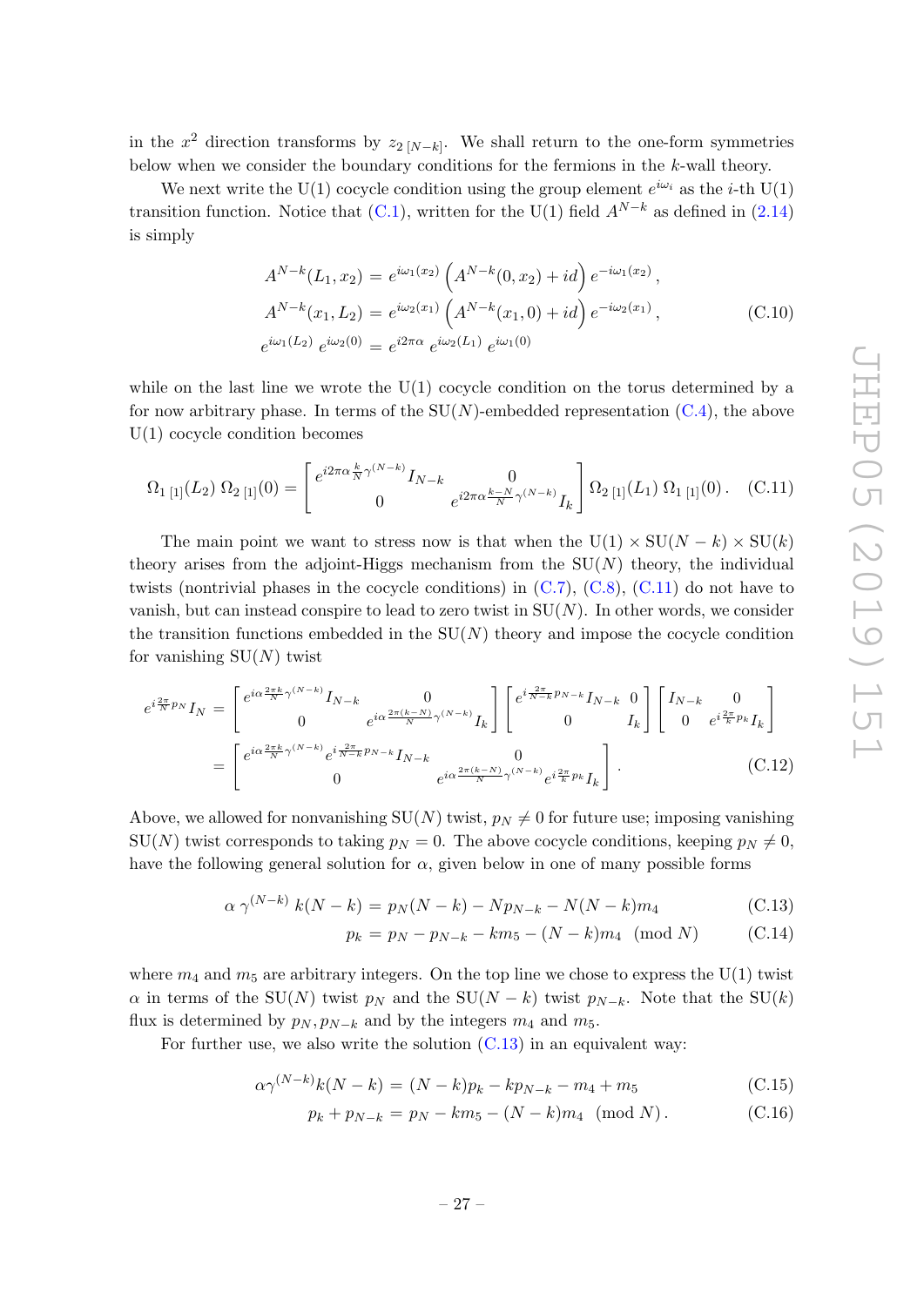in the $x^2$ direction transforms by $z_{2\,[N-k]}$. We shall return to the one-form symmetries below when we consider the boundary conditions for the fermions in the $k$-wall theory.

We next write the U(1) cocycle condition using the group element $e^{i\omega_i}$ as the $i$-th U(1) transition function. Notice that (C.1), written for the U(1) field $A^{N-k}$ as defined in (2.14) is simply

$$
\begin{aligned}
A^{N-k}(L_1, x_2) &= e^{i\omega_1(x_2)} \left(A^{N-k}(0, x_2) + id\right) e^{-i\omega_1(x_2)}\,, \\
A^{N-k}(x_1, L_2) &= e^{i\omega_2(x_1)} \left(A^{N-k}(x_1, 0) + id\right) e^{-i\omega_2(x_1)}\,, \\
e^{i\omega_1(L_2)}\, e^{i\omega_2(0)} &= e^{i2\pi\alpha}\, e^{i\omega_2(L_1)}\, e^{i\omega_1(0)}
\end{aligned}
\tag{C.10}
$$

while on the last line we wrote the U(1) cocycle condition on the torus determined by a for now arbitrary phase. In terms of the SU($N$)-embedded representation (C.4), the above U(1) cocycle condition becomes

$$
\Omega_{1\,[1]}(L_2)\,\Omega_{2\,[1]}(0) = \begin{bmatrix} e^{i2\pi\alpha\frac{k}{N}\gamma^{(N-k)}} I_{N-k} & 0 \\ 0 & e^{i2\pi\alpha\frac{k-N}{N}\gamma^{(N-k)}} I_k \end{bmatrix} \Omega_{2\,[1]}(L_1)\,\Omega_{1\,[1]}(0)\,. \tag{C.11}
$$

The main point we want to stress now is that when the $\mathrm{U}(1)\times\mathrm{SU}(N-k)\times\mathrm{SU}(k)$ theory arises from the adjoint-Higgs mechanism from the SU($N$) theory, the individual twists (nontrivial phases in the cocycle conditions) in (C.7), (C.8), (C.11) do not have to vanish, but can instead conspire to lead to zero twist in SU($N$). In other words, we consider the transition functions embedded in the SU($N$) theory and impose the cocycle condition for vanishing SU($N$) twist

$$
\begin{aligned}
e^{i\frac{2\pi}{N}p_N} I_N &= \begin{bmatrix} e^{i\alpha\frac{2\pi k}{N}\gamma^{(N-k)}} I_{N-k} & 0 \\ 0 & e^{i\alpha\frac{2\pi(k-N)}{N}\gamma^{(N-k)}} I_k \end{bmatrix} \begin{bmatrix} e^{i\frac{2\pi}{N-k}p_{N-k}} I_{N-k} & 0 \\ 0 & I_k \end{bmatrix} \begin{bmatrix} I_{N-k} & 0 \\ 0 & e^{i\frac{2\pi}{k}p_k} I_k \end{bmatrix} \\
&= \begin{bmatrix} e^{i\alpha\frac{2\pi k}{N}\gamma^{(N-k)}} e^{i\frac{2\pi}{N-k}p_{N-k}} I_{N-k} & 0 \\ 0 & e^{i\alpha\frac{2\pi(k-N)}{N}\gamma^{(N-k)}} e^{i\frac{2\pi}{k}p_k} I_k \end{bmatrix}.
\end{aligned}
\tag{C.12}
$$

Above, we allowed for nonvanishing SU($N$) twist, $p_N \neq 0$ for future use; imposing vanishing SU($N$) twist corresponds to taking $p_N = 0$. The above cocycle conditions, keeping $p_N \neq 0$, have the following general solution for $\alpha$, given below in one of many possible forms

$$
\alpha\,\gamma^{(N-k)}\,k(N-k) = p_N(N-k) - N p_{N-k} - N(N-k)m_4 \tag{C.13}
$$

$$
p_k = p_N - p_{N-k} - k m_5 - (N-k)m_4 \pmod N \tag{C.14}
$$

where $m_4$ and $m_5$ are arbitrary integers. On the top line we chose to express the U(1) twist $\alpha$ in terms of the SU($N$) twist $p_N$ and the SU($N-k$) twist $p_{N-k}$. Note that the SU($k$) flux is determined by $p_N, p_{N-k}$ and by the integers $m_4$ and $m_5$.

For further use, we also write the solution (C.13) in an equivalent way:

$$
\alpha\gamma^{(N-k)}k(N-k) = (N-k)p_k - k p_{N-k} - m_4 + m_5 \tag{C.15}
$$

$$
p_k + p_{N-k} = p_N - k m_5 - (N-k)m_4 \pmod N\,. \tag{C.16}
$$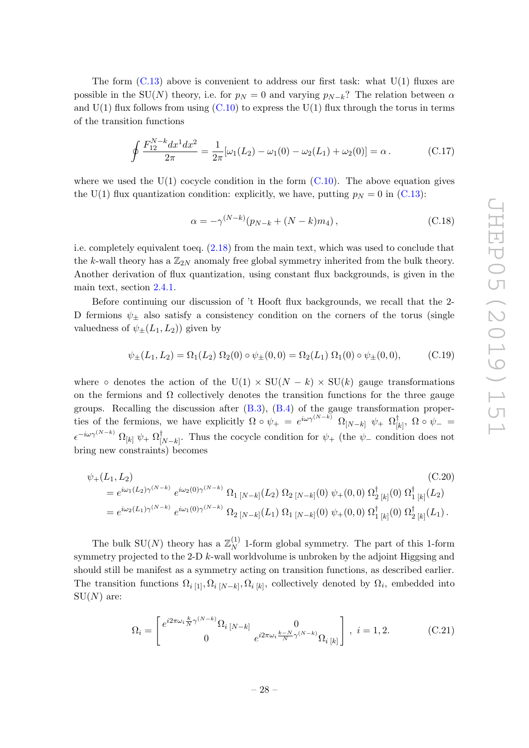The form (C.13) above is convenient to address our first task: what U(1) fluxes are possible in the SU($N$) theory, i.e. for $p_N = 0$ and varying $p_{N-k}$? The relation between $\alpha$ and U(1) flux follows from using (C.10) to express the U(1) flux through the torus in terms of the transition functions

$$\oint \frac{F_{12}^{N-k} dx^1 dx^2}{2\pi} = \frac{1}{2\pi}[\omega_1(L_2) - \omega_1(0) - \omega_2(L_1) + \omega_2(0)] = \alpha \,. \tag{C.17}$$

where we used the U(1) cocycle condition in the form (C.10). The above equation gives the U(1) flux quantization condition: explicitly, we have, putting $p_N = 0$ in (C.13):

$$\alpha = -\gamma^{(N-k)}(p_{N-k} + (N-k)m_4)\,, \tag{C.18}$$

i.e. completely equivalent toeq. (2.18) from the main text, which was used to conclude that the $k$-wall theory has a $\mathbb{Z}_{2N}$ anomaly free global symmetry inherited from the bulk theory. Another derivation of flux quantization, using constant flux backgrounds, is given in the main text, section 2.4.1.

Before continuing our discussion of 't Hooft flux backgrounds, we recall that the 2-D fermions $\psi_\pm$ also satisfy a consistency condition on the corners of the torus (single valuedness of $\psi_\pm(L_1, L_2)$) given by

$$\psi_\pm(L_1, L_2) = \Omega_1(L_2)\, \Omega_2(0) \circ \psi_\pm(0,0) = \Omega_2(L_1)\, \Omega_1(0) \circ \psi_\pm(0,0), \tag{C.19}$$

where $\circ$ denotes the action of the U(1) $\times$ SU($N-k$) $\times$ SU($k$) gauge transformations on the fermions and $\Omega$ collectively denotes the transition functions for the three gauge groups. Recalling the discussion after (B.3), (B.4) of the gauge transformation properties of the fermions, we have explicitly $\Omega \circ \psi_+ = e^{i\omega\gamma^{(N-k)}}\, \Omega_{[N-k]}\ \psi_+\ \Omega^\dagger_{[k]}$, $\Omega \circ \psi_- = \epsilon^{-i\omega\gamma^{(N-k)}}\, \Omega_{[k]}\ \psi_+\ \Omega^\dagger_{[N-k]}$. Thus the cocycle condition for $\psi_+$ (the $\psi_-$ condition does not bring new constraints) becomes

$$\begin{aligned}
&\psi_+(L_1, L_2) \\
&\quad = e^{i\omega_1(L_2)\gamma^{(N-k)}}\, e^{i\omega_2(0)\gamma^{(N-k)}}\ \Omega_{1\ [N-k]}(L_2)\ \Omega_{2\ [N-k]}(0)\ \psi_+(0,0)\ \Omega^\dagger_{2\ [k]}(0)\ \Omega^\dagger_{1\ [k]}(L_2) \\
&\quad = e^{i\omega_2(L_1)\gamma^{(N-k)}}\, e^{i\omega_1(0)\gamma^{(N-k)}}\ \Omega_{2\ [N-k]}(L_1)\ \Omega_{1\ [N-k]}(0)\ \psi_+(0,0)\ \Omega^\dagger_{1\ [k]}(0)\ \Omega^\dagger_{2\ [k]}(L_1)\,.
\end{aligned} \tag{C.20}$$

The bulk SU($N$) theory has a $\mathbb{Z}_N^{(1)}$ 1-form global symmetry. The part of this 1-form symmetry projected to the 2-D $k$-wall worldvolume is unbroken by the adjoint Higgsing and should still be manifest as a symmetry acting on transition functions, as described earlier. The transition functions $\Omega_{i\ [1]}, \Omega_{i\ [N-k]}, \Omega_{i\ [k]}$, collectively denoted by $\Omega_i$, embedded into SU($N$) are:

$$\Omega_i = \begin{bmatrix} e^{i2\pi\omega_i \frac{k}{N}\gamma^{(N-k)}}\Omega_{i\ [N-k]} & 0 \\ 0 & e^{i2\pi\omega_i \frac{k-N}{N}\gamma^{(N-k)}}\Omega_{i\ [k]} \end{bmatrix}\,,\ i = 1, 2. \tag{C.21}$$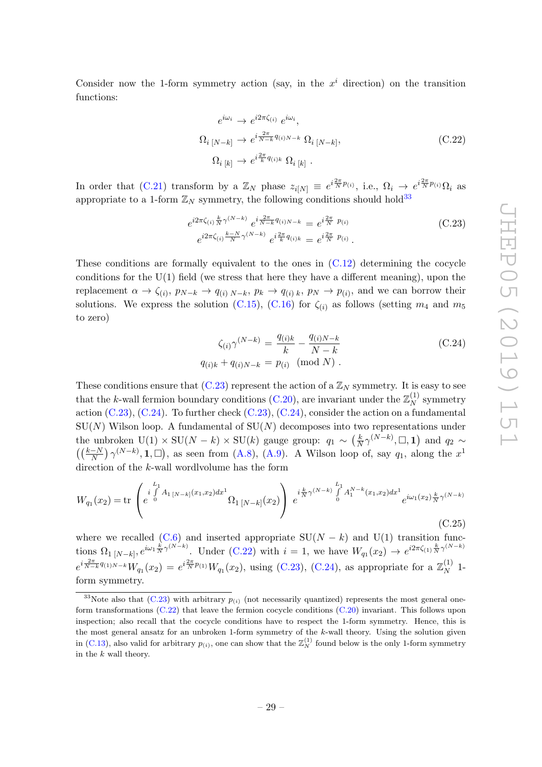Consider now the 1-form symmetry action (say, in the $x^i$ direction) on the transition functions:

$$
\begin{aligned}
e^{i\omega_i} &\to e^{i2\pi\zeta_{(i)}}\, e^{i\omega_i}, \\
\Omega_{i\,[N-k]} &\to e^{i\frac{2\pi}{N-k}q_{(i)N-k}}\; \Omega_{i\,[N-k]}, \\
\Omega_{i\,[k]} &\to e^{i\frac{2\pi}{k}q_{(i)k}}\; \Omega_{i\,[k]}\;.
\end{aligned}
\tag{C.22}
$$

In order that (C.21) transform by a $\mathbb{Z}_N$ phase $z_{i[N]} \equiv e^{i\frac{2\pi}{N}p_{(i)}}$, i.e., $\Omega_i \to e^{i\frac{2\pi}{N}p_{(i)}}\Omega_i$ as appropriate to a 1-form $\mathbb{Z}_N$ symmetry, the following conditions should hold[33]

$$
\begin{aligned}
e^{i2\pi\zeta_{(i)}\frac{k}{N}\gamma^{(N-k)}}\; e^{i\frac{2\pi}{N-k}q_{(i)N-k}} &= e^{i\frac{2\pi}{N}\;p_{(i)}} \\
e^{i2\pi\zeta_{(i)}\frac{k-N}{N}\gamma^{(N-k)}}\; e^{i\frac{2\pi}{k}q_{(i)k}} &= e^{i\frac{2\pi}{N}\;p_{(i)}}\;.
\end{aligned}
\tag{C.23}
$$

These conditions are formally equivalent to the ones in (C.12) determining the cocycle conditions for the U(1) field (we stress that here they have a different meaning), upon the replacement $\alpha \to \zeta_{(i)}$, $p_{N-k} \to q_{(i)\,N-k}$, $p_k \to q_{(i)\,k}$, $p_N \to p_{(i)}$, and we can borrow their solutions. We express the solution (C.15), (C.16) for $\zeta_{(i)}$ as follows (setting $m_4$ and $m_5$ to zero)

$$
\begin{aligned}
\zeta_{(i)}\gamma^{(N-k)} &= \frac{q_{(i)k}}{k} - \frac{q_{(i)N-k}}{N-k} \\
q_{(i)k} + q_{(i)N-k} &= p_{(i)} \pmod{N}\;.
\end{aligned}
\tag{C.24}
$$

These conditions ensure that (C.23) represent the action of a $\mathbb{Z}_N$ symmetry. It is easy to see that the $k$-wall fermion boundary conditions (C.20), are invariant under the $\mathbb{Z}_N^{(1)}$ symmetry action (C.23), (C.24). To further check (C.23), (C.24), consider the action on a fundamental SU($N$) Wilson loop. A fundamental of SU($N$) decomposes into two representations under the unbroken U(1) $\times$ SU($N-k$) $\times$ SU($k$) gauge group: $q_1 \sim \left(\frac{k}{N}\gamma^{(N-k)}, \Box, \mathbf{1}\right)$ and $q_2 \sim \left(\left(\frac{k-N}{N}\right)\gamma^{(N-k)}, \mathbf{1}, \Box\right)$, as seen from (A.8), (A.9). A Wilson loop of, say $q_1$, along the $x^1$ direction of the $k$-wall wordlvolume has the form

$$
W_{q_1}(x_2) = \mathrm{tr}\left( e^{i\int\limits_0^{L_1} A_{1\,[N-k]}(x_1,x_2)dx^1}\, \Omega_{1\,[N-k]}(x_2)\right)\, e^{i\frac{k}{N}\gamma^{(N-k)}\int\limits_0^{L_1} A_1^{N-k}(x_1,x_2)dx^1}\, e^{i\omega_1(x_2)\frac{k}{N}\gamma^{(N-k)}}
\tag{C.25}
$$

where we recalled (C.6) and inserted appropriate SU($N-k$) and U(1) transition functions $\Omega_{1\,[N-k]}, e^{i\omega_1\frac{k}{N}\gamma^{(N-k)}}$. Under (C.22) with $i=1$, we have $W_{q_1}(x_2) \to e^{i2\pi\zeta_{(1)}\frac{k}{N}\gamma^{(N-k)}}$ $e^{i\frac{2\pi}{N-k}q_{(1)N-k}}W_{q_1}(x_2) = e^{i\frac{2\pi}{N}p_{(1)}}W_{q_1}(x_2)$, using (C.23), (C.24), as appropriate for a $\mathbb{Z}_N^{(1)}$ 1-form symmetry.

[33]Note also that (C.23) with arbitrary $p_{(i)}$ (not necessarily quantized) represents the most general one-form transformations (C.22) that leave the fermion cocycle conditions (C.20) invariant. This follows upon inspection; also recall that the cocycle conditions have to respect the 1-form symmetry. Hence, this is the most general ansatz for an unbroken 1-form symmetry of the $k$-wall theory. Using the solution given in (C.13), also valid for arbitrary $p_{(i)}$, one can show that the $\mathbb{Z}_N^{(1)}$ found below is the only 1-form symmetry in the $k$ wall theory.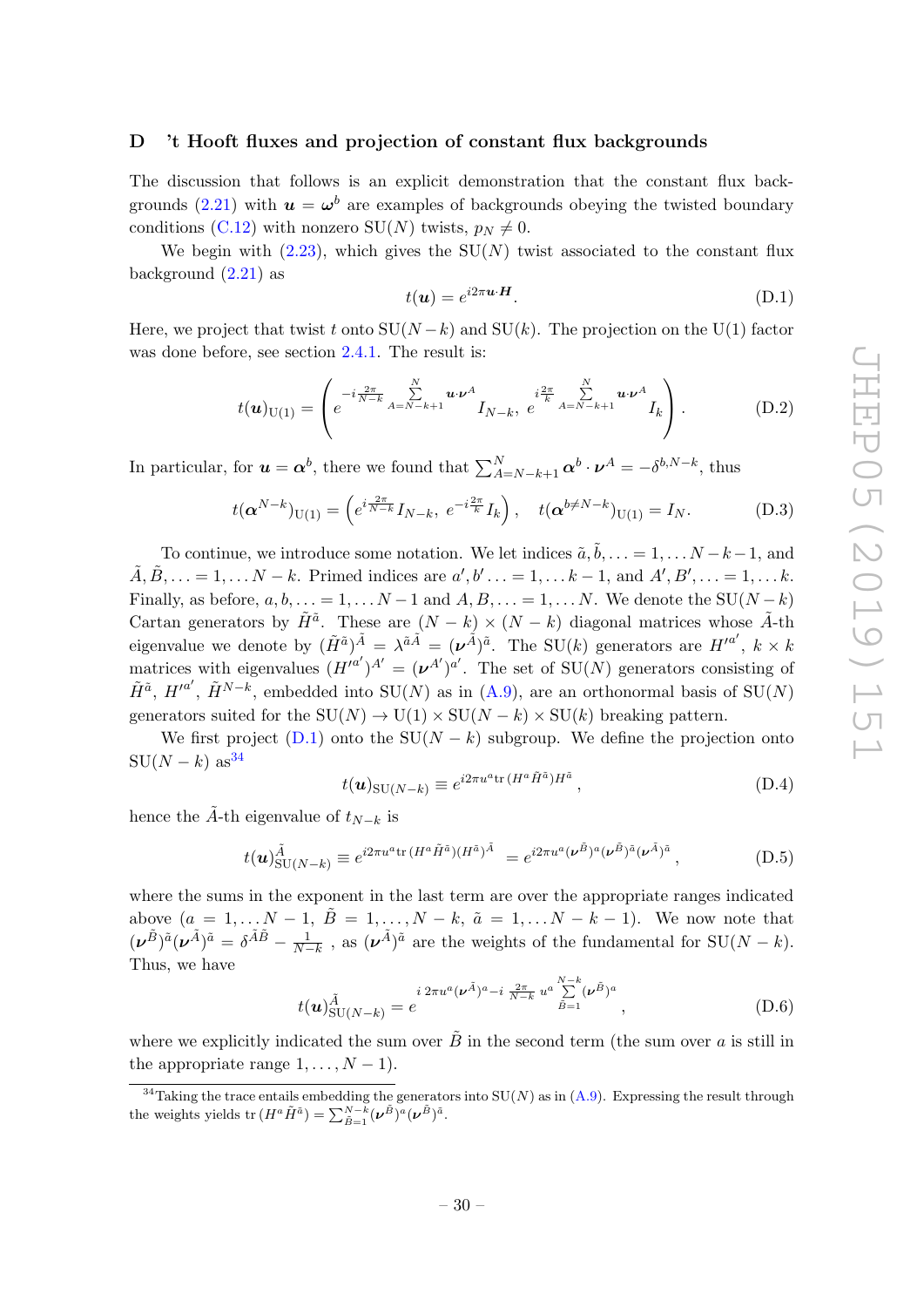## D 't Hooft fluxes and projection of constant flux backgrounds

The discussion that follows is an explicit demonstration that the constant flux backgrounds (2.21) with $\boldsymbol{u} = \boldsymbol{\omega}^b$ are examples of backgrounds obeying the twisted boundary conditions (C.12) with nonzero SU($N$) twists, $p_N \neq 0$.

We begin with (2.23), which gives the SU($N$) twist associated to the constant flux background (2.21) as

$$t(\boldsymbol{u}) = e^{i2\pi \boldsymbol{u}\cdot\boldsymbol{H}}. \tag{D.1}$$

Here, we project that twist $t$ onto SU($N-k$) and SU($k$). The projection on the U(1) factor was done before, see section 2.4.1. The result is:

$$t(\boldsymbol{u})_{\mathrm{U}(1)} = \left( e^{-i\frac{2\pi}{N-k}\sum\limits_{A=N-k+1}^{N}\boldsymbol{u}\cdot\boldsymbol{\nu}^A} I_{N-k},\; e^{i\frac{2\pi}{k}\sum\limits_{A=N-k+1}^{N}\boldsymbol{u}\cdot\boldsymbol{\nu}^A} I_k \right). \tag{D.2}$$

In particular, for $\boldsymbol{u} = \boldsymbol{\alpha}^b$, there we found that $\sum_{A=N-k+1}^{N}\boldsymbol{\alpha}^b\cdot\boldsymbol{\nu}^A = -\delta^{b,N-k}$, thus

$$t(\boldsymbol{\alpha}^{N-k})_{\mathrm{U}(1)} = \left( e^{i\frac{2\pi}{N-k}} I_{N-k},\; e^{-i\frac{2\pi}{k}} I_k \right), \quad t(\boldsymbol{\alpha}^{b\neq N-k})_{\mathrm{U}(1)} = I_N. \tag{D.3}$$

To continue, we introduce some notation. We let indices $\tilde{a},\tilde{b},\ldots = 1,\ldots N-k-1$, and $\tilde{A},\tilde{B},\ldots = 1,\ldots N-k$. Primed indices are $a',b'\ldots = 1,\ldots k-1$, and $A',B',\ldots = 1,\ldots k$. Finally, as before, $a,b,\ldots = 1,\ldots N-1$ and $A,B,\ldots = 1,\ldots N$. We denote the SU($N-k$) Cartan generators by $\tilde{H}^{\tilde{a}}$. These are $(N-k)\times(N-k)$ diagonal matrices whose $\tilde{A}$-th eigenvalue we denote by $(\tilde{H}^{\tilde{a}})^{\tilde{A}} = \lambda^{\tilde{a}\tilde{A}} = (\boldsymbol{\nu}^{\tilde{A}})^{\tilde{a}}$. The SU($k$) generators are $H'^{a'}$, $k\times k$ matrices with eigenvalues $(H'^{a'})^{A'} = (\boldsymbol{\nu}^{A'})^{a'}$. The set of SU($N$) generators consisting of $\tilde{H}^{\tilde{a}}$, $H'^{a'}$, $\tilde{H}^{N-k}$, embedded into SU($N$) as in (A.9), are an orthonormal basis of SU($N$) generators suited for the SU($N$) $\to$ U(1) $\times$ SU($N-k$) $\times$ SU($k$) breaking pattern.

We first project (D.1) onto the SU($N-k$) subgroup. We define the projection onto SU($N-k$) as[34]

$$t(\boldsymbol{u})_{\mathrm{SU}(N-k)} \equiv e^{i2\pi u^a \mathrm{tr}\,(H^a\tilde{H}^{\tilde{a}})H^{\tilde{a}}}, \tag{D.4}$$

hence the $\tilde{A}$-th eigenvalue of $t_{N-k}$ is

$$t(\boldsymbol{u})^{\tilde{A}}_{\mathrm{SU}(N-k)} \equiv e^{i2\pi u^a \mathrm{tr}\,(H^a\tilde{H}^{\tilde{a}})(H^{\tilde{a}})^{\tilde{A}}} = e^{i2\pi u^a (\boldsymbol{\nu}^{\tilde{B}})^a (\boldsymbol{\nu}^{\tilde{B}})^{\tilde{a}} (\boldsymbol{\nu}^{\tilde{A}})^{\tilde{a}}}, \tag{D.5}$$

where the sums in the exponent in the last term are over the appropriate ranges indicated above ($a = 1,\ldots N-1$, $\tilde{B} = 1,\ldots,N-k$, $\tilde{a} = 1,\ldots N-k-1$). We now note that $(\boldsymbol{\nu}^{\tilde{B}})^{\tilde{a}}(\boldsymbol{\nu}^{\tilde{A}})^{\tilde{a}} = \delta^{\tilde{A}\tilde{B}} - \frac{1}{N-k}$ , as $(\boldsymbol{\nu}^{\tilde{A}})^{\tilde{a}}$ are the weights of the fundamental for SU($N-k$). Thus, we have

$$t(\boldsymbol{u})^{\tilde{A}}_{\mathrm{SU}(N-k)} = e^{i\,2\pi u^a(\boldsymbol{\nu}^{\tilde{A}})^a - i\,\frac{2\pi}{N-k}\,u^a\sum\limits_{\tilde{B}=1}^{N-k}(\boldsymbol{\nu}^{\tilde{B}})^a}, \tag{D.6}$$

where we explicitly indicated the sum over $\tilde{B}$ in the second term (the sum over $a$ is still in the appropriate range $1,\ldots,N-1$).

[34] Taking the trace entails embedding the generators into SU($N$) as in (A.9). Expressing the result through the weights yields $\mathrm{tr}\,(H^a\tilde{H}^{\tilde{a}}) = \sum_{\tilde{B}=1}^{N-k}(\boldsymbol{\nu}^{\tilde{B}})^a(\boldsymbol{\nu}^{\tilde{B}})^{\tilde{a}}$.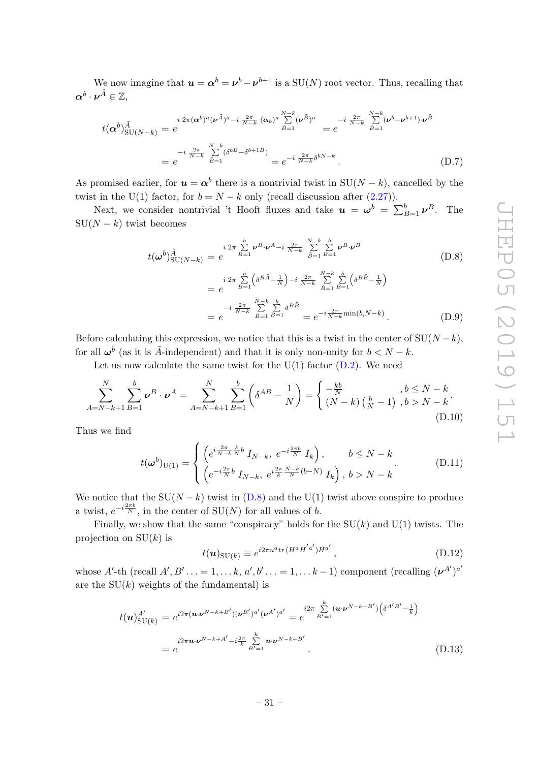We now imagine that $\boldsymbol{u} = \boldsymbol{\alpha}^b = \boldsymbol{\nu}^b - \boldsymbol{\nu}^{b+1}$ is a SU($N$) root vector. Thus, recalling that $\boldsymbol{\alpha}^b \cdot \boldsymbol{\nu}^{\tilde{A}} \in \mathbb{Z}$,

$$
\begin{aligned}
t(\boldsymbol{\alpha}^b)^{\tilde{A}}_{\mathrm{SU}(N-k)} &= e^{\, i\, 2\pi (\boldsymbol{\alpha}^b)^a (\boldsymbol{\nu}^{\tilde{A}})^a - i\, \frac{2\pi}{N-k}\, (\boldsymbol{\alpha}_b)^a \sum\limits_{\tilde{B}=1}^{N-k} (\boldsymbol{\nu}^{\tilde{B}})^a} = e^{-i\, \frac{2\pi}{N-k} \sum\limits_{\tilde{B}=1}^{N-k} (\boldsymbol{\nu}^b - \boldsymbol{\nu}^{b+1}) \cdot \boldsymbol{\nu}^{\tilde{B}}} \\
&= e^{-i\, \frac{2\pi}{N-k} \sum\limits_{\tilde{B}=1}^{N-k} (\delta^{b\tilde{B}} - \delta^{b+1\, \tilde{B}})} = e^{-i\, \frac{2\pi}{N-k} \delta^{bN-k}}\,. \qquad \text{(D.7)}
\end{aligned}
$$

As promised earlier, for $\boldsymbol{u} = \boldsymbol{\alpha}^b$ there is a nontrivial twist in SU($N-k$), cancelled by the twist in the U(1) factor, for $b = N-k$ only (recall discussion after (2.27)).

Next, we consider nontrivial 't Hooft fluxes and take $\boldsymbol{u} = \boldsymbol{\omega}^b = \sum_{B=1}^{b} \boldsymbol{\nu}^B$. The SU($N-k$) twist becomes

$$
t(\boldsymbol{\omega}^b)^{\tilde{A}}_{\mathrm{SU}(N-k)} = e^{\, i\, 2\pi \sum\limits_{B=1}^{b} \boldsymbol{\nu}^B \cdot \boldsymbol{\nu}^{\tilde{A}} - i\, \frac{2\pi}{N-k} \sum\limits_{\tilde{B}=1}^{N-k} \sum\limits_{B=1}^{b} \boldsymbol{\nu}^B \cdot \boldsymbol{\nu}^{\tilde{B}}} \qquad \text{(D.8)}
$$

$$
\begin{aligned}
&= e^{\, i\, 2\pi \sum\limits_{B=1}^{b} \left(\delta^{B\tilde{A}} - \frac{1}{N}\right) - i\, \frac{2\pi}{N-k} \sum\limits_{\tilde{B}=1}^{N-k} \sum\limits_{B=1}^{b} \left(\delta^{B\tilde{B}} - \frac{1}{N}\right)} \\
&= e^{-i\, \frac{2\pi}{N-k} \sum\limits_{\tilde{B}=1}^{N-k} \sum\limits_{B=1}^{b} \delta^{B\tilde{B}}} = e^{-i \frac{2\pi}{N-k} \min(b, N-k)}\,. \qquad \text{(D.9)}
\end{aligned}
$$

Before calculating this expression, we notice that this is a twist in the center of SU($N-k$), for all $\boldsymbol{\omega}^b$ (as it is $\tilde{A}$-independent) and that it is only non-unity for $b < N-k$.

Let us now calculate the same twist for the U(1) factor (D.2). We need

$$
\sum_{A=N-k+1}^{N} \sum_{B=1}^{b} \boldsymbol{\nu}^B \cdot \boldsymbol{\nu}^A = \sum_{A=N-k+1}^{N} \sum_{B=1}^{b} \left(\delta^{AB} - \frac{1}{N}\right) = \begin{cases} -\frac{kb}{N} & , b \leq N-k \\ (N-k)\left(\frac{b}{N} - 1\right) & , b > N-k \end{cases}. \qquad \text{(D.10)}
$$

Thus we find

$$
t(\boldsymbol{\omega}^b)_{\mathrm{U}(1)} = \begin{cases} \left(e^{i \frac{2\pi}{N-k} \frac{k}{N} b}\, I_{N-k},\ e^{-i \frac{2\pi b}{N}}\, I_k\right), & b \leq N-k \\ \left(e^{-i \frac{2\pi}{N} b}\, I_{N-k},\ e^{i \frac{2\pi}{k} \frac{N-k}{N} (b-N)}\, I_k\right), & b > N-k \end{cases}. \qquad \text{(D.11)}
$$

We notice that the SU($N-k$) twist in (D.8) and the U(1) twist above conspire to produce a twist, $e^{-i \frac{2\pi b}{N}}$, in the center of SU($N$) for all values of $b$.

Finally, we show that the same "conspiracy" holds for the SU($k$) and U(1) twists. The projection on SU($k$) is

$$
t(\boldsymbol{u})_{\mathrm{SU}(k)} \equiv e^{i 2\pi u^a \mathrm{tr}\,(H^a H^{'a'}) H^{a'}}\,, \qquad \text{(D.12)}
$$

whose $A'$-th (recall $A', B' \ldots = 1, \ldots k$, $a', b' \ldots = 1, \ldots k-1$) component (recalling $(\boldsymbol{\nu}^{A'})^{a'}$ are the SU($k$) weights of the fundamental) is

$$
\begin{aligned}
t(\boldsymbol{u})^{A'}_{\mathrm{SU}(k)} &= e^{i 2\pi (\boldsymbol{u} \cdot \boldsymbol{\nu}^{N-k+B'}) (\boldsymbol{\nu}^{B'})^{a'} (\boldsymbol{\nu}^{A'})^{a'}} = e^{\, i 2\pi \sum\limits_{B'=1}^{k} (\boldsymbol{u} \cdot \boldsymbol{\nu}^{N-k+B'}) \left(\delta^{A'B'} - \frac{1}{k}\right)} \\
&= e^{\, i 2\pi \boldsymbol{u} \cdot \boldsymbol{\nu}^{N-k+A'} - i \frac{2\pi}{k} \sum\limits_{B'=1}^{k} \boldsymbol{u} \cdot \boldsymbol{\nu}^{N-k+B'}}\,. \qquad \text{(D.13)}
\end{aligned}
$$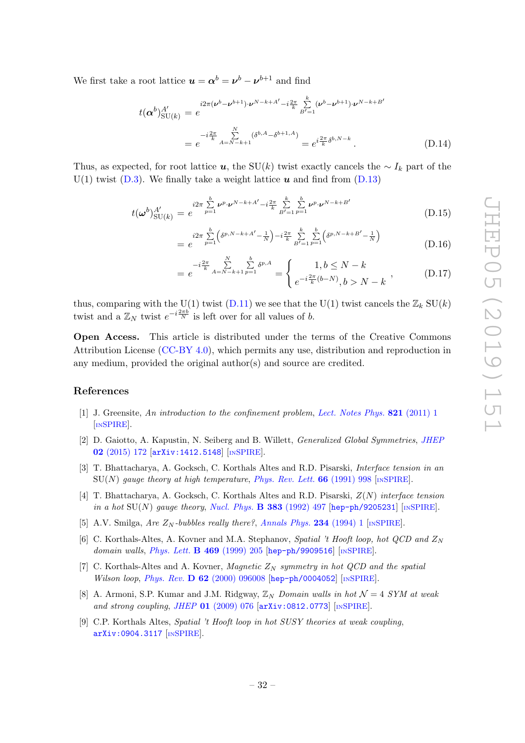We first take a root lattice $\boldsymbol{u} = \boldsymbol{\alpha}^b = \boldsymbol{\nu}^b - \boldsymbol{\nu}^{b+1}$ and find

$$
\begin{aligned}
t(\boldsymbol{\alpha}^b)^{A'}_{\mathrm{SU}(k)} &= e^{i2\pi(\boldsymbol{\nu}^b - \boldsymbol{\nu}^{b+1})\cdot\boldsymbol{\nu}^{N-k+A'} - i\frac{2\pi}{k}\sum\limits_{B'=1}^{k}(\boldsymbol{\nu}^b - \boldsymbol{\nu}^{b+1})\cdot\boldsymbol{\nu}^{N-k+B'}} \\
&= e^{-i\frac{2\pi}{k}\sum\limits_{A=N-k+1}^{N}(\delta^{b,A} - \delta^{b+1,A})} = e^{i\frac{2\pi}{k}\delta^{b,N-k}}\,. \qquad \text{(D.14)}
\end{aligned}
$$

Thus, as expected, for root lattice $\boldsymbol{u}$, the SU($k$) twist exactly cancels the $\sim I_k$ part of the U(1) twist (D.3). We finally take a weight lattice $\boldsymbol{u}$ and find from (D.13)

$$
t(\boldsymbol{\omega}^b)^{A'}_{\mathrm{SU}(k)} = e^{i2\pi\sum\limits_{p=1}^{b}\boldsymbol{\nu}^p\cdot\boldsymbol{\nu}^{N-k+A'} - i\frac{2\pi}{k}\sum\limits_{B'=1}^{k}\sum\limits_{p=1}^{b}\boldsymbol{\nu}^p\cdot\boldsymbol{\nu}^{N-k+B'}} \qquad \text{(D.15)}
$$

$$
= e^{i2\pi\sum\limits_{p=1}^{b}\left(\delta^{p,N-k+A'} - \frac{1}{N}\right) - i\frac{2\pi}{k}\sum\limits_{B'=1}^{k}\sum\limits_{p=1}^{b}\left(\delta^{p,N-k+B'} - \frac{1}{N}\right)} \qquad \text{(D.16)}
$$

$$
= e^{-i\frac{2\pi}{k}\sum\limits_{A=N-k+1}^{N}\sum\limits_{p=1}^{b}\delta^{p,A}} = \begin{cases} 1, b \leq N-k \\ e^{-i\frac{2\pi}{k}(b-N)}, b > N-k \end{cases}, \qquad \text{(D.17)}
$$

thus, comparing with the U(1) twist (D.11) we see that the U(1) twist cancels the $\mathbb{Z}_k$ SU($k$) twist and a $\mathbb{Z}_N$ twist $e^{-i\frac{2\pi b}{N}}$ is left over for all values of $b$.

**Open Access.** This article is distributed under the terms of the Creative Commons Attribution License (CC-BY 4.0), which permits any use, distribution and reproduction in any medium, provided the original author(s) and source are credited.

## References

[1] J. Greensite, *An introduction to the confinement problem*, Lect. Notes Phys. **821** (2011) 1 [INSPIRE].

[2] D. Gaiotto, A. Kapustin, N. Seiberg and B. Willett, *Generalized Global Symmetries*, JHEP **02** (2015) 172 [arXiv:1412.5148] [INSPIRE].

[3] T. Bhattacharya, A. Gocksch, C. Korthals Altes and R.D. Pisarski, *Interface tension in an* SU($N$) *gauge theory at high temperature*, Phys. Rev. Lett. **66** (1991) 998 [INSPIRE].

[4] T. Bhattacharya, A. Gocksch, C. Korthals Altes and R.D. Pisarski, *Z(N) interface tension in a hot* SU($N$) *gauge theory*, Nucl. Phys. **B 383** (1992) 497 [hep-ph/9205231] [INSPIRE].

[5] A.V. Smilga, *Are $Z_N$-bubbles really there?*, Annals Phys. **234** (1994) 1 [INSPIRE].

[6] C. Korthals-Altes, A. Kovner and M.A. Stephanov, *Spatial 't Hooft loop, hot QCD and $Z_N$ domain walls*, Phys. Lett. **B 469** (1999) 205 [hep-ph/9909516] [INSPIRE].

[7] C. Korthals-Altes and A. Kovner, *Magnetic $Z_N$ symmetry in hot QCD and the spatial Wilson loop*, Phys. Rev. **D 62** (2000) 096008 [hep-ph/0004052] [INSPIRE].

[8] A. Armoni, S.P. Kumar and J.M. Ridgway, *$\mathbb{Z}_N$ Domain walls in hot $\mathcal{N}=4$ SYM at weak and strong coupling*, JHEP **01** (2009) 076 [arXiv:0812.0773] [INSPIRE].

[9] C.P. Korthals Altes, *Spatial 't Hooft loop in hot SUSY theories at weak coupling*, arXiv:0904.3117 [INSPIRE].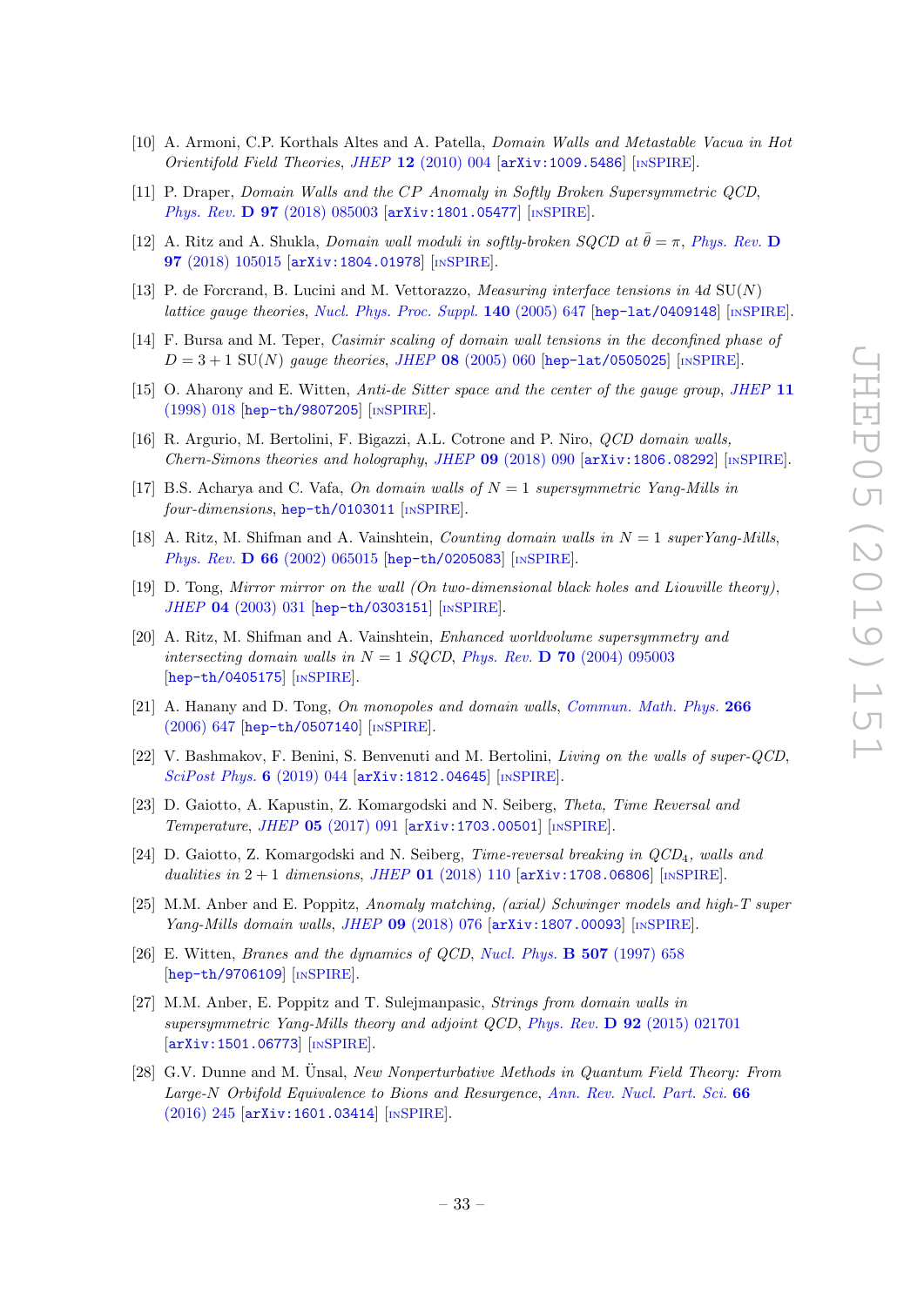[10] A. Armoni, C.P. Korthals Altes and A. Patella, *Domain Walls and Metastable Vacua in Hot Orientifold Field Theories*, JHEP **12** (2010) 004 [arXiv:1009.5486] [INSPIRE].

[11] P. Draper, *Domain Walls and the CP Anomaly in Softly Broken Supersymmetric QCD*, Phys. Rev. **D 97** (2018) 085003 [arXiv:1801.05477] [INSPIRE].

[12] A. Ritz and A. Shukla, *Domain wall moduli in softly-broken SQCD at $\bar{\theta} = \pi$*, Phys. Rev. **D 97** (2018) 105015 [arXiv:1804.01978] [INSPIRE].

[13] P. de Forcrand, B. Lucini and M. Vettorazzo, *Measuring interface tensions in 4d SU(N) lattice gauge theories*, Nucl. Phys. Proc. Suppl. **140** (2005) 647 [hep-lat/0409148] [INSPIRE].

[14] F. Bursa and M. Teper, *Casimir scaling of domain wall tensions in the deconfined phase of $D = 3+1$ SU(N) gauge theories*, JHEP **08** (2005) 060 [hep-lat/0505025] [INSPIRE].

[15] O. Aharony and E. Witten, *Anti-de Sitter space and the center of the gauge group*, JHEP **11** (1998) 018 [hep-th/9807205] [INSPIRE].

[16] R. Argurio, M. Bertolini, F. Bigazzi, A.L. Cotrone and P. Niro, *QCD domain walls, Chern-Simons theories and holography*, JHEP **09** (2018) 090 [arXiv:1806.08292] [INSPIRE].

[17] B.S. Acharya and C. Vafa, *On domain walls of $N = 1$ supersymmetric Yang-Mills in four-dimensions*, hep-th/0103011 [INSPIRE].

[18] A. Ritz, M. Shifman and A. Vainshtein, *Counting domain walls in $N = 1$ superYang-Mills*, Phys. Rev. **D 66** (2002) 065015 [hep-th/0205083] [INSPIRE].

[19] D. Tong, *Mirror mirror on the wall (On two-dimensional black holes and Liouville theory)*, JHEP **04** (2003) 031 [hep-th/0303151] [INSPIRE].

[20] A. Ritz, M. Shifman and A. Vainshtein, *Enhanced worldvolume supersymmetry and intersecting domain walls in $N = 1$ SQCD*, Phys. Rev. **D 70** (2004) 095003 [hep-th/0405175] [INSPIRE].

[21] A. Hanany and D. Tong, *On monopoles and domain walls*, Commun. Math. Phys. **266** (2006) 647 [hep-th/0507140] [INSPIRE].

[22] V. Bashmakov, F. Benini, S. Benvenuti and M. Bertolini, *Living on the walls of super-QCD*, SciPost Phys. **6** (2019) 044 [arXiv:1812.04645] [INSPIRE].

[23] D. Gaiotto, A. Kapustin, Z. Komargodski and N. Seiberg, *Theta, Time Reversal and Temperature*, JHEP **05** (2017) 091 [arXiv:1703.00501] [INSPIRE].

[24] D. Gaiotto, Z. Komargodski and N. Seiberg, *Time-reversal breaking in $QCD_4$, walls and dualities in $2+1$ dimensions*, JHEP **01** (2018) 110 [arXiv:1708.06806] [INSPIRE].

[25] M.M. Anber and E. Poppitz, *Anomaly matching, (axial) Schwinger models and high-T super Yang-Mills domain walls*, JHEP **09** (2018) 076 [arXiv:1807.00093] [INSPIRE].

[26] E. Witten, *Branes and the dynamics of QCD*, Nucl. Phys. **B 507** (1997) 658 [hep-th/9706109] [INSPIRE].

[27] M.M. Anber, E. Poppitz and T. Sulejmanpasic, *Strings from domain walls in supersymmetric Yang-Mills theory and adjoint QCD*, Phys. Rev. **D 92** (2015) 021701 [arXiv:1501.06773] [INSPIRE].

[28] G.V. Dunne and M. Ünsal, *New Nonperturbative Methods in Quantum Field Theory: From Large-N Orbifold Equivalence to Bions and Resurgence*, Ann. Rev. Nucl. Part. Sci. **66** (2016) 245 [arXiv:1601.03414] [INSPIRE].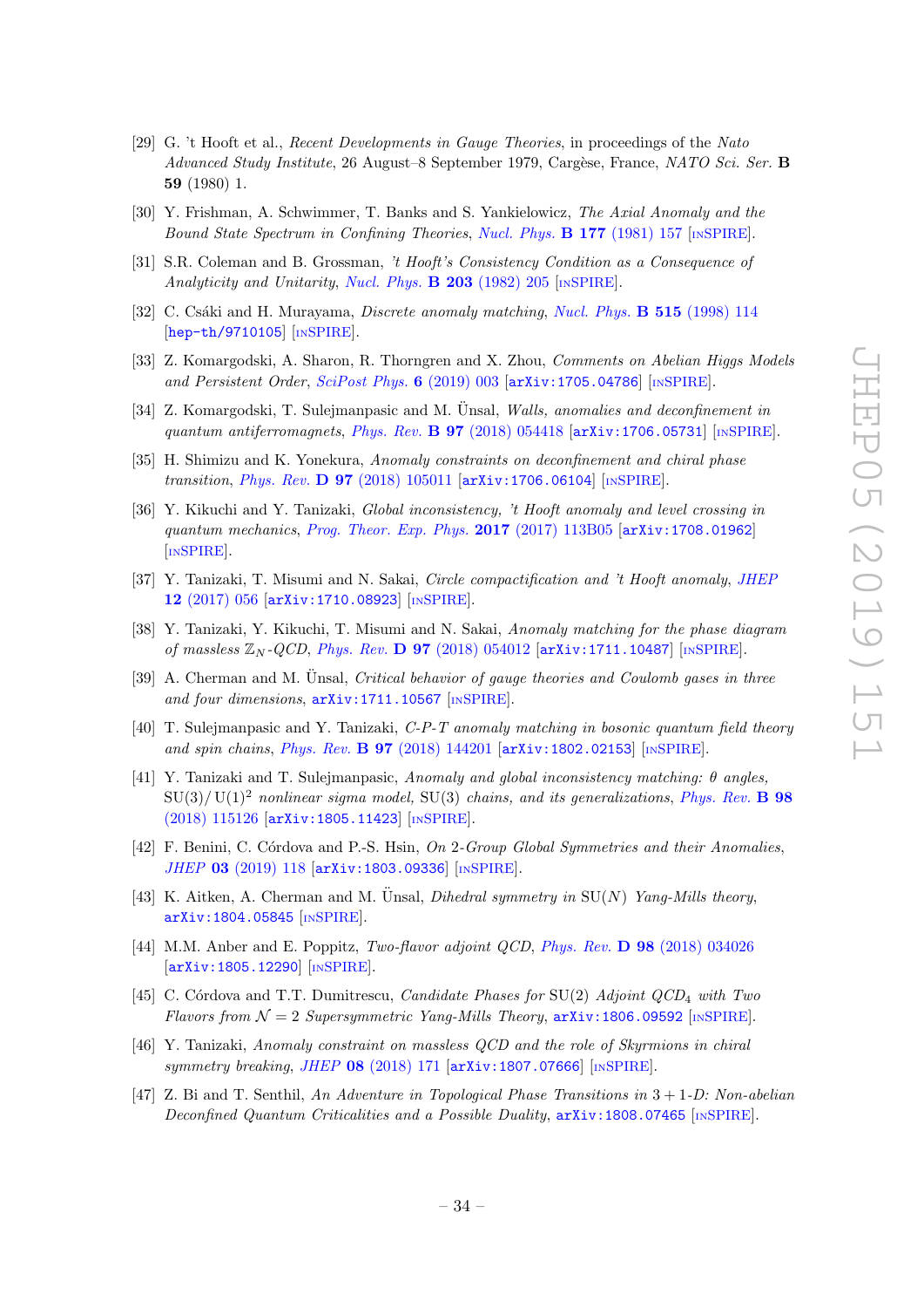[29] G. 't Hooft et al., *Recent Developments in Gauge Theories*, in proceedings of the *Nato Advanced Study Institute*, 26 August–8 September 1979, Cargèse, France, *NATO Sci. Ser.* **B 59** (1980) 1.

[30] Y. Frishman, A. Schwimmer, T. Banks and S. Yankielowicz, *The Axial Anomaly and the Bound State Spectrum in Confining Theories*, *Nucl. Phys.* **B 177** (1981) 157 [INSPIRE].

[31] S.R. Coleman and B. Grossman, *'t Hooft's Consistency Condition as a Consequence of Analyticity and Unitarity*, *Nucl. Phys.* **B 203** (1982) 205 [INSPIRE].

[32] C. Csáki and H. Murayama, *Discrete anomaly matching*, *Nucl. Phys.* **B 515** (1998) 114 [hep-th/9710105] [INSPIRE].

[33] Z. Komargodski, A. Sharon, R. Thorngren and X. Zhou, *Comments on Abelian Higgs Models and Persistent Order*, *SciPost Phys.* **6** (2019) 003 [arXiv:1705.04786] [INSPIRE].

[34] Z. Komargodski, T. Sulejmanpasic and M. Ünsal, *Walls, anomalies and deconfinement in quantum antiferromagnets*, *Phys. Rev.* **B 97** (2018) 054418 [arXiv:1706.05731] [INSPIRE].

[35] H. Shimizu and K. Yonekura, *Anomaly constraints on deconfinement and chiral phase transition*, *Phys. Rev.* **D 97** (2018) 105011 [arXiv:1706.06104] [INSPIRE].

[36] Y. Kikuchi and Y. Tanizaki, *Global inconsistency, 't Hooft anomaly and level crossing in quantum mechanics*, *Prog. Theor. Exp. Phys.* **2017** (2017) 113B05 [arXiv:1708.01962] [INSPIRE].

[37] Y. Tanizaki, T. Misumi and N. Sakai, *Circle compactification and 't Hooft anomaly*, *JHEP* **12** (2017) 056 [arXiv:1710.08923] [INSPIRE].

[38] Y. Tanizaki, Y. Kikuchi, T. Misumi and N. Sakai, *Anomaly matching for the phase diagram of massless $\mathbb{Z}_N$-QCD*, *Phys. Rev.* **D 97** (2018) 054012 [arXiv:1711.10487] [INSPIRE].

[39] A. Cherman and M. Ünsal, *Critical behavior of gauge theories and Coulomb gases in three and four dimensions*, arXiv:1711.10567 [INSPIRE].

[40] T. Sulejmanpasic and Y. Tanizaki, *C-P-T anomaly matching in bosonic quantum field theory and spin chains*, *Phys. Rev.* **B 97** (2018) 144201 [arXiv:1802.02153] [INSPIRE].

[41] Y. Tanizaki and T. Sulejmanpasic, *Anomaly and global inconsistency matching: θ angles,* $\mathrm{SU}(3)/\mathrm{U}(1)^2$ *nonlinear sigma model,* SU(3) *chains, and its generalizations*, *Phys. Rev.* **B 98** (2018) 115126 [arXiv:1805.11423] [INSPIRE].

[42] F. Benini, C. Córdova and P.-S. Hsin, *On 2-Group Global Symmetries and their Anomalies*, *JHEP* **03** (2019) 118 [arXiv:1803.09336] [INSPIRE].

[43] K. Aitken, A. Cherman and M. Ünsal, *Dihedral symmetry in* SU($N$) *Yang-Mills theory*, arXiv:1804.05845 [INSPIRE].

[44] M.M. Anber and E. Poppitz, *Two-flavor adjoint QCD*, *Phys. Rev.* **D 98** (2018) 034026 [arXiv:1805.12290] [INSPIRE].

[45] C. Córdova and T.T. Dumitrescu, *Candidate Phases for* SU(2) *Adjoint QCD*$_4$ *with Two Flavors from* $\mathcal{N}=2$ *Supersymmetric Yang-Mills Theory*, arXiv:1806.09592 [INSPIRE].

[46] Y. Tanizaki, *Anomaly constraint on massless QCD and the role of Skyrmions in chiral symmetry breaking*, *JHEP* **08** (2018) 171 [arXiv:1807.07666] [INSPIRE].

[47] Z. Bi and T. Senthil, *An Adventure in Topological Phase Transitions in* $3+1$*-D: Non-abelian Deconfined Quantum Criticalities and a Possible Duality*, arXiv:1808.07465 [INSPIRE].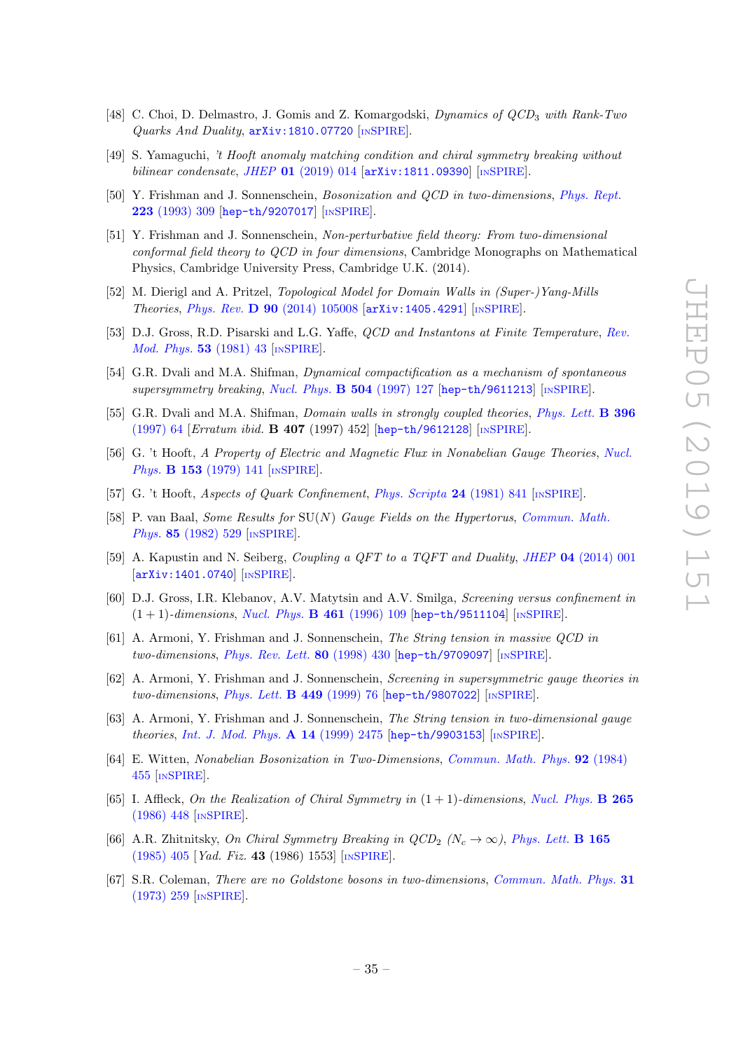[48] C. Choi, D. Delmastro, J. Gomis and Z. Komargodski, *Dynamics of QCD$_3$ with Rank-Two Quarks And Duality*, arXiv:1810.07720 [INSPIRE].

[49] S. Yamaguchi, *'t Hooft anomaly matching condition and chiral symmetry breaking without bilinear condensate*, *JHEP* **01** (2019) 014 [arXiv:1811.09390] [INSPIRE].

[50] Y. Frishman and J. Sonnenschein, *Bosonization and QCD in two-dimensions*, *Phys. Rept.* **223** (1993) 309 [hep-th/9207017] [INSPIRE].

[51] Y. Frishman and J. Sonnenschein, *Non-perturbative field theory: From two-dimensional conformal field theory to QCD in four dimensions*, Cambridge Monographs on Mathematical Physics, Cambridge University Press, Cambridge U.K. (2014).

[52] M. Dierigl and A. Pritzel, *Topological Model for Domain Walls in (Super-)Yang-Mills Theories*, *Phys. Rev.* **D 90** (2014) 105008 [arXiv:1405.4291] [INSPIRE].

[53] D.J. Gross, R.D. Pisarski and L.G. Yaffe, *QCD and Instantons at Finite Temperature*, *Rev. Mod. Phys.* **53** (1981) 43 [INSPIRE].

[54] G.R. Dvali and M.A. Shifman, *Dynamical compactification as a mechanism of spontaneous supersymmetry breaking*, *Nucl. Phys.* **B 504** (1997) 127 [hep-th/9611213] [INSPIRE].

[55] G.R. Dvali and M.A. Shifman, *Domain walls in strongly coupled theories*, *Phys. Lett.* **B 396** (1997) 64 [*Erratum ibid.* **B 407** (1997) 452] [hep-th/9612128] [INSPIRE].

[56] G. 't Hooft, *A Property of Electric and Magnetic Flux in Nonabelian Gauge Theories*, *Nucl. Phys.* **B 153** (1979) 141 [INSPIRE].

[57] G. 't Hooft, *Aspects of Quark Confinement*, *Phys. Scripta* **24** (1981) 841 [INSPIRE].

[58] P. van Baal, *Some Results for* SU$(N)$ *Gauge Fields on the Hypertorus*, *Commun. Math. Phys.* **85** (1982) 529 [INSPIRE].

[59] A. Kapustin and N. Seiberg, *Coupling a QFT to a TQFT and Duality*, *JHEP* **04** (2014) 001 [arXiv:1401.0740] [INSPIRE].

[60] D.J. Gross, I.R. Klebanov, A.V. Matytsin and A.V. Smilga, *Screening versus confinement in* $(1+1)$*-dimensions*, *Nucl. Phys.* **B 461** (1996) 109 [hep-th/9511104] [INSPIRE].

[61] A. Armoni, Y. Frishman and J. Sonnenschein, *The String tension in massive QCD in two-dimensions*, *Phys. Rev. Lett.* **80** (1998) 430 [hep-th/9709097] [INSPIRE].

[62] A. Armoni, Y. Frishman and J. Sonnenschein, *Screening in supersymmetric gauge theories in two-dimensions*, *Phys. Lett.* **B 449** (1999) 76 [hep-th/9807022] [INSPIRE].

[63] A. Armoni, Y. Frishman and J. Sonnenschein, *The String tension in two-dimensional gauge theories*, *Int. J. Mod. Phys.* **A 14** (1999) 2475 [hep-th/9903153] [INSPIRE].

[64] E. Witten, *Nonabelian Bosonization in Two-Dimensions*, *Commun. Math. Phys.* **92** (1984) 455 [INSPIRE].

[65] I. Affleck, *On the Realization of Chiral Symmetry in* $(1+1)$*-dimensions*, *Nucl. Phys.* **B 265** (1986) 448 [INSPIRE].

[66] A.R. Zhitnitsky, *On Chiral Symmetry Breaking in QCD$_2$ ($N_c \to \infty$)*, *Phys. Lett.* **B 165** (1985) 405 [*Yad. Fiz.* **43** (1986) 1553] [INSPIRE].

[67] S.R. Coleman, *There are no Goldstone bosons in two-dimensions*, *Commun. Math. Phys.* **31** (1973) 259 [INSPIRE].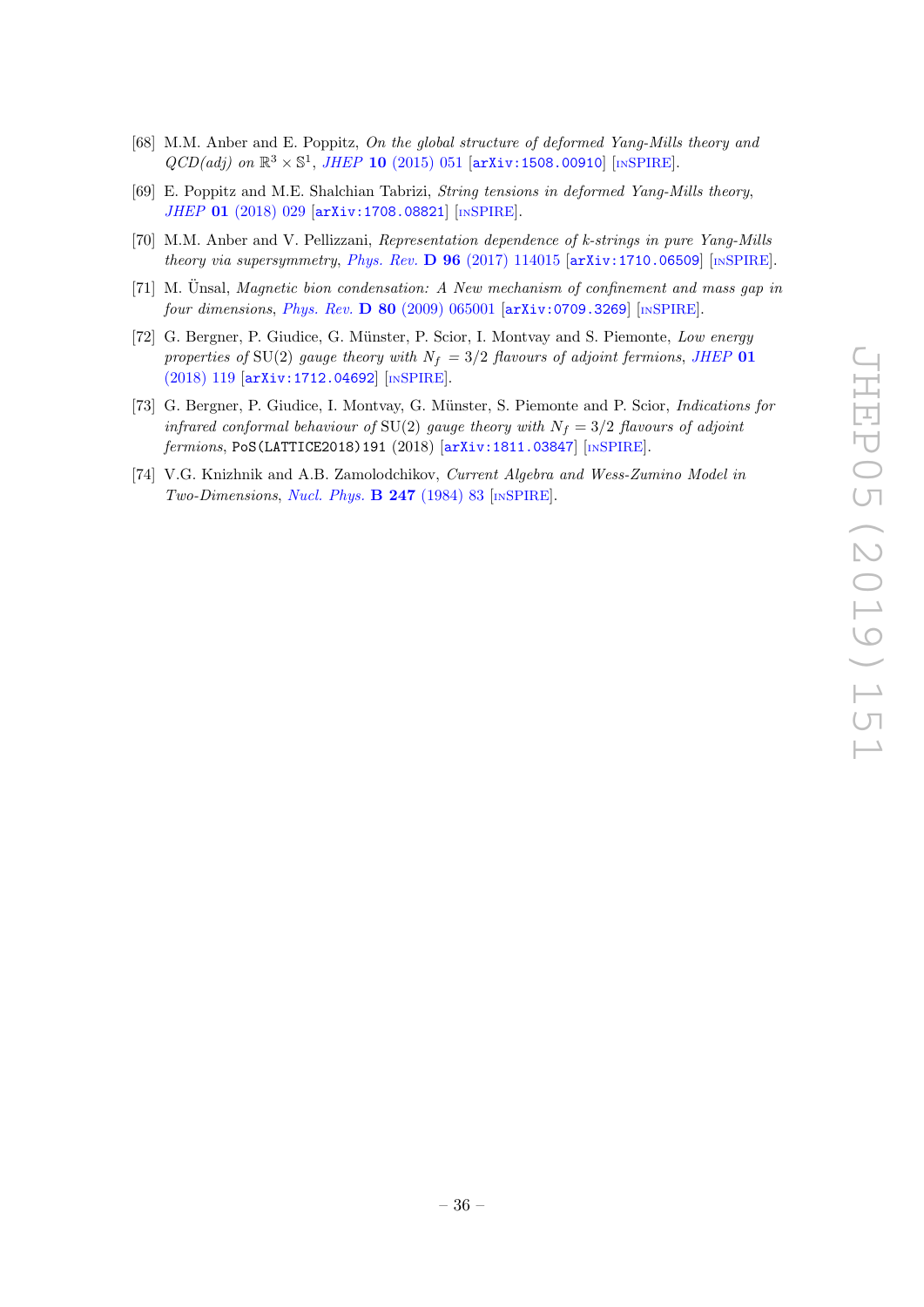[68] M.M. Anber and E. Poppitz, *On the global structure of deformed Yang-Mills theory and QCD(adj) on* $\mathbb{R}^3 \times \mathbb{S}^1$, *JHEP* **10** (2015) 051 [arXiv:1508.00910] [INSPIRE].

[69] E. Poppitz and M.E. Shalchian Tabrizi, *String tensions in deformed Yang-Mills theory*, *JHEP* **01** (2018) 029 [arXiv:1708.08821] [INSPIRE].

[70] M.M. Anber and V. Pellizzani, *Representation dependence of k-strings in pure Yang-Mills theory via supersymmetry*, *Phys. Rev.* **D 96** (2017) 114015 [arXiv:1710.06509] [INSPIRE].

[71] M. Ünsal, *Magnetic bion condensation: A New mechanism of confinement and mass gap in four dimensions*, *Phys. Rev.* **D 80** (2009) 065001 [arXiv:0709.3269] [INSPIRE].

[72] G. Bergner, P. Giudice, G. Münster, P. Scior, I. Montvay and S. Piemonte, *Low energy properties of* SU(2) *gauge theory with* $N_f = 3/2$ *flavours of adjoint fermions*, *JHEP* **01** (2018) 119 [arXiv:1712.04692] [INSPIRE].

[73] G. Bergner, P. Giudice, I. Montvay, G. Münster, S. Piemonte and P. Scior, *Indications for infrared conformal behaviour of* SU(2) *gauge theory with* $N_f = 3/2$ *flavours of adjoint fermions*, PoS(LATTICE2018)191 (2018) [arXiv:1811.03847] [INSPIRE].

[74] V.G. Knizhnik and A.B. Zamolodchikov, *Current Algebra and Wess-Zumino Model in Two-Dimensions*, *Nucl. Phys.* **B 247** (1984) 83 [INSPIRE].